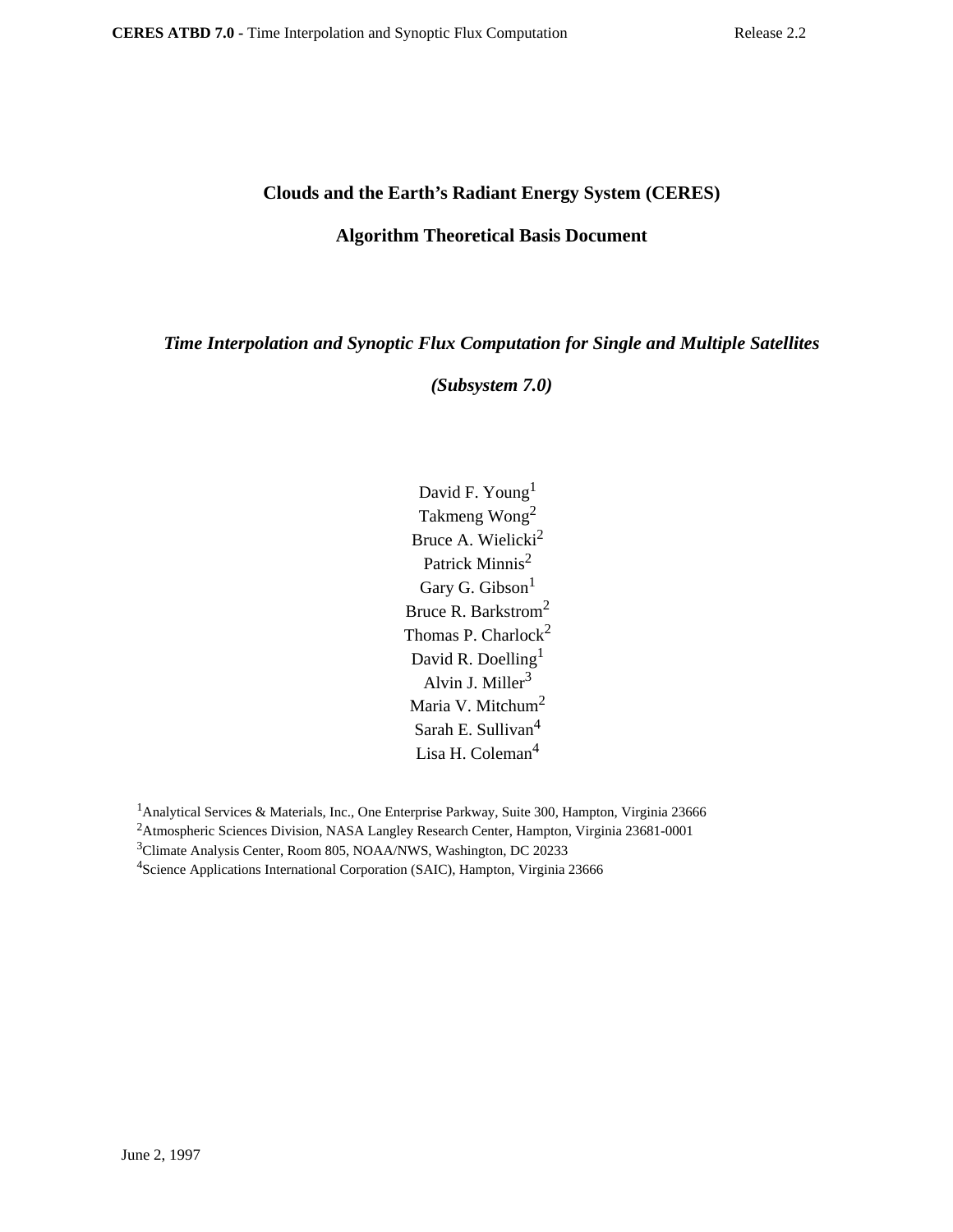# Clouds and the Earth's Radiant Energy System (CERES)

## Algorithm Theoretical Basis Document

### *Time Interpolation and Synoptic Flux Computation for Single and Multiple Satellites*

### *(Subsystem 7.0)*

David F. Young[1]
Takmeng Wong[2]
Bruce A. Wielicki[2]
Patrick Minnis[2]
Gary G. Gibson[1]
Bruce R. Barkstrom[2]
Thomas P. Charlock[2]
David R. Doelling[1]
Alvin J. Miller[3]
Maria V. Mitchum[2]
Sarah E. Sullivan[4]
Lisa H. Coleman[4]

[1]Analytical Services & Materials, Inc., One Enterprise Parkway, Suite 300, Hampton, Virginia 23666
[2]Atmospheric Sciences Division, NASA Langley Research Center, Hampton, Virginia 23681-0001
[3]Climate Analysis Center, Room 805, NOAA/NWS, Washington, DC 20233
[4]Science Applications International Corporation (SAIC), Hampton, Virginia 23666

June 2, 1997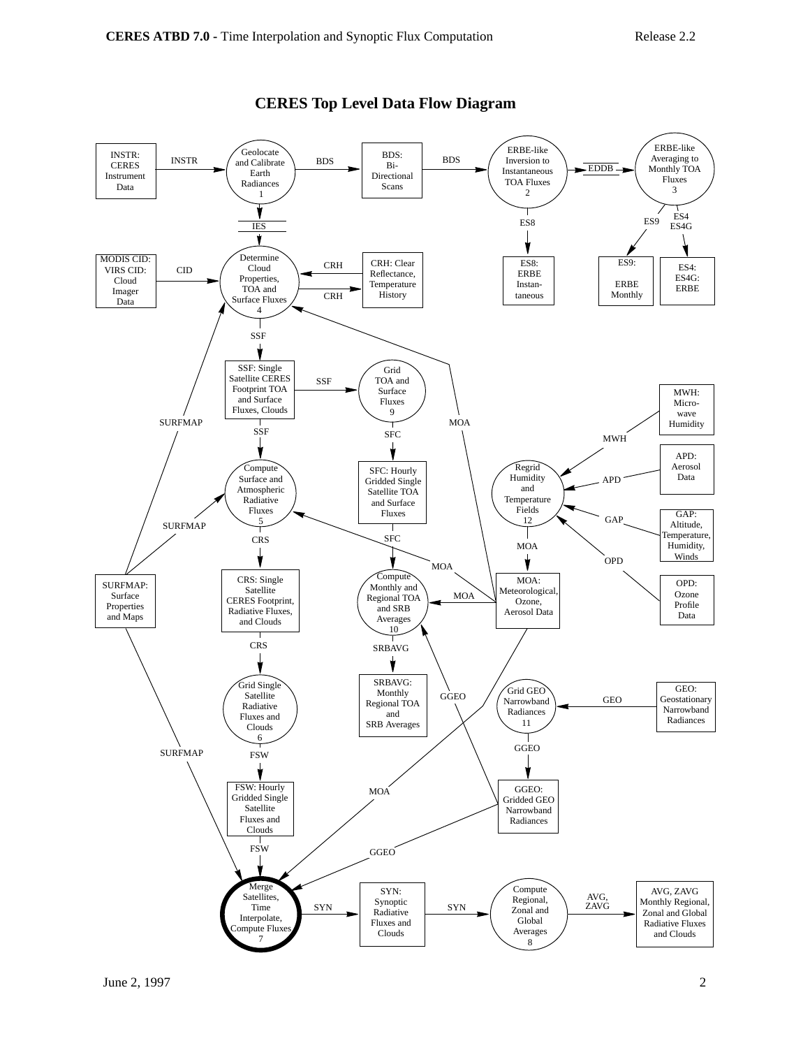# CERES Top Level Data Flow Diagram

INSTR: CERES Instrument Data

INSTR

Geolocate and Calibrate Earth Radiances 1

BDS

BDS: Bi-Directional Scans

BDS

ERBE-like Inversion to Instantaneous TOA Fluxes 2

EDDB

ERBE-like Averaging to Monthly TOA Fluxes 3

ES8

ES9

ES4 ES4G

ES8: ERBE Instantaneous

ES9: ERBE Monthly

ES4: ES4G: ERBE

IES

MODIS CID: VIRS CID: Cloud Imager Data

CID

Determine Cloud Properties, TOA and Surface Fluxes 4

CRH

CRH

CRH: Clear Reflectance, Temperature History

SSF

SSF: Single Satellite CERES Footprint TOA and Surface Fluxes, Clouds

SSF

Grid TOA and Surface Fluxes 9

SFC

SFC: Hourly Gridded Single Satellite TOA and Surface Fluxes

SFC

SSF

MOA

MWH

MWH: Micro-wave Humidity

APD

APD: Aerosol Data

GAP

GAP: Altitude, Temperature, Humidity, Winds

OPD

OPD: Ozone Profile Data

Regrid Humidity and Temperature Fields 12

MOA

SURFMAP

Compute Surface and Atmospheric Radiative Fluxes 5

SURFMAP

CRS

MOA

SURFMAP: Surface Properties and Maps

CRS: Single Satellite CERES Footprint, Radiative Fluxes, and Clouds

Compute Monthly and Regional TOA and SRB Averages 10

MOA

MOA: Meteorological, Ozone, Aerosol Data

CRS

SRBAVG

Grid Single Satellite Radiative Fluxes and Clouds 6

SRBAVG: Monthly Regional TOA and SRB Averages

GGEO

Grid GEO Narrowband Radiances 11

GEO

GEO: Geostationary Narrowband Radiances

SURFMAP

FSW

GGEO

FSW: Hourly Gridded Single Satellite Fluxes and Clouds

MOA

GGEO: Gridded GEO Narrowband Radiances

FSW

GGEO

Merge Satellites, Time Interpolate, Compute Fluxes 7

SYN

SYN: Synoptic Radiative Fluxes and Clouds

SYN

Compute Regional, Zonal and Global Averages 8

AVG, ZAVG

AVG, ZAVG Monthly Regional, Zonal and Global Radiative Fluxes and Clouds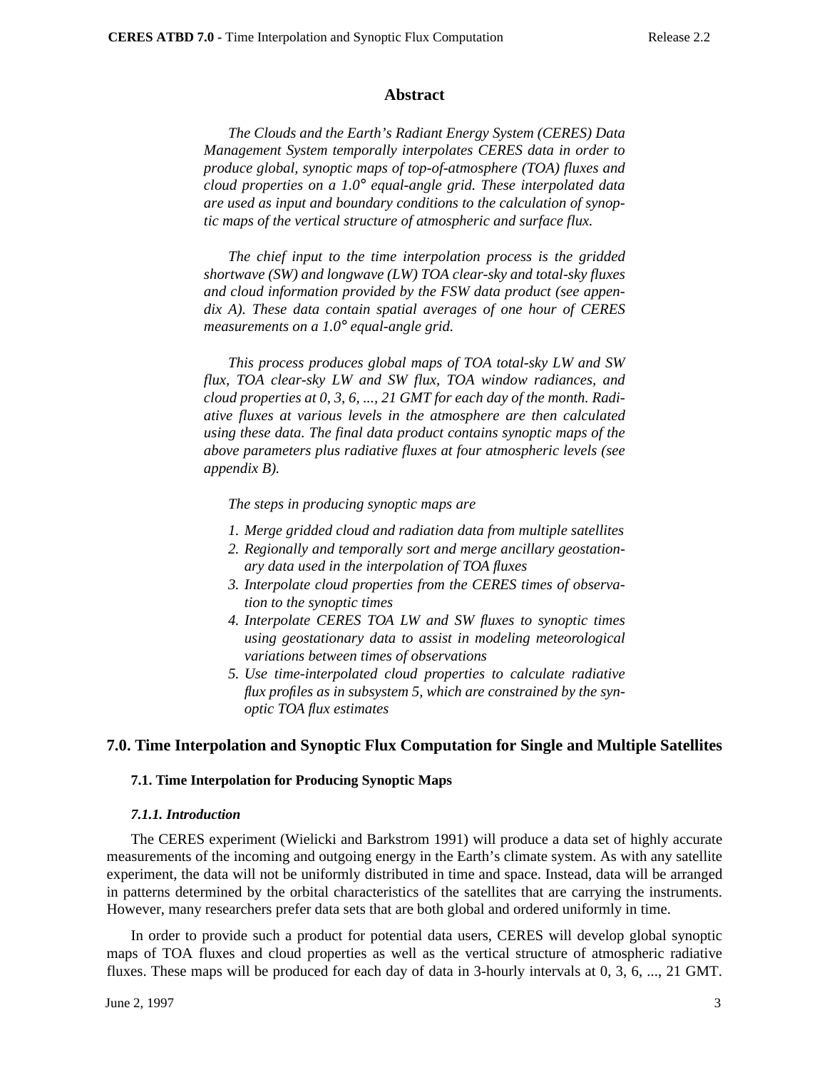## Abstract

*The Clouds and the Earth's Radiant Energy System (CERES) Data Management System temporally interpolates CERES data in order to produce global, synoptic maps of top-of-atmosphere (TOA) fluxes and cloud properties on a 1.0° equal-angle grid. These interpolated data are used as input and boundary conditions to the calculation of synoptic maps of the vertical structure of atmospheric and surface flux.*

*The chief input to the time interpolation process is the gridded shortwave (SW) and longwave (LW) TOA clear-sky and total-sky fluxes and cloud information provided by the FSW data product (see appendix A). These data contain spatial averages of one hour of CERES measurements on a 1.0° equal-angle grid.*

*This process produces global maps of TOA total-sky LW and SW flux, TOA clear-sky LW and SW flux, TOA window radiances, and cloud properties at 0, 3, 6, ..., 21 GMT for each day of the month. Radiative fluxes at various levels in the atmosphere are then calculated using these data. The final data product contains synoptic maps of the above parameters plus radiative fluxes at four atmospheric levels (see appendix B).*

*The steps in producing synoptic maps are*

1. *Merge gridded cloud and radiation data from multiple satellites*
2. *Regionally and temporally sort and merge ancillary geostationary data used in the interpolation of TOA fluxes*
3. *Interpolate cloud properties from the CERES times of observation to the synoptic times*
4. *Interpolate CERES TOA LW and SW fluxes to synoptic times using geostationary data to assist in modeling meteorological variations between times of observations*
5. *Use time-interpolated cloud properties to calculate radiative flux profiles as in subsystem 5, which are constrained by the synoptic TOA flux estimates*

# 7.0. Time Interpolation and Synoptic Flux Computation for Single and Multiple Satellites

## 7.1. Time Interpolation for Producing Synoptic Maps

### *7.1.1. Introduction*

The CERES experiment (Wielicki and Barkstrom 1991) will produce a data set of highly accurate measurements of the incoming and outgoing energy in the Earth's climate system. As with any satellite experiment, the data will not be uniformly distributed in time and space. Instead, data will be arranged in patterns determined by the orbital characteristics of the satellites that are carrying the instruments. However, many researchers prefer data sets that are both global and ordered uniformly in time.

In order to provide such a product for potential data users, CERES will develop global synoptic maps of TOA fluxes and cloud properties as well as the vertical structure of atmospheric radiative fluxes. These maps will be produced for each day of data in 3-hourly intervals at 0, 3, 6, ..., 21 GMT.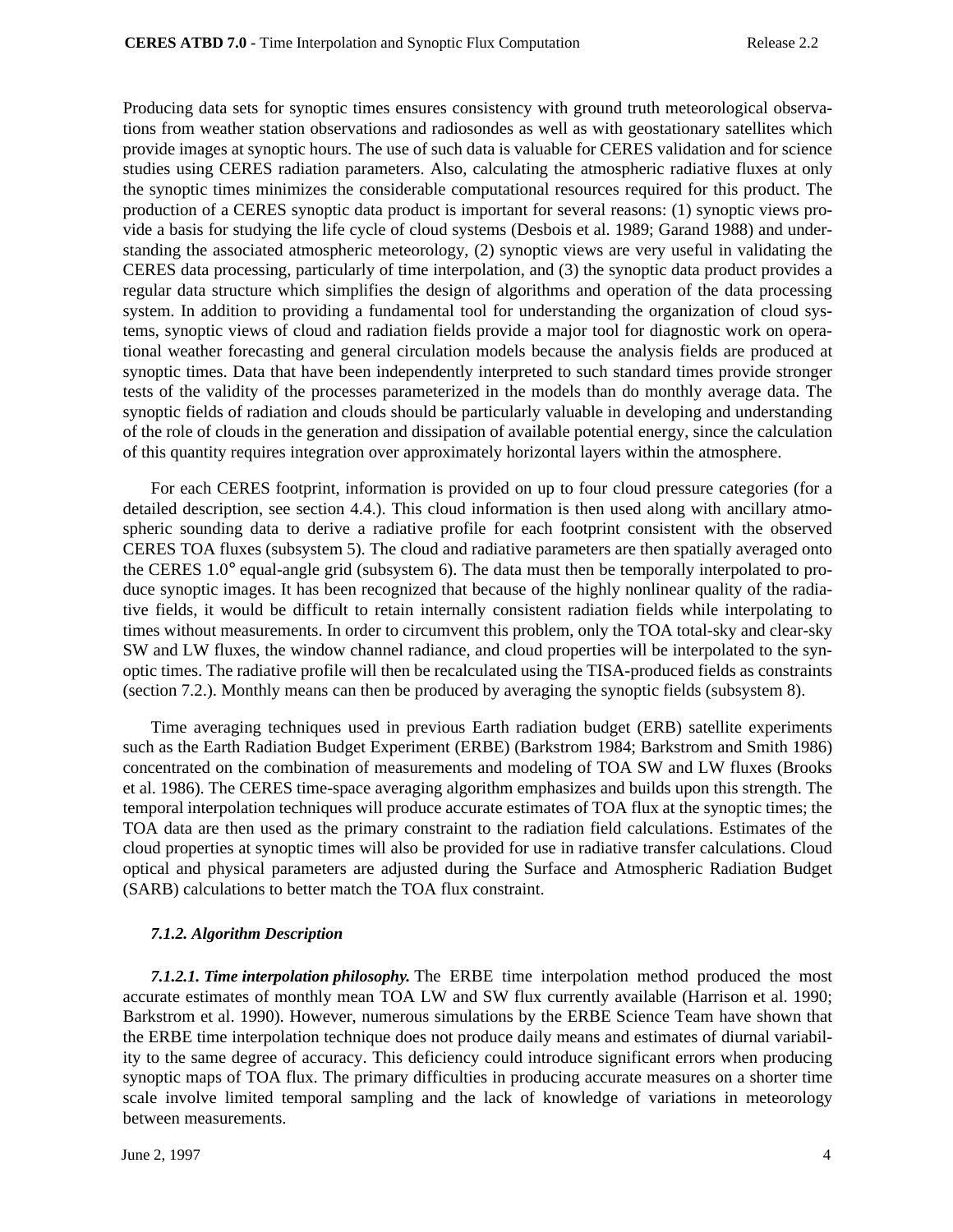Producing data sets for synoptic times ensures consistency with ground truth meteorological observations from weather station observations and radiosondes as well as with geostationary satellites which provide images at synoptic hours. The use of such data is valuable for CERES validation and for science studies using CERES radiation parameters. Also, calculating the atmospheric radiative fluxes at only the synoptic times minimizes the considerable computational resources required for this product. The production of a CERES synoptic data product is important for several reasons: (1) synoptic views provide a basis for studying the life cycle of cloud systems (Desbois et al. 1989; Garand 1988) and understanding the associated atmospheric meteorology, (2) synoptic views are very useful in validating the CERES data processing, particularly of time interpolation, and (3) the synoptic data product provides a regular data structure which simplifies the design of algorithms and operation of the data processing system. In addition to providing a fundamental tool for understanding the organization of cloud systems, synoptic views of cloud and radiation fields provide a major tool for diagnostic work on operational weather forecasting and general circulation models because the analysis fields are produced at synoptic times. Data that have been independently interpreted to such standard times provide stronger tests of the validity of the processes parameterized in the models than do monthly average data. The synoptic fields of radiation and clouds should be particularly valuable in developing and understanding of the role of clouds in the generation and dissipation of available potential energy, since the calculation of this quantity requires integration over approximately horizontal layers within the atmosphere.

For each CERES footprint, information is provided on up to four cloud pressure categories (for a detailed description, see section 4.4.). This cloud information is then used along with ancillary atmospheric sounding data to derive a radiative profile for each footprint consistent with the observed CERES TOA fluxes (subsystem 5). The cloud and radiative parameters are then spatially averaged onto the CERES 1.0° equal-angle grid (subsystem 6). The data must then be temporally interpolated to produce synoptic images. It has been recognized that because of the highly nonlinear quality of the radiative fields, it would be difficult to retain internally consistent radiation fields while interpolating to times without measurements. In order to circumvent this problem, only the TOA total-sky and clear-sky SW and LW fluxes, the window channel radiance, and cloud properties will be interpolated to the synoptic times. The radiative profile will then be recalculated using the TISA-produced fields as constraints (section 7.2.). Monthly means can then be produced by averaging the synoptic fields (subsystem 8).

Time averaging techniques used in previous Earth radiation budget (ERB) satellite experiments such as the Earth Radiation Budget Experiment (ERBE) (Barkstrom 1984; Barkstrom and Smith 1986) concentrated on the combination of measurements and modeling of TOA SW and LW fluxes (Brooks et al. 1986). The CERES time-space averaging algorithm emphasizes and builds upon this strength. The temporal interpolation techniques will produce accurate estimates of TOA flux at the synoptic times; the TOA data are then used as the primary constraint to the radiation field calculations. Estimates of the cloud properties at synoptic times will also be provided for use in radiative transfer calculations. Cloud optical and physical parameters are adjusted during the Surface and Atmospheric Radiation Budget (SARB) calculations to better match the TOA flux constraint.

### *7.1.2. Algorithm Description*

***7.1.2.1. Time interpolation philosophy.*** The ERBE time interpolation method produced the most accurate estimates of monthly mean TOA LW and SW flux currently available (Harrison et al. 1990; Barkstrom et al. 1990). However, numerous simulations by the ERBE Science Team have shown that the ERBE time interpolation technique does not produce daily means and estimates of diurnal variability to the same degree of accuracy. This deficiency could introduce significant errors when producing synoptic maps of TOA flux. The primary difficulties in producing accurate measures on a shorter time scale involve limited temporal sampling and the lack of knowledge of variations in meteorology between measurements.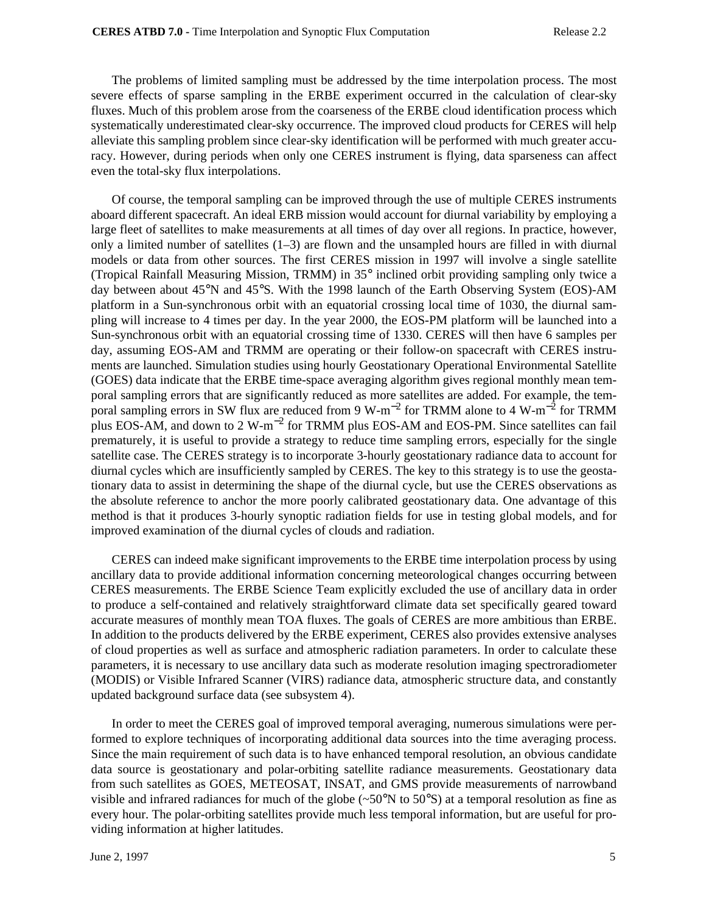The problems of limited sampling must be addressed by the time interpolation process. The most severe effects of sparse sampling in the ERBE experiment occurred in the calculation of clear-sky fluxes. Much of this problem arose from the coarseness of the ERBE cloud identification process which systematically underestimated clear-sky occurrence. The improved cloud products for CERES will help alleviate this sampling problem since clear-sky identification will be performed with much greater accuracy. However, during periods when only one CERES instrument is flying, data sparseness can affect even the total-sky flux interpolations.

Of course, the temporal sampling can be improved through the use of multiple CERES instruments aboard different spacecraft. An ideal ERB mission would account for diurnal variability by employing a large fleet of satellites to make measurements at all times of day over all regions. In practice, however, only a limited number of satellites (1–3) are flown and the unsampled hours are filled in with diurnal models or data from other sources. The first CERES mission in 1997 will involve a single satellite (Tropical Rainfall Measuring Mission, TRMM) in 35° inclined orbit providing sampling only twice a day between about 45°N and 45°S. With the 1998 launch of the Earth Observing System (EOS)-AM platform in a Sun-synchronous orbit with an equatorial crossing local time of 1030, the diurnal sampling will increase to 4 times per day. In the year 2000, the EOS-PM platform will be launched into a Sun-synchronous orbit with an equatorial crossing time of 1330. CERES will then have 6 samples per day, assuming EOS-AM and TRMM are operating or their follow-on spacecraft with CERES instruments are launched. Simulation studies using hourly Geostationary Operational Environmental Satellite (GOES) data indicate that the ERBE time-space averaging algorithm gives regional monthly mean temporal sampling errors that are significantly reduced as more satellites are added. For example, the temporal sampling errors in SW flux are reduced from 9 W-m$^{-2}$ for TRMM alone to 4 W-m$^{-2}$ for TRMM plus EOS-AM, and down to 2 W-m$^{-2}$ for TRMM plus EOS-AM and EOS-PM. Since satellites can fail prematurely, it is useful to provide a strategy to reduce time sampling errors, especially for the single satellite case. The CERES strategy is to incorporate 3-hourly geostationary radiance data to account for diurnal cycles which are insufficiently sampled by CERES. The key to this strategy is to use the geostationary data to assist in determining the shape of the diurnal cycle, but use the CERES observations as the absolute reference to anchor the more poorly calibrated geostationary data. One advantage of this method is that it produces 3-hourly synoptic radiation fields for use in testing global models, and for improved examination of the diurnal cycles of clouds and radiation.

CERES can indeed make significant improvements to the ERBE time interpolation process by using ancillary data to provide additional information concerning meteorological changes occurring between CERES measurements. The ERBE Science Team explicitly excluded the use of ancillary data in order to produce a self-contained and relatively straightforward climate data set specifically geared toward accurate measures of monthly mean TOA fluxes. The goals of CERES are more ambitious than ERBE. In addition to the products delivered by the ERBE experiment, CERES also provides extensive analyses of cloud properties as well as surface and atmospheric radiation parameters. In order to calculate these parameters, it is necessary to use ancillary data such as moderate resolution imaging spectroradiometer (MODIS) or Visible Infrared Scanner (VIRS) radiance data, atmospheric structure data, and constantly updated background surface data (see subsystem 4).

In order to meet the CERES goal of improved temporal averaging, numerous simulations were performed to explore techniques of incorporating additional data sources into the time averaging process. Since the main requirement of such data is to have enhanced temporal resolution, an obvious candidate data source is geostationary and polar-orbiting satellite radiance measurements. Geostationary data from such satellites as GOES, METEOSAT, INSAT, and GMS provide measurements of narrowband visible and infrared radiances for much of the globe (~50°N to 50°S) at a temporal resolution as fine as every hour. The polar-orbiting satellites provide much less temporal information, but are useful for providing information at higher latitudes.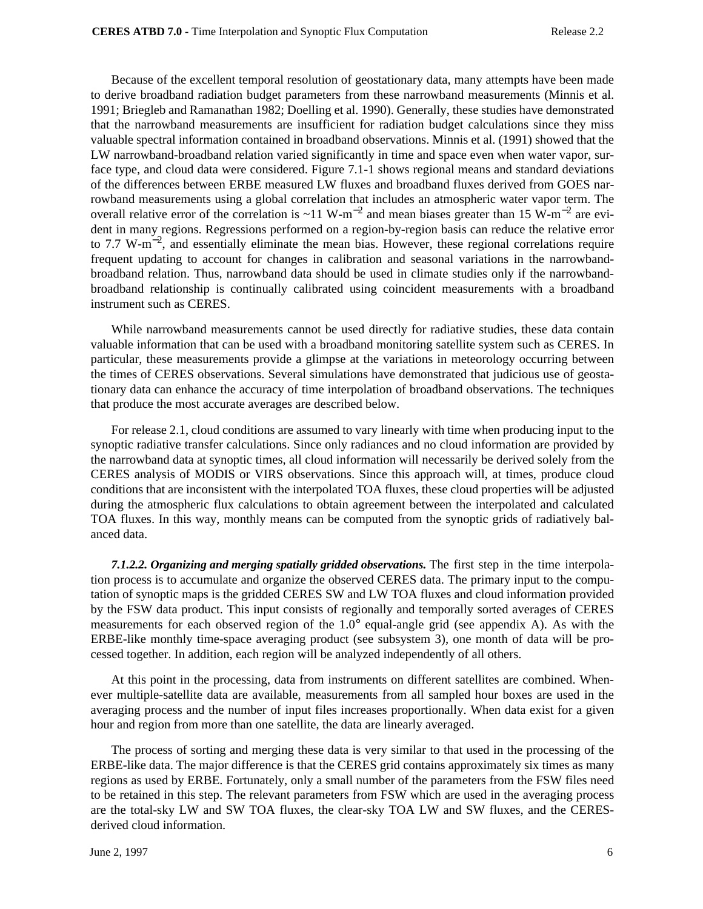Because of the excellent temporal resolution of geostationary data, many attempts have been made to derive broadband radiation budget parameters from these narrowband measurements (Minnis et al. 1991; Briegleb and Ramanathan 1982; Doelling et al. 1990). Generally, these studies have demonstrated that the narrowband measurements are insufficient for radiation budget calculations since they miss valuable spectral information contained in broadband observations. Minnis et al. (1991) showed that the LW narrowband-broadband relation varied significantly in time and space even when water vapor, surface type, and cloud data were considered. Figure 7.1-1 shows regional means and standard deviations of the differences between ERBE measured LW fluxes and broadband fluxes derived from GOES narrowband measurements using a global correlation that includes an atmospheric water vapor term. The overall relative error of the correlation is ~11 W-m$^{-2}$ and mean biases greater than 15 W-m$^{-2}$ are evident in many regions. Regressions performed on a region-by-region basis can reduce the relative error to 7.7 W-m$^{-2}$, and essentially eliminate the mean bias. However, these regional correlations require frequent updating to account for changes in calibration and seasonal variations in the narrowband-broadband relation. Thus, narrowband data should be used in climate studies only if the narrowband-broadband relationship is continually calibrated using coincident measurements with a broadband instrument such as CERES.

While narrowband measurements cannot be used directly for radiative studies, these data contain valuable information that can be used with a broadband monitoring satellite system such as CERES. In particular, these measurements provide a glimpse at the variations in meteorology occurring between the times of CERES observations. Several simulations have demonstrated that judicious use of geostationary data can enhance the accuracy of time interpolation of broadband observations. The techniques that produce the most accurate averages are described below.

For release 2.1, cloud conditions are assumed to vary linearly with time when producing input to the synoptic radiative transfer calculations. Since only radiances and no cloud information are provided by the narrowband data at synoptic times, all cloud information will necessarily be derived solely from the CERES analysis of MODIS or VIRS observations. Since this approach will, at times, produce cloud conditions that are inconsistent with the interpolated TOA fluxes, these cloud properties will be adjusted during the atmospheric flux calculations to obtain agreement between the interpolated and calculated TOA fluxes. In this way, monthly means can be computed from the synoptic grids of radiatively balanced data.

***7.1.2.2. Organizing and merging spatially gridded observations.*** The first step in the time interpolation process is to accumulate and organize the observed CERES data. The primary input to the computation of synoptic maps is the gridded CERES SW and LW TOA fluxes and cloud information provided by the FSW data product. This input consists of regionally and temporally sorted averages of CERES measurements for each observed region of the 1.0° equal-angle grid (see appendix A). As with the ERBE-like monthly time-space averaging product (see subsystem 3), one month of data will be processed together. In addition, each region will be analyzed independently of all others.

At this point in the processing, data from instruments on different satellites are combined. Whenever multiple-satellite data are available, measurements from all sampled hour boxes are used in the averaging process and the number of input files increases proportionally. When data exist for a given hour and region from more than one satellite, the data are linearly averaged.

The process of sorting and merging these data is very similar to that used in the processing of the ERBE-like data. The major difference is that the CERES grid contains approximately six times as many regions as used by ERBE. Fortunately, only a small number of the parameters from the FSW files need to be retained in this step. The relevant parameters from FSW which are used in the averaging process are the total-sky LW and SW TOA fluxes, the clear-sky TOA LW and SW fluxes, and the CERES-derived cloud information.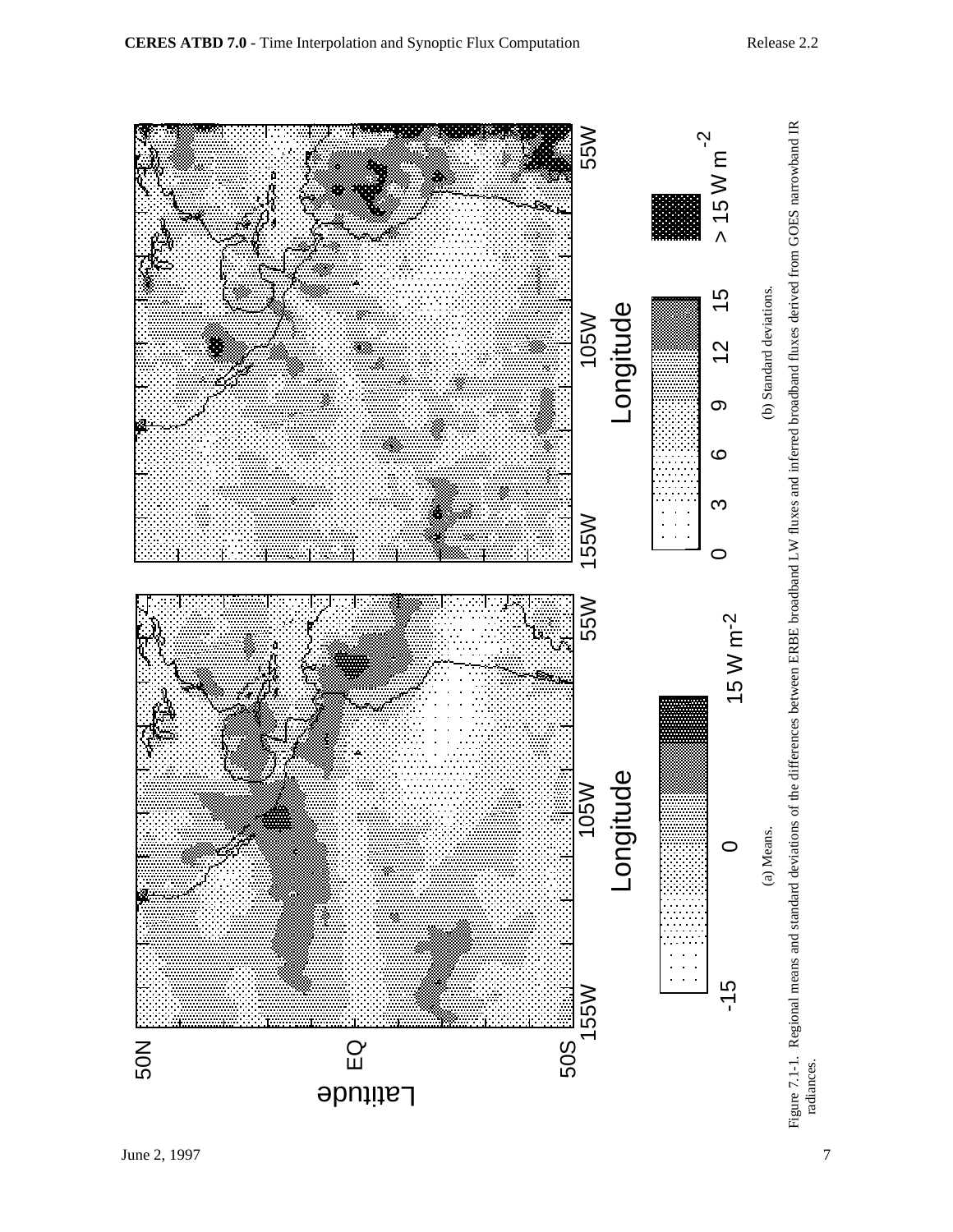(a) Means.

(b) Standard deviations.

Figure 7.1-1. Regional means and standard deviations of the differences between ERBE broadband LW fluxes and inferred broadband fluxes derived from GOES narrowband IR radiances.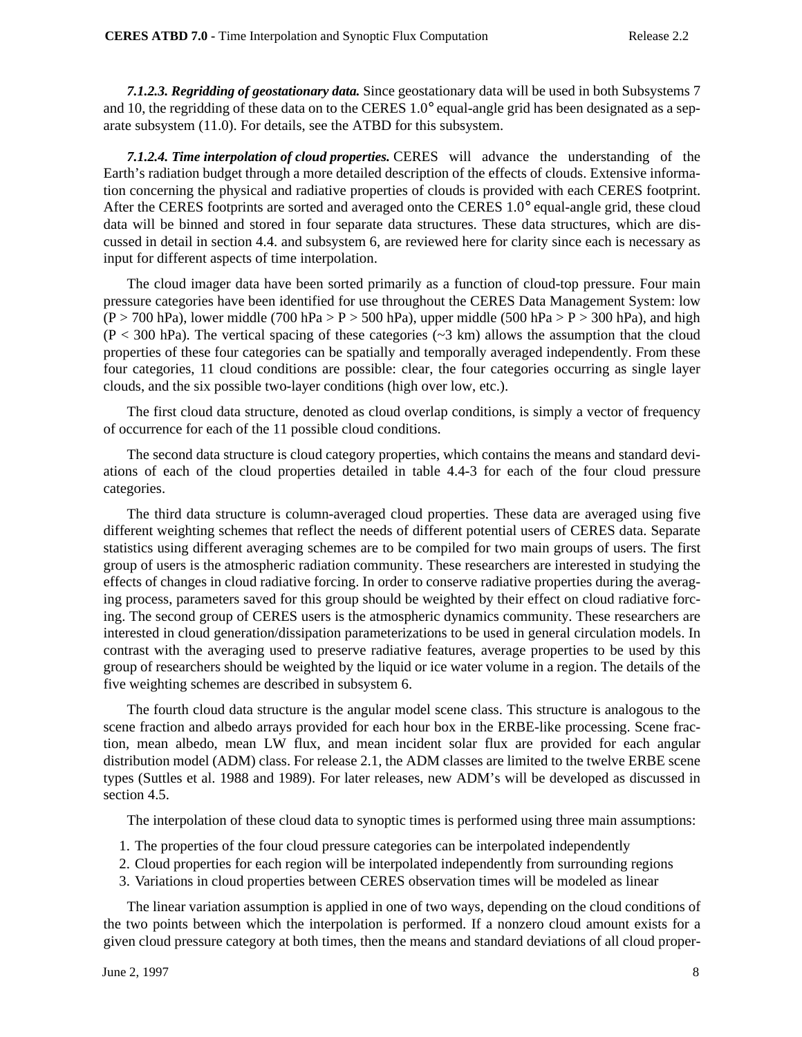***7.1.2.3. Regridding of geostationary data.*** Since geostationary data will be used in both Subsystems 7 and 10, the regridding of these data on to the CERES 1.0° equal-angle grid has been designated as a separate subsystem (11.0). For details, see the ATBD for this subsystem.

***7.1.2.4. Time interpolation of cloud properties.*** CERES will advance the understanding of the Earth's radiation budget through a more detailed description of the effects of clouds. Extensive information concerning the physical and radiative properties of clouds is provided with each CERES footprint. After the CERES footprints are sorted and averaged onto the CERES 1.0° equal-angle grid, these cloud data will be binned and stored in four separate data structures. These data structures, which are discussed in detail in section 4.4. and subsystem 6, are reviewed here for clarity since each is necessary as input for different aspects of time interpolation.

The cloud imager data have been sorted primarily as a function of cloud-top pressure. Four main pressure categories have been identified for use throughout the CERES Data Management System: low ($P > 700$ hPa), lower middle ($700 \text{ hPa} > P > 500$ hPa), upper middle ($500 \text{ hPa} > P > 300$ hPa), and high ($P < 300$ hPa). The vertical spacing of these categories (~3 km) allows the assumption that the cloud properties of these four categories can be spatially and temporally averaged independently. From these four categories, 11 cloud conditions are possible: clear, the four categories occurring as single layer clouds, and the six possible two-layer conditions (high over low, etc.).

The first cloud data structure, denoted as cloud overlap conditions, is simply a vector of frequency of occurrence for each of the 11 possible cloud conditions.

The second data structure is cloud category properties, which contains the means and standard deviations of each of the cloud properties detailed in table 4.4-3 for each of the four cloud pressure categories.

The third data structure is column-averaged cloud properties. These data are averaged using five different weighting schemes that reflect the needs of different potential users of CERES data. Separate statistics using different averaging schemes are to be compiled for two main groups of users. The first group of users is the atmospheric radiation community. These researchers are interested in studying the effects of changes in cloud radiative forcing. In order to conserve radiative properties during the averaging process, parameters saved for this group should be weighted by their effect on cloud radiative forcing. The second group of CERES users is the atmospheric dynamics community. These researchers are interested in cloud generation/dissipation parameterizations to be used in general circulation models. In contrast with the averaging used to preserve radiative features, average properties to be used by this group of researchers should be weighted by the liquid or ice water volume in a region. The details of the five weighting schemes are described in subsystem 6.

The fourth cloud data structure is the angular model scene class. This structure is analogous to the scene fraction and albedo arrays provided for each hour box in the ERBE-like processing. Scene fraction, mean albedo, mean LW flux, and mean incident solar flux are provided for each angular distribution model (ADM) class. For release 2.1, the ADM classes are limited to the twelve ERBE scene types (Suttles et al. 1988 and 1989). For later releases, new ADM's will be developed as discussed in section 4.5.

The interpolation of these cloud data to synoptic times is performed using three main assumptions:

1. The properties of the four cloud pressure categories can be interpolated independently
2. Cloud properties for each region will be interpolated independently from surrounding regions
3. Variations in cloud properties between CERES observation times will be modeled as linear

The linear variation assumption is applied in one of two ways, depending on the cloud conditions of the two points between which the interpolation is performed. If a nonzero cloud amount exists for a given cloud pressure category at both times, then the means and standard deviations of all cloud proper-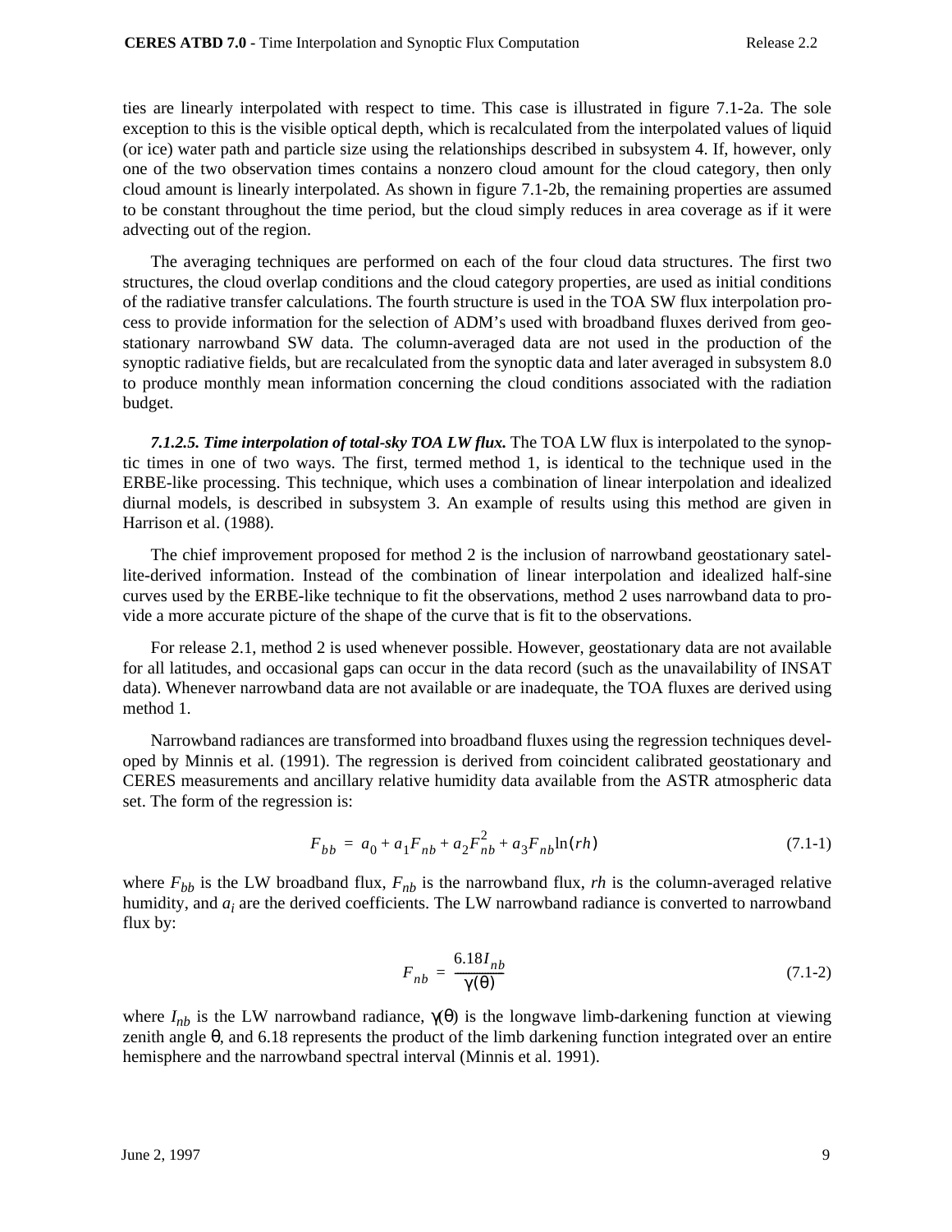ties are linearly interpolated with respect to time. This case is illustrated in figure 7.1-2a. The sole exception to this is the visible optical depth, which is recalculated from the interpolated values of liquid (or ice) water path and particle size using the relationships described in subsystem 4. If, however, only one of the two observation times contains a nonzero cloud amount for the cloud category, then only cloud amount is linearly interpolated. As shown in figure 7.1-2b, the remaining properties are assumed to be constant throughout the time period, but the cloud simply reduces in area coverage as if it were advecting out of the region.

The averaging techniques are performed on each of the four cloud data structures. The first two structures, the cloud overlap conditions and the cloud category properties, are used as initial conditions of the radiative transfer calculations. The fourth structure is used in the TOA SW flux interpolation process to provide information for the selection of ADM's used with broadband fluxes derived from geostationary narrowband SW data. The column-averaged data are not used in the production of the synoptic radiative fields, but are recalculated from the synoptic data and later averaged in subsystem 8.0 to produce monthly mean information concerning the cloud conditions associated with the radiation budget.

***7.1.2.5. Time interpolation of total-sky TOA LW flux.*** The TOA LW flux is interpolated to the synoptic times in one of two ways. The first, termed method 1, is identical to the technique used in the ERBE-like processing. This technique, which uses a combination of linear interpolation and idealized diurnal models, is described in subsystem 3. An example of results using this method are given in Harrison et al. (1988).

The chief improvement proposed for method 2 is the inclusion of narrowband geostationary satellite-derived information. Instead of the combination of linear interpolation and idealized half-sine curves used by the ERBE-like technique to fit the observations, method 2 uses narrowband data to provide a more accurate picture of the shape of the curve that is fit to the observations.

For release 2.1, method 2 is used whenever possible. However, geostationary data are not available for all latitudes, and occasional gaps can occur in the data record (such as the unavailability of INSAT data). Whenever narrowband data are not available or are inadequate, the TOA fluxes are derived using method 1.

Narrowband radiances are transformed into broadband fluxes using the regression techniques developed by Minnis et al. (1991). The regression is derived from coincident calibrated geostationary and CERES measurements and ancillary relative humidity data available from the ASTR atmospheric data set. The form of the regression is:

$$F_{bb} = a_0 + a_1 F_{nb} + a_2 F_{nb}^2 + a_3 F_{nb} \ln(rh) \tag{7.1-1}$$

where $F_{bb}$ is the LW broadband flux, $F_{nb}$ is the narrowband flux, $rh$ is the column-averaged relative humidity, and $a_i$ are the derived coefficients. The LW narrowband radiance is converted to narrowband flux by:

$$F_{nb} = \frac{6.18 I_{nb}}{\gamma(\theta)} \tag{7.1-2}$$

where $I_{nb}$ is the LW narrowband radiance, $\gamma(\theta)$ is the longwave limb-darkening function at viewing zenith angle $\theta$, and 6.18 represents the product of the limb darkening function integrated over an entire hemisphere and the narrowband spectral interval (Minnis et al. 1991).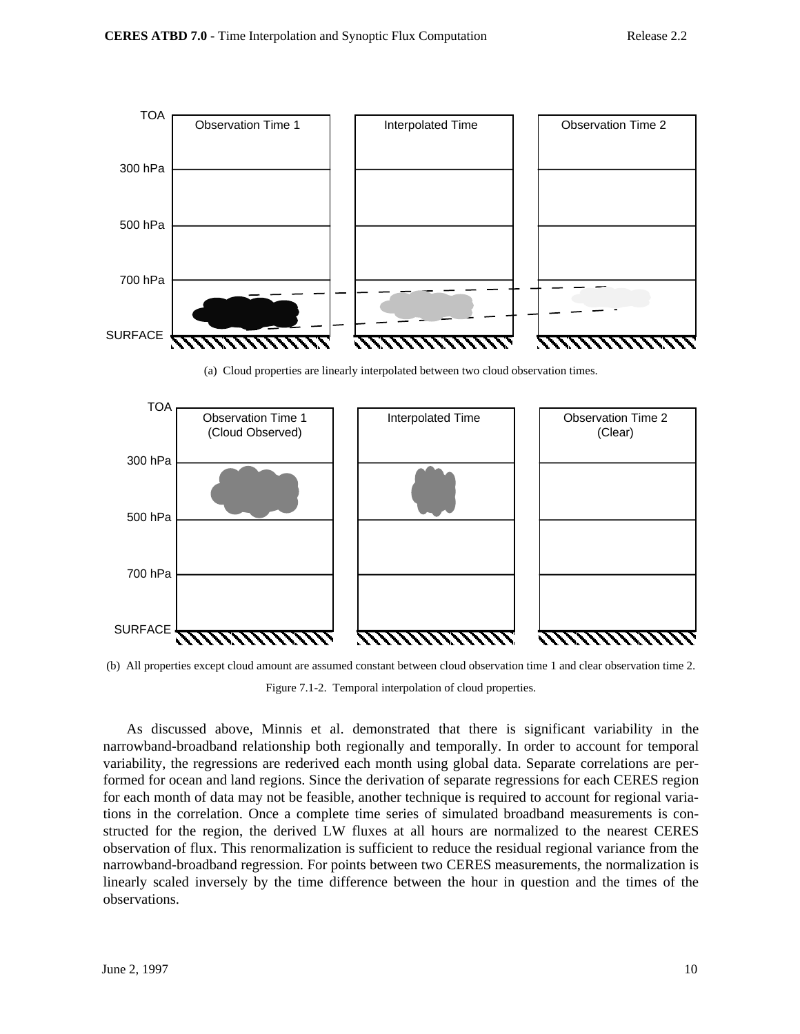(a) Cloud properties are linearly interpolated between two cloud observation times.

(b) All properties except cloud amount are assumed constant between cloud observation time 1 and clear observation time 2.

Figure 7.1-2. Temporal interpolation of cloud properties.

As discussed above, Minnis et al. demonstrated that there is significant variability in the narrowband-broadband relationship both regionally and temporally. In order to account for temporal variability, the regressions are rederived each month using global data. Separate correlations are performed for ocean and land regions. Since the derivation of separate regressions for each CERES region for each month of data may not be feasible, another technique is required to account for regional variations in the correlation. Once a complete time series of simulated broadband measurements is constructed for the region, the derived LW fluxes at all hours are normalized to the nearest CERES observation of flux. This renormalization is sufficient to reduce the residual regional variance from the narrowband-broadband regression. For points between two CERES measurements, the normalization is linearly scaled inversely by the time difference between the hour in question and the times of the observations.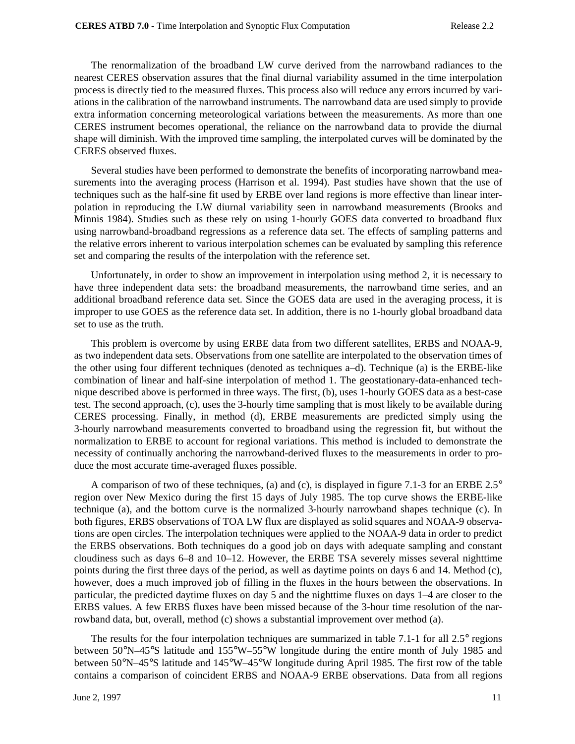The renormalization of the broadband LW curve derived from the narrowband radiances to the nearest CERES observation assures that the final diurnal variability assumed in the time interpolation process is directly tied to the measured fluxes. This process also will reduce any errors incurred by variations in the calibration of the narrowband instruments. The narrowband data are used simply to provide extra information concerning meteorological variations between the measurements. As more than one CERES instrument becomes operational, the reliance on the narrowband data to provide the diurnal shape will diminish. With the improved time sampling, the interpolated curves will be dominated by the CERES observed fluxes.

Several studies have been performed to demonstrate the benefits of incorporating narrowband measurements into the averaging process (Harrison et al. 1994). Past studies have shown that the use of techniques such as the half-sine fit used by ERBE over land regions is more effective than linear interpolation in reproducing the LW diurnal variability seen in narrowband measurements (Brooks and Minnis 1984). Studies such as these rely on using 1-hourly GOES data converted to broadband flux using narrowband-broadband regressions as a reference data set. The effects of sampling patterns and the relative errors inherent to various interpolation schemes can be evaluated by sampling this reference set and comparing the results of the interpolation with the reference set.

Unfortunately, in order to show an improvement in interpolation using method 2, it is necessary to have three independent data sets: the broadband measurements, the narrowband time series, and an additional broadband reference data set. Since the GOES data are used in the averaging process, it is improper to use GOES as the reference data set. In addition, there is no 1-hourly global broadband data set to use as the truth.

This problem is overcome by using ERBE data from two different satellites, ERBS and NOAA-9, as two independent data sets. Observations from one satellite are interpolated to the observation times of the other using four different techniques (denoted as techniques a–d). Technique (a) is the ERBE-like combination of linear and half-sine interpolation of method 1. The geostationary-data-enhanced technique described above is performed in three ways. The first, (b), uses 1-hourly GOES data as a best-case test. The second approach, (c), uses the 3-hourly time sampling that is most likely to be available during CERES processing. Finally, in method (d), ERBE measurements are predicted simply using the 3-hourly narrowband measurements converted to broadband using the regression fit, but without the normalization to ERBE to account for regional variations. This method is included to demonstrate the necessity of continually anchoring the narrowband-derived fluxes to the measurements in order to produce the most accurate time-averaged fluxes possible.

A comparison of two of these techniques, (a) and (c), is displayed in figure 7.1-3 for an ERBE 2.5° region over New Mexico during the first 15 days of July 1985. The top curve shows the ERBE-like technique (a), and the bottom curve is the normalized 3-hourly narrowband shapes technique (c). In both figures, ERBS observations of TOA LW flux are displayed as solid squares and NOAA-9 observations are open circles. The interpolation techniques were applied to the NOAA-9 data in order to predict the ERBS observations. Both techniques do a good job on days with adequate sampling and constant cloudiness such as days 6–8 and 10–12. However, the ERBE TSA severely misses several nighttime points during the first three days of the period, as well as daytime points on days 6 and 14. Method (c), however, does a much improved job of filling in the fluxes in the hours between the observations. In particular, the predicted daytime fluxes on day 5 and the nighttime fluxes on days 1–4 are closer to the ERBS values. A few ERBS fluxes have been missed because of the 3-hour time resolution of the narrowband data, but, overall, method (c) shows a substantial improvement over method (a).

The results for the four interpolation techniques are summarized in table 7.1-1 for all 2.5° regions between 50°N–45°S latitude and 155°W–55°W longitude during the entire month of July 1985 and between 50°N–45°S latitude and 145°W–45°W longitude during April 1985. The first row of the table contains a comparison of coincident ERBS and NOAA-9 ERBE observations. Data from all regions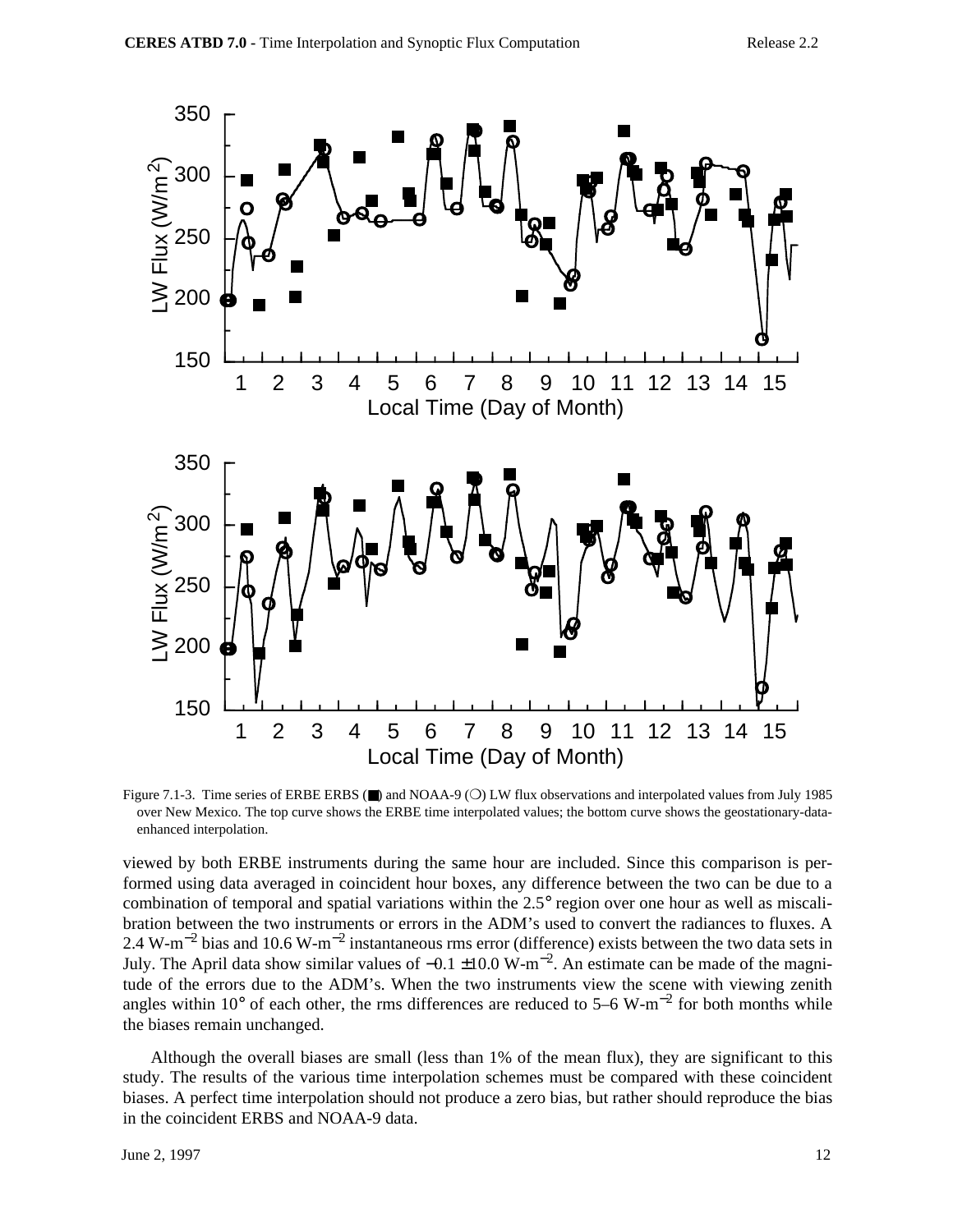Figure 7.1-3. Time series of ERBE ERBS (■) and NOAA-9 (○) LW flux observations and interpolated values from July 1985 over New Mexico. The top curve shows the ERBE time interpolated values; the bottom curve shows the geostationary-data-enhanced interpolation.

viewed by both ERBE instruments during the same hour are included. Since this comparison is performed using data averaged in coincident hour boxes, any difference between the two can be due to a combination of temporal and spatial variations within the 2.5° region over one hour as well as miscalibration between the two instruments or errors in the ADM's used to convert the radiances to fluxes. A 2.4 W-m$^{-2}$ bias and 10.6 W-m$^{-2}$ instantaneous rms error (difference) exists between the two data sets in July. The April data show similar values of $-0.1 \pm 10.0$ W-m$^{-2}$. An estimate can be made of the magnitude of the errors due to the ADM's. When the two instruments view the scene with viewing zenith angles within 10° of each other, the rms differences are reduced to 5–6 W-m$^{-2}$ for both months while the biases remain unchanged.

Although the overall biases are small (less than 1% of the mean flux), they are significant to this study. The results of the various time interpolation schemes must be compared with these coincident biases. A perfect time interpolation should not produce a zero bias, but rather should reproduce the bias in the coincident ERBS and NOAA-9 data.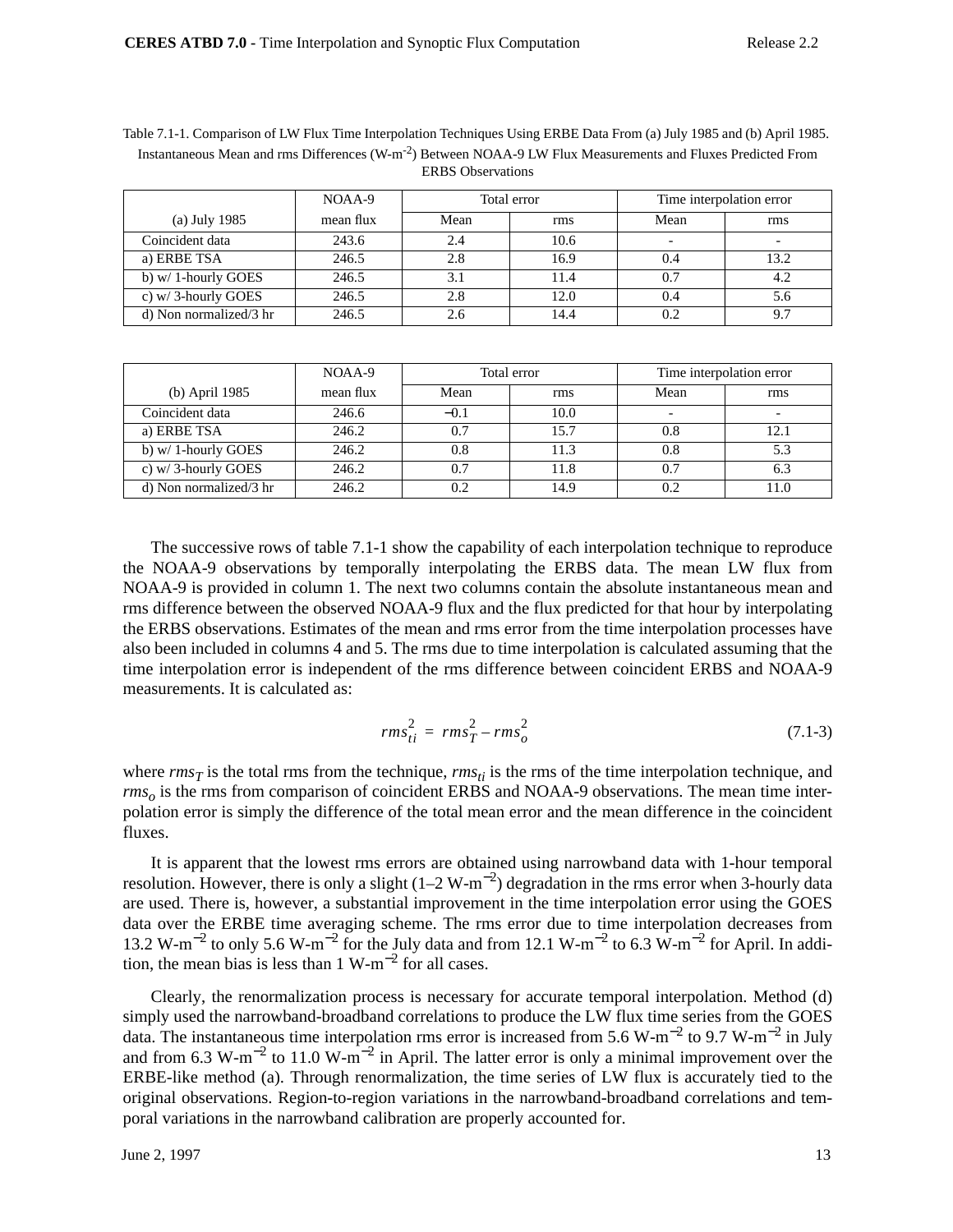Table 7.1-1. Comparison of LW Flux Time Interpolation Techniques Using ERBE Data From (a) July 1985 and (b) April 1985. Instantaneous Mean and rms Differences (W-m$^{-2}$) Between NOAA-9 LW Flux Measurements and Fluxes Predicted From ERBS Observations

| (a) July 1985 | NOAA-9 mean flux | Total error | | Time interpolation error | |
|---|---|---|---|---|---|
| | | Mean | rms | Mean | rms |
| Coincident data | 243.6 | 2.4 | 10.6 | - | - |
| a) ERBE TSA | 246.5 | 2.8 | 16.9 | 0.4 | 13.2 |
| b) w/ 1-hourly GOES | 246.5 | 3.1 | 11.4 | 0.7 | 4.2 |
| c) w/ 3-hourly GOES | 246.5 | 2.8 | 12.0 | 0.4 | 5.6 |
| d) Non normalized/3 hr | 246.5 | 2.6 | 14.4 | 0.2 | 9.7 |

| (b) April 1985 | NOAA-9 mean flux | Total error | | Time interpolation error | |
|---|---|---|---|---|---|
| | | Mean | rms | Mean | rms |
| Coincident data | 246.6 | −0.1 | 10.0 | - | - |
| a) ERBE TSA | 246.2 | 0.7 | 15.7 | 0.8 | 12.1 |
| b) w/ 1-hourly GOES | 246.2 | 0.8 | 11.3 | 0.8 | 5.3 |
| c) w/ 3-hourly GOES | 246.2 | 0.7 | 11.8 | 0.7 | 6.3 |
| d) Non normalized/3 hr | 246.2 | 0.2 | 14.9 | 0.2 | 11.0 |

The successive rows of table 7.1-1 show the capability of each interpolation technique to reproduce the NOAA-9 observations by temporally interpolating the ERBS data. The mean LW flux from NOAA-9 is provided in column 1. The next two columns contain the absolute instantaneous mean and rms difference between the observed NOAA-9 flux and the flux predicted for that hour by interpolating the ERBS observations. Estimates of the mean and rms error from the time interpolation processes have also been included in columns 4 and 5. The rms due to time interpolation is calculated assuming that the time interpolation error is independent of the rms difference between coincident ERBS and NOAA-9 measurements. It is calculated as:

$$rms_{ti}^2 = rms_T^2 - rms_o^2 \tag{7.1-3}$$

where $rms_T$ is the total rms from the technique, $rms_{ti}$ is the rms of the time interpolation technique, and $rms_o$ is the rms from comparison of coincident ERBS and NOAA-9 observations. The mean time interpolation error is simply the difference of the total mean error and the mean difference in the coincident fluxes.

It is apparent that the lowest rms errors are obtained using narrowband data with 1-hour temporal resolution. However, there is only a slight (1–2 W-m$^{-2}$) degradation in the rms error when 3-hourly data are used. There is, however, a substantial improvement in the time interpolation error using the GOES data over the ERBE time averaging scheme. The rms error due to time interpolation decreases from 13.2 W-m$^{-2}$ to only 5.6 W-m$^{-2}$ for the July data and from 12.1 W-m$^{-2}$ to 6.3 W-m$^{-2}$ for April. In addition, the mean bias is less than 1 W-m$^{-2}$ for all cases.

Clearly, the renormalization process is necessary for accurate temporal interpolation. Method (d) simply used the narrowband-broadband correlations to produce the LW flux time series from the GOES data. The instantaneous time interpolation rms error is increased from 5.6 W-m$^{-2}$ to 9.7 W-m$^{-2}$ in July and from 6.3 W-m$^{-2}$ to 11.0 W-m$^{-2}$ in April. The latter error is only a minimal improvement over the ERBE-like method (a). Through renormalization, the time series of LW flux is accurately tied to the original observations. Region-to-region variations in the narrowband-broadband correlations and temporal variations in the narrowband calibration are properly accounted for.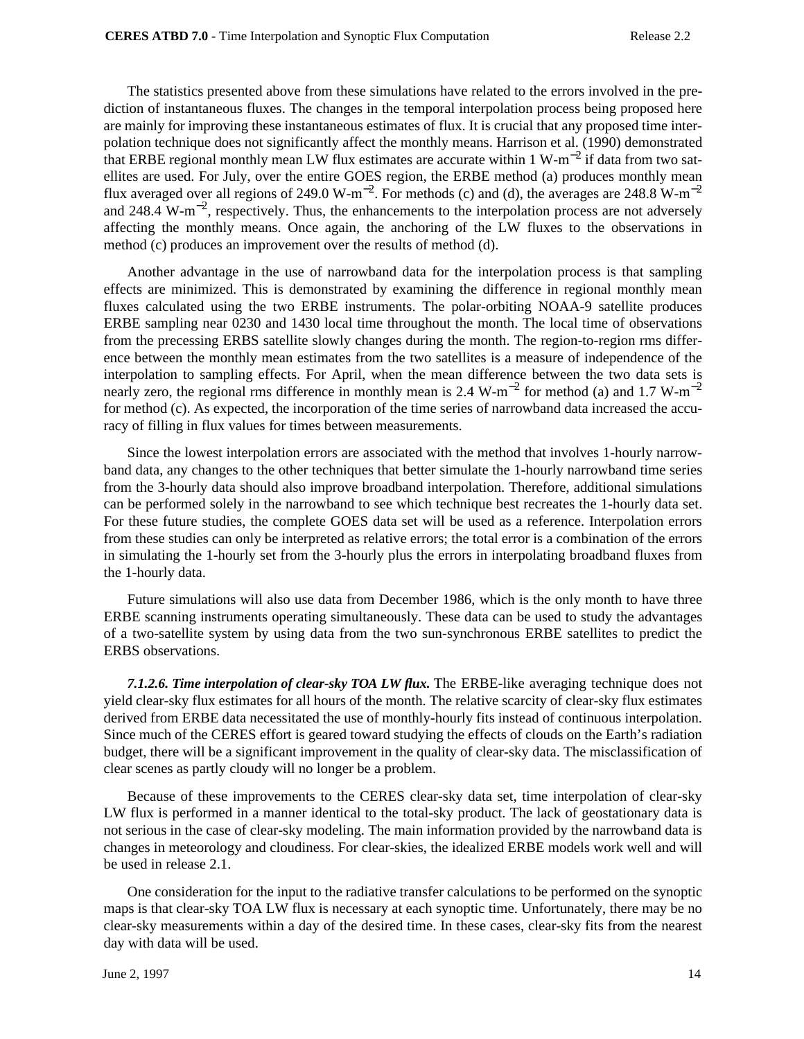The statistics presented above from these simulations have related to the errors involved in the prediction of instantaneous fluxes. The changes in the temporal interpolation process being proposed here are mainly for improving these instantaneous estimates of flux. It is crucial that any proposed time interpolation technique does not significantly affect the monthly means. Harrison et al. (1990) demonstrated that ERBE regional monthly mean LW flux estimates are accurate within 1 W-m$^{-2}$ if data from two satellites are used. For July, over the entire GOES region, the ERBE method (a) produces monthly mean flux averaged over all regions of 249.0 W-m$^{-2}$. For methods (c) and (d), the averages are 248.8 W-m$^{-2}$ and 248.4 W-m$^{-2}$, respectively. Thus, the enhancements to the interpolation process are not adversely affecting the monthly means. Once again, the anchoring of the LW fluxes to the observations in method (c) produces an improvement over the results of method (d).

Another advantage in the use of narrowband data for the interpolation process is that sampling effects are minimized. This is demonstrated by examining the difference in regional monthly mean fluxes calculated using the two ERBE instruments. The polar-orbiting NOAA-9 satellite produces ERBE sampling near 0230 and 1430 local time throughout the month. The local time of observations from the precessing ERBS satellite slowly changes during the month. The region-to-region rms difference between the monthly mean estimates from the two satellites is a measure of independence of the interpolation to sampling effects. For April, when the mean difference between the two data sets is nearly zero, the regional rms difference in monthly mean is 2.4 W-m$^{-2}$ for method (a) and 1.7 W-m$^{-2}$ for method (c). As expected, the incorporation of the time series of narrowband data increased the accuracy of filling in flux values for times between measurements.

Since the lowest interpolation errors are associated with the method that involves 1-hourly narrowband data, any changes to the other techniques that better simulate the 1-hourly narrowband time series from the 3-hourly data should also improve broadband interpolation. Therefore, additional simulations can be performed solely in the narrowband to see which technique best recreates the 1-hourly data set. For these future studies, the complete GOES data set will be used as a reference. Interpolation errors from these studies can only be interpreted as relative errors; the total error is a combination of the errors in simulating the 1-hourly set from the 3-hourly plus the errors in interpolating broadband fluxes from the 1-hourly data.

Future simulations will also use data from December 1986, which is the only month to have three ERBE scanning instruments operating simultaneously. These data can be used to study the advantages of a two-satellite system by using data from the two sun-synchronous ERBE satellites to predict the ERBS observations.

***7.1.2.6. Time interpolation of clear-sky TOA LW flux.*** The ERBE-like averaging technique does not yield clear-sky flux estimates for all hours of the month. The relative scarcity of clear-sky flux estimates derived from ERBE data necessitated the use of monthly-hourly fits instead of continuous interpolation. Since much of the CERES effort is geared toward studying the effects of clouds on the Earth's radiation budget, there will be a significant improvement in the quality of clear-sky data. The misclassification of clear scenes as partly cloudy will no longer be a problem.

Because of these improvements to the CERES clear-sky data set, time interpolation of clear-sky LW flux is performed in a manner identical to the total-sky product. The lack of geostationary data is not serious in the case of clear-sky modeling. The main information provided by the narrowband data is changes in meteorology and cloudiness. For clear-skies, the idealized ERBE models work well and will be used in release 2.1.

One consideration for the input to the radiative transfer calculations to be performed on the synoptic maps is that clear-sky TOA LW flux is necessary at each synoptic time. Unfortunately, there may be no clear-sky measurements within a day of the desired time. In these cases, clear-sky fits from the nearest day with data will be used.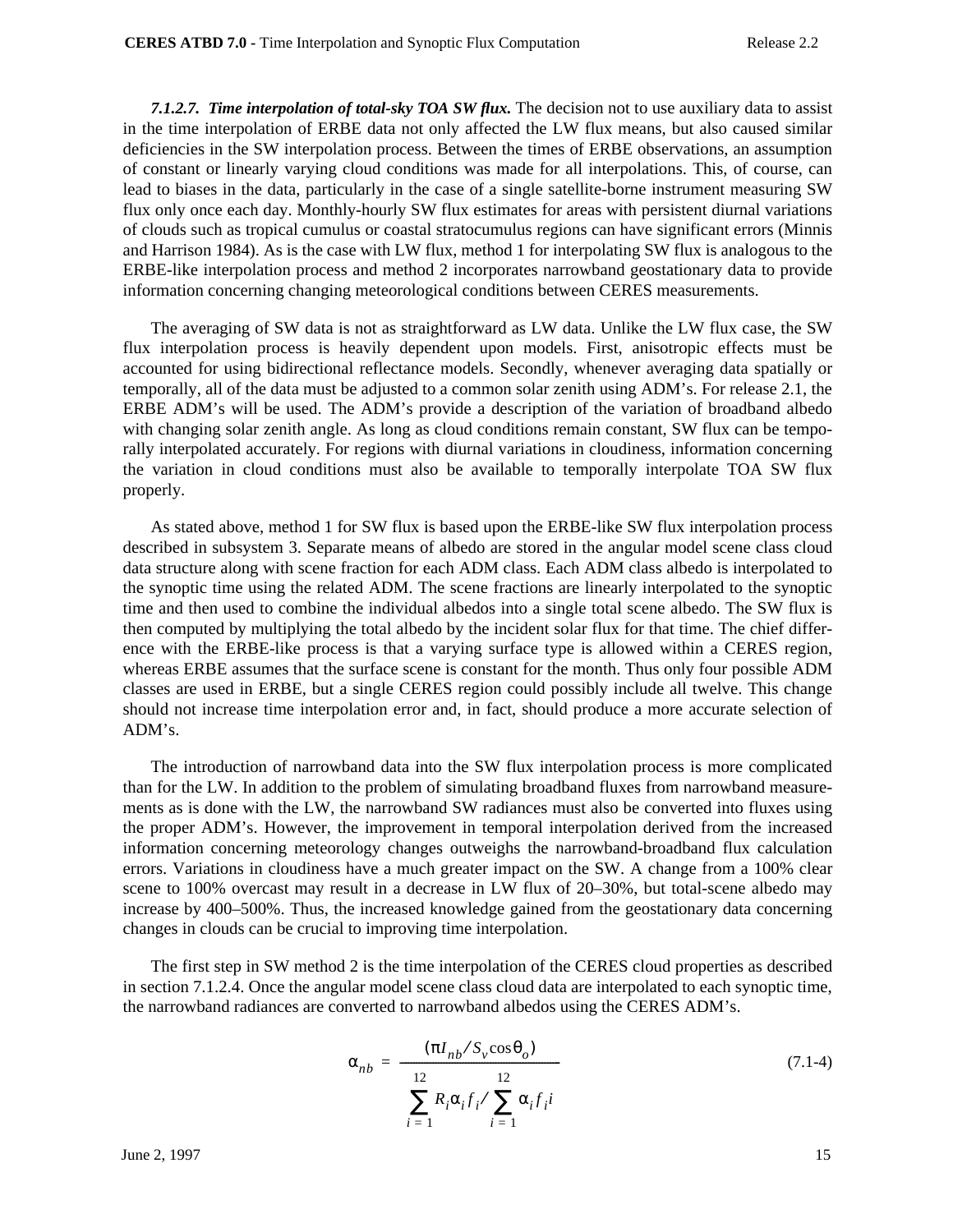***7.1.2.7. Time interpolation of total-sky TOA SW flux.*** The decision not to use auxiliary data to assist in the time interpolation of ERBE data not only affected the LW flux means, but also caused similar deficiencies in the SW interpolation process. Between the times of ERBE observations, an assumption of constant or linearly varying cloud conditions was made for all interpolations. This, of course, can lead to biases in the data, particularly in the case of a single satellite-borne instrument measuring SW flux only once each day. Monthly-hourly SW flux estimates for areas with persistent diurnal variations of clouds such as tropical cumulus or coastal stratocumulus regions can have significant errors (Minnis and Harrison 1984). As is the case with LW flux, method 1 for interpolating SW flux is analogous to the ERBE-like interpolation process and method 2 incorporates narrowband geostationary data to provide information concerning changing meteorological conditions between CERES measurements.

The averaging of SW data is not as straightforward as LW data. Unlike the LW flux case, the SW flux interpolation process is heavily dependent upon models. First, anisotropic effects must be accounted for using bidirectional reflectance models. Secondly, whenever averaging data spatially or temporally, all of the data must be adjusted to a common solar zenith using ADM's. For release 2.1, the ERBE ADM's will be used. The ADM's provide a description of the variation of broadband albedo with changing solar zenith angle. As long as cloud conditions remain constant, SW flux can be temporally interpolated accurately. For regions with diurnal variations in cloudiness, information concerning the variation in cloud conditions must also be available to temporally interpolate TOA SW flux properly.

As stated above, method 1 for SW flux is based upon the ERBE-like SW flux interpolation process described in subsystem 3. Separate means of albedo are stored in the angular model scene class cloud data structure along with scene fraction for each ADM class. Each ADM class albedo is interpolated to the synoptic time using the related ADM. The scene fractions are linearly interpolated to the synoptic time and then used to combine the individual albedos into a single total scene albedo. The SW flux is then computed by multiplying the total albedo by the incident solar flux for that time. The chief difference with the ERBE-like process is that a varying surface type is allowed within a CERES region, whereas ERBE assumes that the surface scene is constant for the month. Thus only four possible ADM classes are used in ERBE, but a single CERES region could possibly include all twelve. This change should not increase time interpolation error and, in fact, should produce a more accurate selection of ADM's.

The introduction of narrowband data into the SW flux interpolation process is more complicated than for the LW. In addition to the problem of simulating broadband fluxes from narrowband measurements as is done with the LW, the narrowband SW radiances must also be converted into fluxes using the proper ADM's. However, the improvement in temporal interpolation derived from the increased information concerning meteorology changes outweighs the narrowband-broadband flux calculation errors. Variations in cloudiness have a much greater impact on the SW. A change from a 100% clear scene to 100% overcast may result in a decrease in LW flux of 20–30%, but total-scene albedo may increase by 400–500%. Thus, the increased knowledge gained from the geostationary data concerning changes in clouds can be crucial to improving time interpolation.

The first step in SW method 2 is the time interpolation of the CERES cloud properties as described in section 7.1.2.4. Once the angular model scene class cloud data are interpolated to each synoptic time, the narrowband radiances are converted to narrowband albedos using the CERES ADM's.

$$\alpha_{nb} = \frac{(\pi I_{nb} / S_v \cos\theta_o)}{\sum_{i=1}^{12} R_i \alpha_i f_i / \sum_{i=1}^{12} \alpha_i f_i i} \qquad (7.1\text{-}4)$$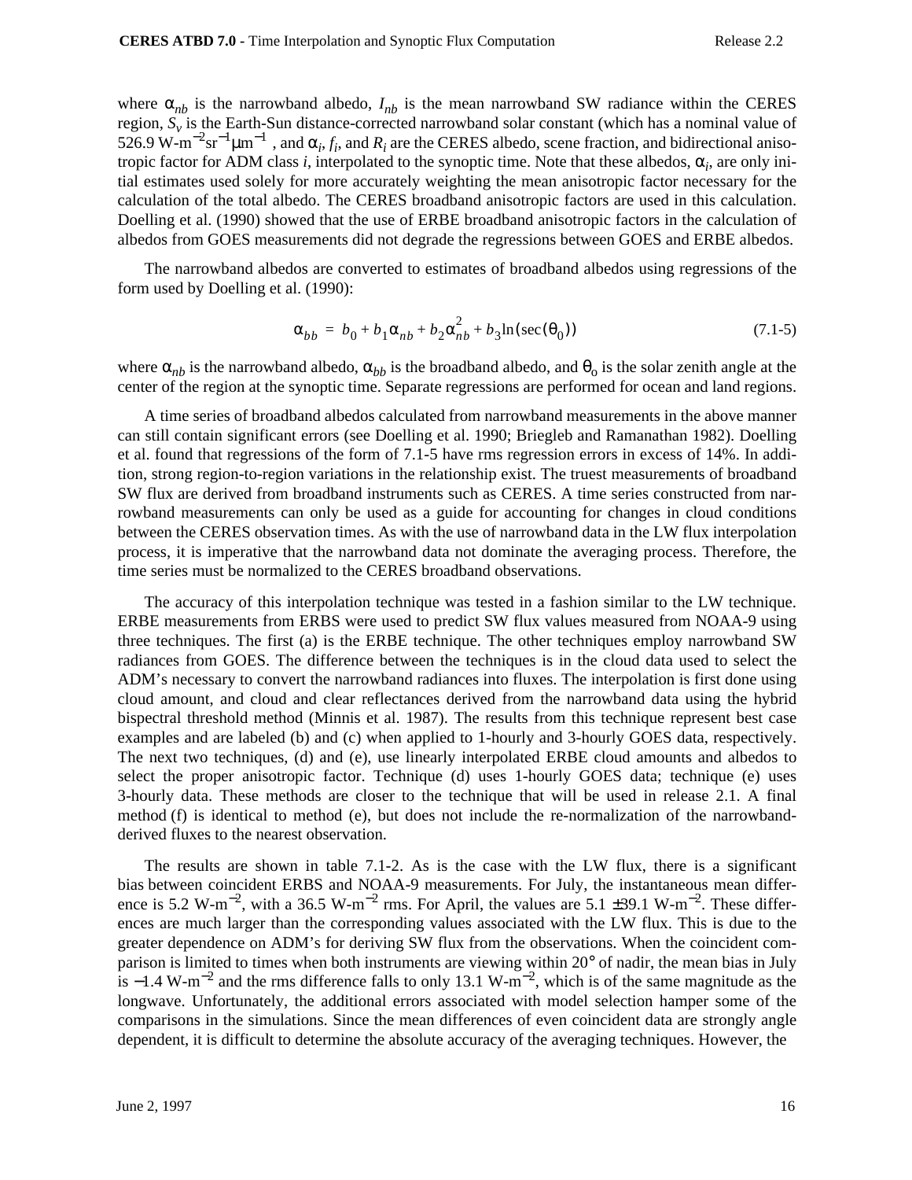where $\alpha_{nb}$ is the narrowband albedo, $I_{nb}$ is the mean narrowband SW radiance within the CERES region, $S_v$ is the Earth-Sun distance-corrected narrowband solar constant (which has a nominal value of 526.9 W-m$^{-2}$sr$^{-1}$μm$^{-1}$ , and $\alpha_i$, $f_i$, and $R_i$ are the CERES albedo, scene fraction, and bidirectional anisotropic factor for ADM class $i$, interpolated to the synoptic time. Note that these albedos, $\alpha_i$, are only initial estimates used solely for more accurately weighting the mean anisotropic factor necessary for the calculation of the total albedo. The CERES broadband anisotropic factors are used in this calculation. Doelling et al. (1990) showed that the use of ERBE broadband anisotropic factors in the calculation of albedos from GOES measurements did not degrade the regressions between GOES and ERBE albedos.

The narrowband albedos are converted to estimates of broadband albedos using regressions of the form used by Doelling et al. (1990):

$$\alpha_{bb} = b_0 + b_1\alpha_{nb} + b_2\alpha_{nb}^2 + b_3\ln(\sec(\theta_0)) \tag{7.1-5}$$

where $\alpha_{nb}$ is the narrowband albedo, $\alpha_{bb}$ is the broadband albedo, and $\theta_o$ is the solar zenith angle at the center of the region at the synoptic time. Separate regressions are performed for ocean and land regions.

A time series of broadband albedos calculated from narrowband measurements in the above manner can still contain significant errors (see Doelling et al. 1990; Briegleb and Ramanathan 1982). Doelling et al. found that regressions of the form of 7.1-5 have rms regression errors in excess of 14%. In addition, strong region-to-region variations in the relationship exist. The truest measurements of broadband SW flux are derived from broadband instruments such as CERES. A time series constructed from narrowband measurements can only be used as a guide for accounting for changes in cloud conditions between the CERES observation times. As with the use of narrowband data in the LW flux interpolation process, it is imperative that the narrowband data not dominate the averaging process. Therefore, the time series must be normalized to the CERES broadband observations.

The accuracy of this interpolation technique was tested in a fashion similar to the LW technique. ERBE measurements from ERBS were used to predict SW flux values measured from NOAA-9 using three techniques. The first (a) is the ERBE technique. The other techniques employ narrowband SW radiances from GOES. The difference between the techniques is in the cloud data used to select the ADM's necessary to convert the narrowband radiances into fluxes. The interpolation is first done using cloud amount, and cloud and clear reflectances derived from the narrowband data using the hybrid bispectral threshold method (Minnis et al. 1987). The results from this technique represent best case examples and are labeled (b) and (c) when applied to 1-hourly and 3-hourly GOES data, respectively. The next two techniques, (d) and (e), use linearly interpolated ERBE cloud amounts and albedos to select the proper anisotropic factor. Technique (d) uses 1-hourly GOES data; technique (e) uses 3-hourly data. These methods are closer to the technique that will be used in release 2.1. A final method (f) is identical to method (e), but does not include the re-normalization of the narrowband-derived fluxes to the nearest observation.

The results are shown in table 7.1-2. As is the case with the LW flux, there is a significant bias between coincident ERBS and NOAA-9 measurements. For July, the instantaneous mean difference is 5.2 W-m$^{-2}$, with a 36.5 W-m$^{-2}$ rms. For April, the values are 5.1 ±39.1 W-m$^{-2}$. These differences are much larger than the corresponding values associated with the LW flux. This is due to the greater dependence on ADM's for deriving SW flux from the observations. When the coincident comparison is limited to times when both instruments are viewing within 20° of nadir, the mean bias in July is −1.4 W-m$^{-2}$ and the rms difference falls to only 13.1 W-m$^{-2}$, which is of the same magnitude as the longwave. Unfortunately, the additional errors associated with model selection hamper some of the comparisons in the simulations. Since the mean differences of even coincident data are strongly angle dependent, it is difficult to determine the absolute accuracy of the averaging techniques. However, the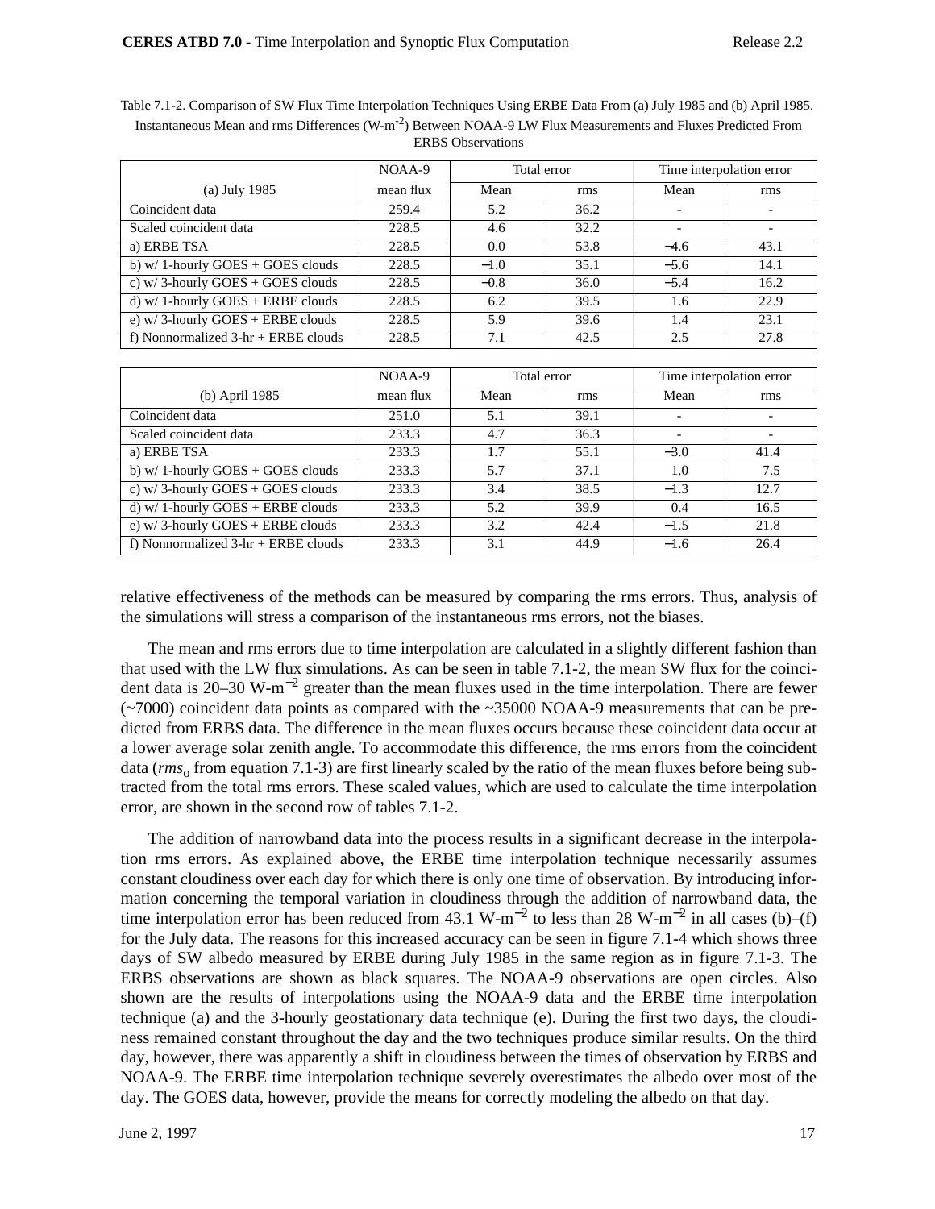Table 7.1-2. Comparison of SW Flux Time Interpolation Techniques Using ERBE Data From (a) July 1985 and (b) April 1985. Instantaneous Mean and rms Differences (W-m$^{-2}$) Between NOAA-9 LW Flux Measurements and Fluxes Predicted From ERBS Observations

| (a) July 1985 | NOAA-9 mean flux | Total error | | Time interpolation error | |
|---|---|---|---|---|---|
| | | Mean | rms | Mean | rms |
| Coincident data | 259.4 | 5.2 | 36.2 | - | - |
| Scaled coincident data | 228.5 | 4.6 | 32.2 | - | - |
| a) ERBE TSA | 228.5 | 0.0 | 53.8 | −4.6 | 43.1 |
| b) w/ 1-hourly GOES + GOES clouds | 228.5 | −1.0 | 35.1 | −5.6 | 14.1 |
| c) w/ 3-hourly GOES + GOES clouds | 228.5 | −0.8 | 36.0 | −5.4 | 16.2 |
| d) w/ 1-hourly GOES + ERBE clouds | 228.5 | 6.2 | 39.5 | 1.6 | 22.9 |
| e) w/ 3-hourly GOES + ERBE clouds | 228.5 | 5.9 | 39.6 | 1.4 | 23.1 |
| f) Nonnormalized 3-hr + ERBE clouds | 228.5 | 7.1 | 42.5 | 2.5 | 27.8 |

| (b) April 1985 | NOAA-9 mean flux | Total error | | Time interpolation error | |
|---|---|---|---|---|---|
| | | Mean | rms | Mean | rms |
| Coincident data | 251.0 | 5.1 | 39.1 | - | - |
| Scaled coincident data | 233.3 | 4.7 | 36.3 | - | - |
| a) ERBE TSA | 233.3 | 1.7 | 55.1 | −3.0 | 41.4 |
| b) w/ 1-hourly GOES + GOES clouds | 233.3 | 5.7 | 37.1 | 1.0 | 7.5 |
| c) w/ 3-hourly GOES + GOES clouds | 233.3 | 3.4 | 38.5 | −1.3 | 12.7 |
| d) w/ 1-hourly GOES + ERBE clouds | 233.3 | 5.2 | 39.9 | 0.4 | 16.5 |
| e) w/ 3-hourly GOES + ERBE clouds | 233.3 | 3.2 | 42.4 | −1.5 | 21.8 |
| f) Nonnormalized 3-hr + ERBE clouds | 233.3 | 3.1 | 44.9 | −1.6 | 26.4 |

relative effectiveness of the methods can be measured by comparing the rms errors. Thus, analysis of the simulations will stress a comparison of the instantaneous rms errors, not the biases.

The mean and rms errors due to time interpolation are calculated in a slightly different fashion than that used with the LW flux simulations. As can be seen in table 7.1-2, the mean SW flux for the coincident data is 20–30 W-m$^{-2}$ greater than the mean fluxes used in the time interpolation. There are fewer (~7000) coincident data points as compared with the ~35000 NOAA-9 measurements that can be predicted from ERBS data. The difference in the mean fluxes occurs because these coincident data occur at a lower average solar zenith angle. To accommodate this difference, the rms errors from the coincident data ($rms_o$ from equation 7.1-3) are first linearly scaled by the ratio of the mean fluxes before being subtracted from the total rms errors. These scaled values, which are used to calculate the time interpolation error, are shown in the second row of tables 7.1-2.

The addition of narrowband data into the process results in a significant decrease in the interpolation rms errors. As explained above, the ERBE time interpolation technique necessarily assumes constant cloudiness over each day for which there is only one time of observation. By introducing information concerning the temporal variation in cloudiness through the addition of narrowband data, the time interpolation error has been reduced from 43.1 W-m$^{-2}$ to less than 28 W-m$^{-2}$ in all cases (b)–(f) for the July data. The reasons for this increased accuracy can be seen in figure 7.1-4 which shows three days of SW albedo measured by ERBE during July 1985 in the same region as in figure 7.1-3. The ERBS observations are shown as black squares. The NOAA-9 observations are open circles. Also shown are the results of interpolations using the NOAA-9 data and the ERBE time interpolation technique (a) and the 3-hourly geostationary data technique (e). During the first two days, the cloudiness remained constant throughout the day and the two techniques produce similar results. On the third day, however, there was apparently a shift in cloudiness between the times of observation by ERBS and NOAA-9. The ERBE time interpolation technique severely overestimates the albedo over most of the day. The GOES data, however, provide the means for correctly modeling the albedo on that day.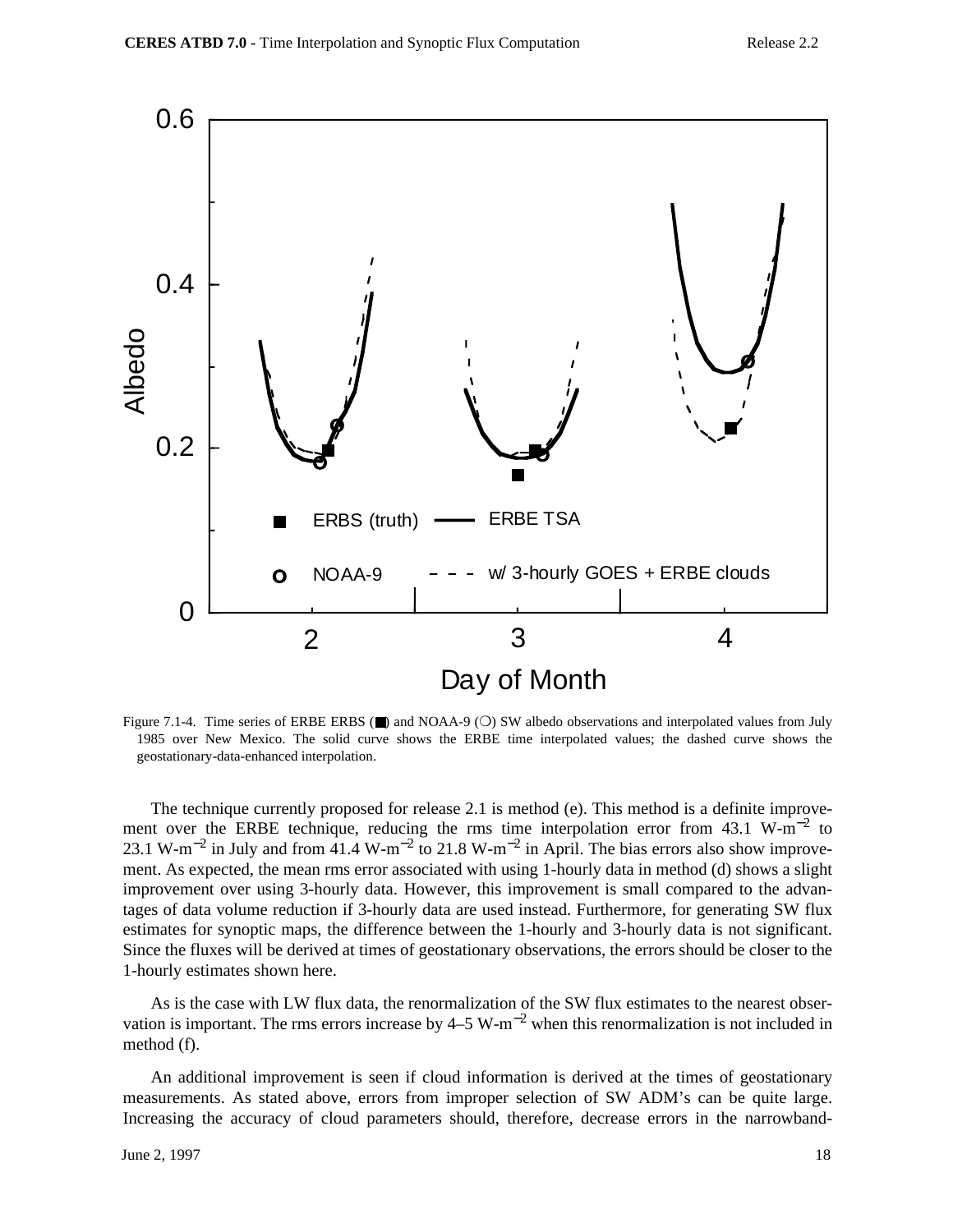Figure 7.1-4. Time series of ERBE ERBS (■) and NOAA-9 (○) SW albedo observations and interpolated values from July 1985 over New Mexico. The solid curve shows the ERBE time interpolated values; the dashed curve shows the geostationary-data-enhanced interpolation.

The technique currently proposed for release 2.1 is method (e). This method is a definite improvement over the ERBE technique, reducing the rms time interpolation error from 43.1 W-m$^{-2}$ to 23.1 W-m$^{-2}$ in July and from 41.4 W-m$^{-2}$ to 21.8 W-m$^{-2}$ in April. The bias errors also show improvement. As expected, the mean rms error associated with using 1-hourly data in method (d) shows a slight improvement over using 3-hourly data. However, this improvement is small compared to the advantages of data volume reduction if 3-hourly data are used instead. Furthermore, for generating SW flux estimates for synoptic maps, the difference between the 1-hourly and 3-hourly data is not significant. Since the fluxes will be derived at times of geostationary observations, the errors should be closer to the 1-hourly estimates shown here.

As is the case with LW flux data, the renormalization of the SW flux estimates to the nearest observation is important. The rms errors increase by 4–5 W-m$^{-2}$ when this renormalization is not included in method (f).

An additional improvement is seen if cloud information is derived at the times of geostationary measurements. As stated above, errors from improper selection of SW ADM's can be quite large. Increasing the accuracy of cloud parameters should, therefore, decrease errors in the narrowband-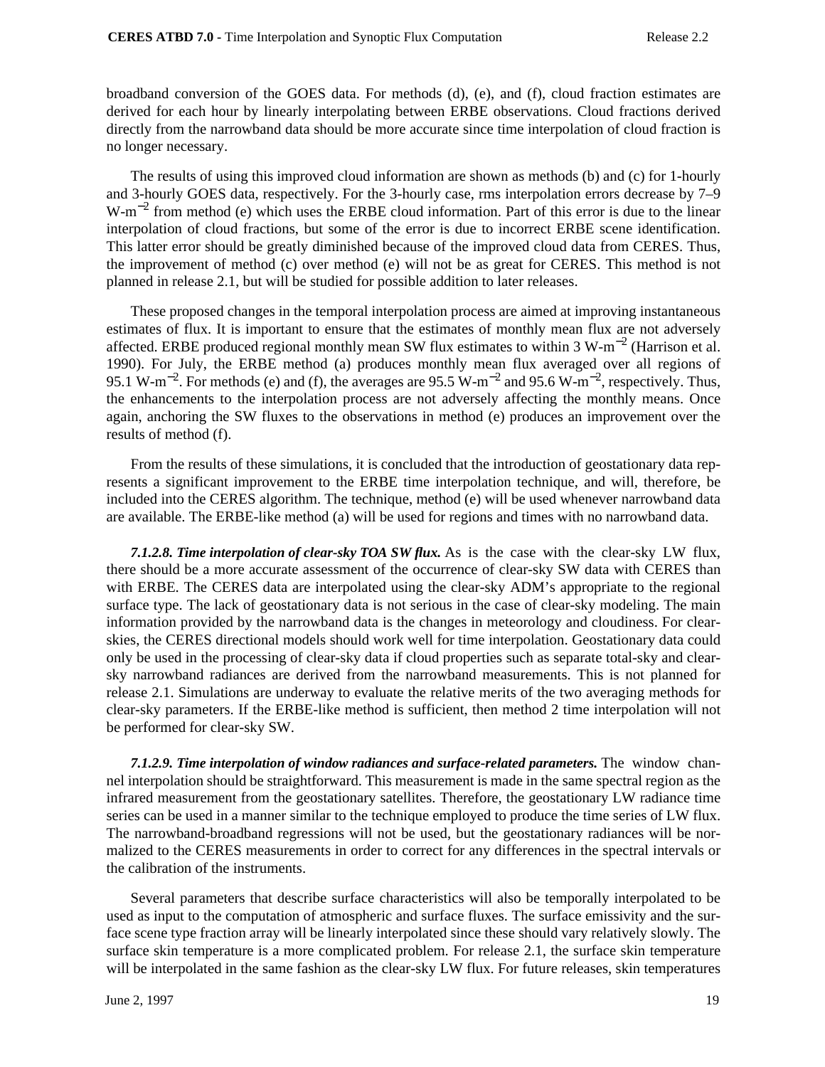broadband conversion of the GOES data. For methods (d), (e), and (f), cloud fraction estimates are derived for each hour by linearly interpolating between ERBE observations. Cloud fractions derived directly from the narrowband data should be more accurate since time interpolation of cloud fraction is no longer necessary.

The results of using this improved cloud information are shown as methods (b) and (c) for 1-hourly and 3-hourly GOES data, respectively. For the 3-hourly case, rms interpolation errors decrease by 7–9 W-m$^{-2}$ from method (e) which uses the ERBE cloud information. Part of this error is due to the linear interpolation of cloud fractions, but some of the error is due to incorrect ERBE scene identification. This latter error should be greatly diminished because of the improved cloud data from CERES. Thus, the improvement of method (c) over method (e) will not be as great for CERES. This method is not planned in release 2.1, but will be studied for possible addition to later releases.

These proposed changes in the temporal interpolation process are aimed at improving instantaneous estimates of flux. It is important to ensure that the estimates of monthly mean flux are not adversely affected. ERBE produced regional monthly mean SW flux estimates to within 3 W-m$^{-2}$ (Harrison et al. 1990). For July, the ERBE method (a) produces monthly mean flux averaged over all regions of 95.1 W-m$^{-2}$. For methods (e) and (f), the averages are 95.5 W-m$^{-2}$ and 95.6 W-m$^{-2}$, respectively. Thus, the enhancements to the interpolation process are not adversely affecting the monthly means. Once again, anchoring the SW fluxes to the observations in method (e) produces an improvement over the results of method (f).

From the results of these simulations, it is concluded that the introduction of geostationary data represents a significant improvement to the ERBE time interpolation technique, and will, therefore, be included into the CERES algorithm. The technique, method (e) will be used whenever narrowband data are available. The ERBE-like method (a) will be used for regions and times with no narrowband data.

***7.1.2.8. Time interpolation of clear-sky TOA SW flux.*** As is the case with the clear-sky LW flux, there should be a more accurate assessment of the occurrence of clear-sky SW data with CERES than with ERBE. The CERES data are interpolated using the clear-sky ADM’s appropriate to the regional surface type. The lack of geostationary data is not serious in the case of clear-sky modeling. The main information provided by the narrowband data is the changes in meteorology and cloudiness. For clear-skies, the CERES directional models should work well for time interpolation. Geostationary data could only be used in the processing of clear-sky data if cloud properties such as separate total-sky and clear-sky narrowband radiances are derived from the narrowband measurements. This is not planned for release 2.1. Simulations are underway to evaluate the relative merits of the two averaging methods for clear-sky parameters. If the ERBE-like method is sufficient, then method 2 time interpolation will not be performed for clear-sky SW.

***7.1.2.9. Time interpolation of window radiances and surface-related parameters.*** The window channel interpolation should be straightforward. This measurement is made in the same spectral region as the infrared measurement from the geostationary satellites. Therefore, the geostationary LW radiance time series can be used in a manner similar to the technique employed to produce the time series of LW flux. The narrowband-broadband regressions will not be used, but the geostationary radiances will be normalized to the CERES measurements in order to correct for any differences in the spectral intervals or the calibration of the instruments.

Several parameters that describe surface characteristics will also be temporally interpolated to be used as input to the computation of atmospheric and surface fluxes. The surface emissivity and the surface scene type fraction array will be linearly interpolated since these should vary relatively slowly. The surface skin temperature is a more complicated problem. For release 2.1, the surface skin temperature will be interpolated in the same fashion as the clear-sky LW flux. For future releases, skin temperatures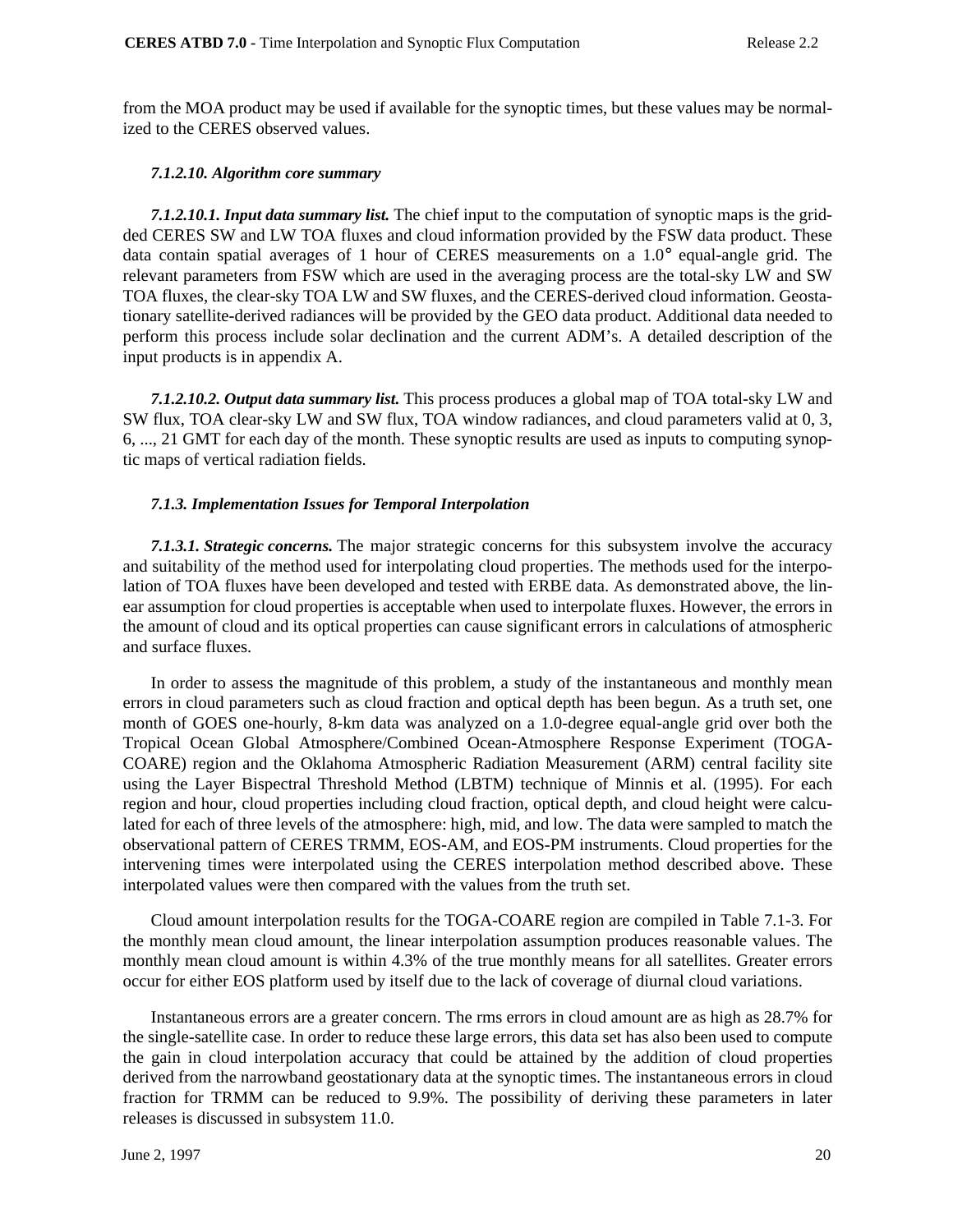from the MOA product may be used if available for the synoptic times, but these values may be normalized to the CERES observed values.

#### *7.1.2.10. Algorithm core summary*

***7.1.2.10.1. Input data summary list.*** The chief input to the computation of synoptic maps is the gridded CERES SW and LW TOA fluxes and cloud information provided by the FSW data product. These data contain spatial averages of 1 hour of CERES measurements on a 1.0° equal-angle grid. The relevant parameters from FSW which are used in the averaging process are the total-sky LW and SW TOA fluxes, the clear-sky TOA LW and SW fluxes, and the CERES-derived cloud information. Geostationary satellite-derived radiances will be provided by the GEO data product. Additional data needed to perform this process include solar declination and the current ADM's. A detailed description of the input products is in appendix A.

***7.1.2.10.2. Output data summary list.*** This process produces a global map of TOA total-sky LW and SW flux, TOA clear-sky LW and SW flux, TOA window radiances, and cloud parameters valid at 0, 3, 6, ..., 21 GMT for each day of the month. These synoptic results are used as inputs to computing synoptic maps of vertical radiation fields.

### *7.1.3. Implementation Issues for Temporal Interpolation*

***7.1.3.1. Strategic concerns.*** The major strategic concerns for this subsystem involve the accuracy and suitability of the method used for interpolating cloud properties. The methods used for the interpolation of TOA fluxes have been developed and tested with ERBE data. As demonstrated above, the linear assumption for cloud properties is acceptable when used to interpolate fluxes. However, the errors in the amount of cloud and its optical properties can cause significant errors in calculations of atmospheric and surface fluxes.

In order to assess the magnitude of this problem, a study of the instantaneous and monthly mean errors in cloud parameters such as cloud fraction and optical depth has been begun. As a truth set, one month of GOES one-hourly, 8-km data was analyzed on a 1.0-degree equal-angle grid over both the Tropical Ocean Global Atmosphere/Combined Ocean-Atmosphere Response Experiment (TOGA-COARE) region and the Oklahoma Atmospheric Radiation Measurement (ARM) central facility site using the Layer Bispectral Threshold Method (LBTM) technique of Minnis et al. (1995). For each region and hour, cloud properties including cloud fraction, optical depth, and cloud height were calculated for each of three levels of the atmosphere: high, mid, and low. The data were sampled to match the observational pattern of CERES TRMM, EOS-AM, and EOS-PM instruments. Cloud properties for the intervening times were interpolated using the CERES interpolation method described above. These interpolated values were then compared with the values from the truth set.

Cloud amount interpolation results for the TOGA-COARE region are compiled in Table 7.1-3. For the monthly mean cloud amount, the linear interpolation assumption produces reasonable values. The monthly mean cloud amount is within 4.3% of the true monthly means for all satellites. Greater errors occur for either EOS platform used by itself due to the lack of coverage of diurnal cloud variations.

Instantaneous errors are a greater concern. The rms errors in cloud amount are as high as 28.7% for the single-satellite case. In order to reduce these large errors, this data set has also been used to compute the gain in cloud interpolation accuracy that could be attained by the addition of cloud properties derived from the narrowband geostationary data at the synoptic times. The instantaneous errors in cloud fraction for TRMM can be reduced to 9.9%. The possibility of deriving these parameters in later releases is discussed in subsystem 11.0.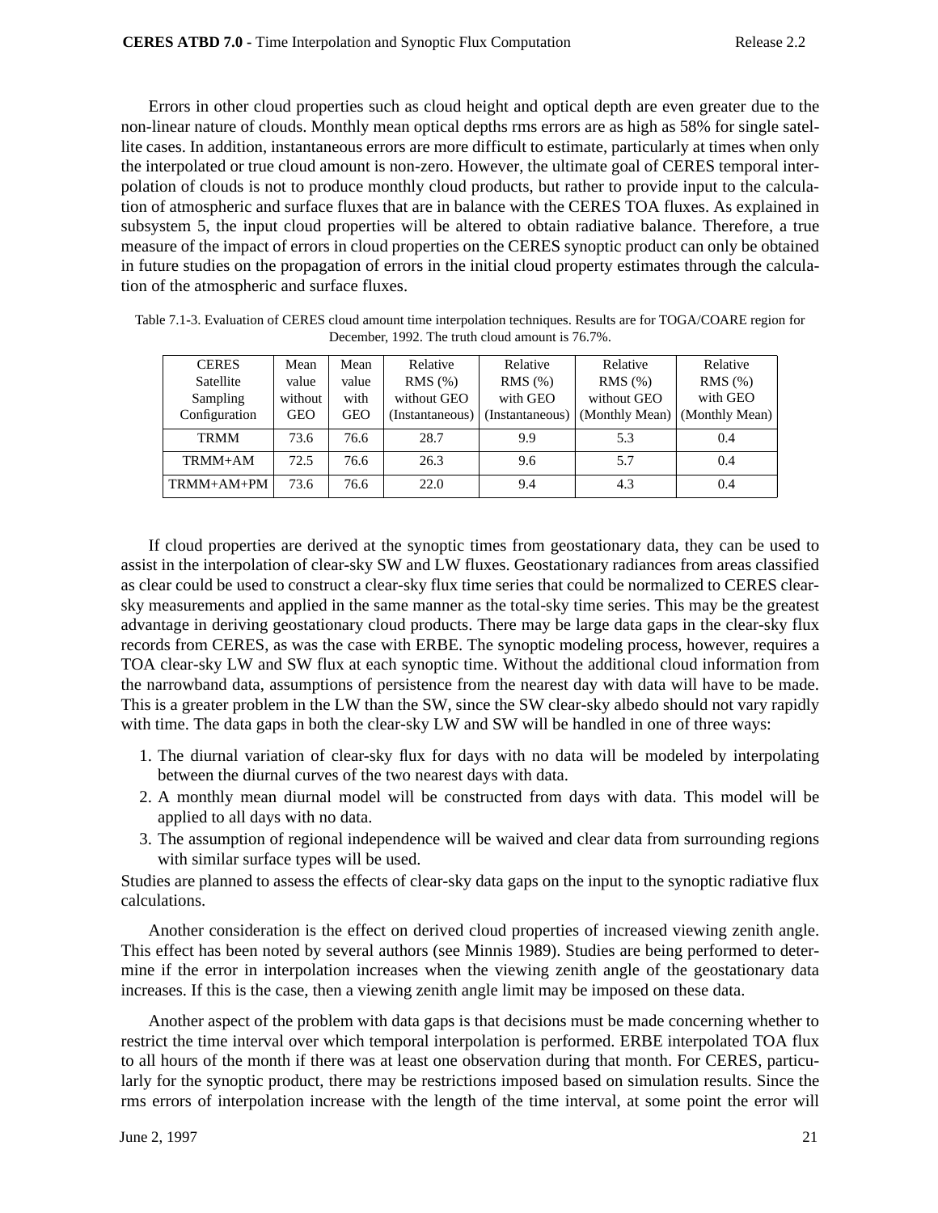Errors in other cloud properties such as cloud height and optical depth are even greater due to the non-linear nature of clouds. Monthly mean optical depths rms errors are as high as 58% for single satellite cases. In addition, instantaneous errors are more difficult to estimate, particularly at times when only the interpolated or true cloud amount is non-zero. However, the ultimate goal of CERES temporal interpolation of clouds is not to produce monthly cloud products, but rather to provide input to the calculation of atmospheric and surface fluxes that are in balance with the CERES TOA fluxes. As explained in subsystem 5, the input cloud properties will be altered to obtain radiative balance. Therefore, a true measure of the impact of errors in cloud properties on the CERES synoptic product can only be obtained in future studies on the propagation of errors in the initial cloud property estimates through the calculation of the atmospheric and surface fluxes.

Table 7.1-3. Evaluation of CERES cloud amount time interpolation techniques. Results are for TOGA/COARE region for December, 1992. The truth cloud amount is 76.7%.

| CERES Satellite Sampling Configuration | Mean value without GEO | Mean value with GEO | Relative RMS (%) without GEO (Instantaneous) | Relative RMS (%) with GEO (Instantaneous) | Relative RMS (%) without GEO (Monthly Mean) | Relative RMS (%) with GEO (Monthly Mean) |
|---|---|---|---|---|---|---|
| TRMM | 73.6 | 76.6 | 28.7 | 9.9 | 5.3 | 0.4 |
| TRMM+AM | 72.5 | 76.6 | 26.3 | 9.6 | 5.7 | 0.4 |
| TRMM+AM+PM | 73.6 | 76.6 | 22.0 | 9.4 | 4.3 | 0.4 |

If cloud properties are derived at the synoptic times from geostationary data, they can be used to assist in the interpolation of clear-sky SW and LW fluxes. Geostationary radiances from areas classified as clear could be used to construct a clear-sky flux time series that could be normalized to CERES clear-sky measurements and applied in the same manner as the total-sky time series. This may be the greatest advantage in deriving geostationary cloud products. There may be large data gaps in the clear-sky flux records from CERES, as was the case with ERBE. The synoptic modeling process, however, requires a TOA clear-sky LW and SW flux at each synoptic time. Without the additional cloud information from the narrowband data, assumptions of persistence from the nearest day with data will have to be made. This is a greater problem in the LW than the SW, since the SW clear-sky albedo should not vary rapidly with time. The data gaps in both the clear-sky LW and SW will be handled in one of three ways:

1. The diurnal variation of clear-sky flux for days with no data will be modeled by interpolating between the diurnal curves of the two nearest days with data.
2. A monthly mean diurnal model will be constructed from days with data. This model will be applied to all days with no data.
3. The assumption of regional independence will be waived and clear data from surrounding regions with similar surface types will be used.

Studies are planned to assess the effects of clear-sky data gaps on the input to the synoptic radiative flux calculations.

Another consideration is the effect on derived cloud properties of increased viewing zenith angle. This effect has been noted by several authors (see Minnis 1989). Studies are being performed to determine if the error in interpolation increases when the viewing zenith angle of the geostationary data increases. If this is the case, then a viewing zenith angle limit may be imposed on these data.

Another aspect of the problem with data gaps is that decisions must be made concerning whether to restrict the time interval over which temporal interpolation is performed. ERBE interpolated TOA flux to all hours of the month if there was at least one observation during that month. For CERES, particularly for the synoptic product, there may be restrictions imposed based on simulation results. Since the rms errors of interpolation increase with the length of the time interval, at some point the error will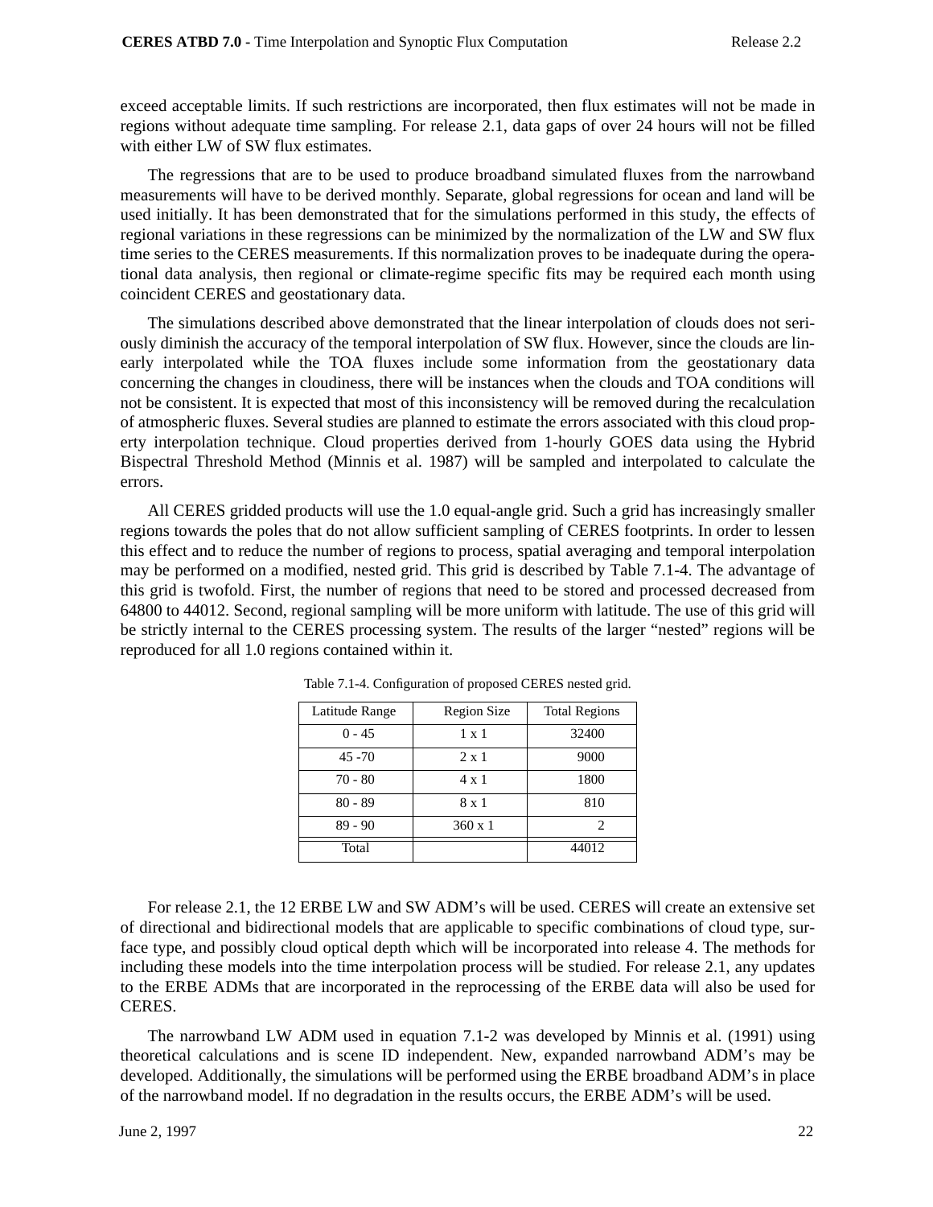exceed acceptable limits. If such restrictions are incorporated, then flux estimates will not be made in regions without adequate time sampling. For release 2.1, data gaps of over 24 hours will not be filled with either LW of SW flux estimates.

The regressions that are to be used to produce broadband simulated fluxes from the narrowband measurements will have to be derived monthly. Separate, global regressions for ocean and land will be used initially. It has been demonstrated that for the simulations performed in this study, the effects of regional variations in these regressions can be minimized by the normalization of the LW and SW flux time series to the CERES measurements. If this normalization proves to be inadequate during the operational data analysis, then regional or climate-regime specific fits may be required each month using coincident CERES and geostationary data.

The simulations described above demonstrated that the linear interpolation of clouds does not seriously diminish the accuracy of the temporal interpolation of SW flux. However, since the clouds are linearly interpolated while the TOA fluxes include some information from the geostationary data concerning the changes in cloudiness, there will be instances when the clouds and TOA conditions will not be consistent. It is expected that most of this inconsistency will be removed during the recalculation of atmospheric fluxes. Several studies are planned to estimate the errors associated with this cloud property interpolation technique. Cloud properties derived from 1-hourly GOES data using the Hybrid Bispectral Threshold Method (Minnis et al. 1987) will be sampled and interpolated to calculate the errors.

All CERES gridded products will use the 1.0 equal-angle grid. Such a grid has increasingly smaller regions towards the poles that do not allow sufficient sampling of CERES footprints. In order to lessen this effect and to reduce the number of regions to process, spatial averaging and temporal interpolation may be performed on a modified, nested grid. This grid is described by Table 7.1-4. The advantage of this grid is twofold. First, the number of regions that need to be stored and processed decreased from 64800 to 44012. Second, regional sampling will be more uniform with latitude. The use of this grid will be strictly internal to the CERES processing system. The results of the larger “nested” regions will be reproduced for all 1.0 regions contained within it.

Table 7.1-4. Configuration of proposed CERES nested grid.

| Latitude Range | Region Size | Total Regions |
|---|---|---|
| 0 - 45 | 1 x 1 | 32400 |
| 45 -70 | 2 x 1 | 9000 |
| 70 - 80 | 4 x 1 | 1800 |
| 80 - 89 | 8 x 1 | 810 |
| 89 - 90 | 360 x 1 | 2 |
| Total | | 44012 |

For release 2.1, the 12 ERBE LW and SW ADM’s will be used. CERES will create an extensive set of directional and bidirectional models that are applicable to specific combinations of cloud type, surface type, and possibly cloud optical depth which will be incorporated into release 4. The methods for including these models into the time interpolation process will be studied. For release 2.1, any updates to the ERBE ADMs that are incorporated in the reprocessing of the ERBE data will also be used for CERES.

The narrowband LW ADM used in equation 7.1-2 was developed by Minnis et al. (1991) using theoretical calculations and is scene ID independent. New, expanded narrowband ADM’s may be developed. Additionally, the simulations will be performed using the ERBE broadband ADM’s in place of the narrowband model. If no degradation in the results occurs, the ERBE ADM’s will be used.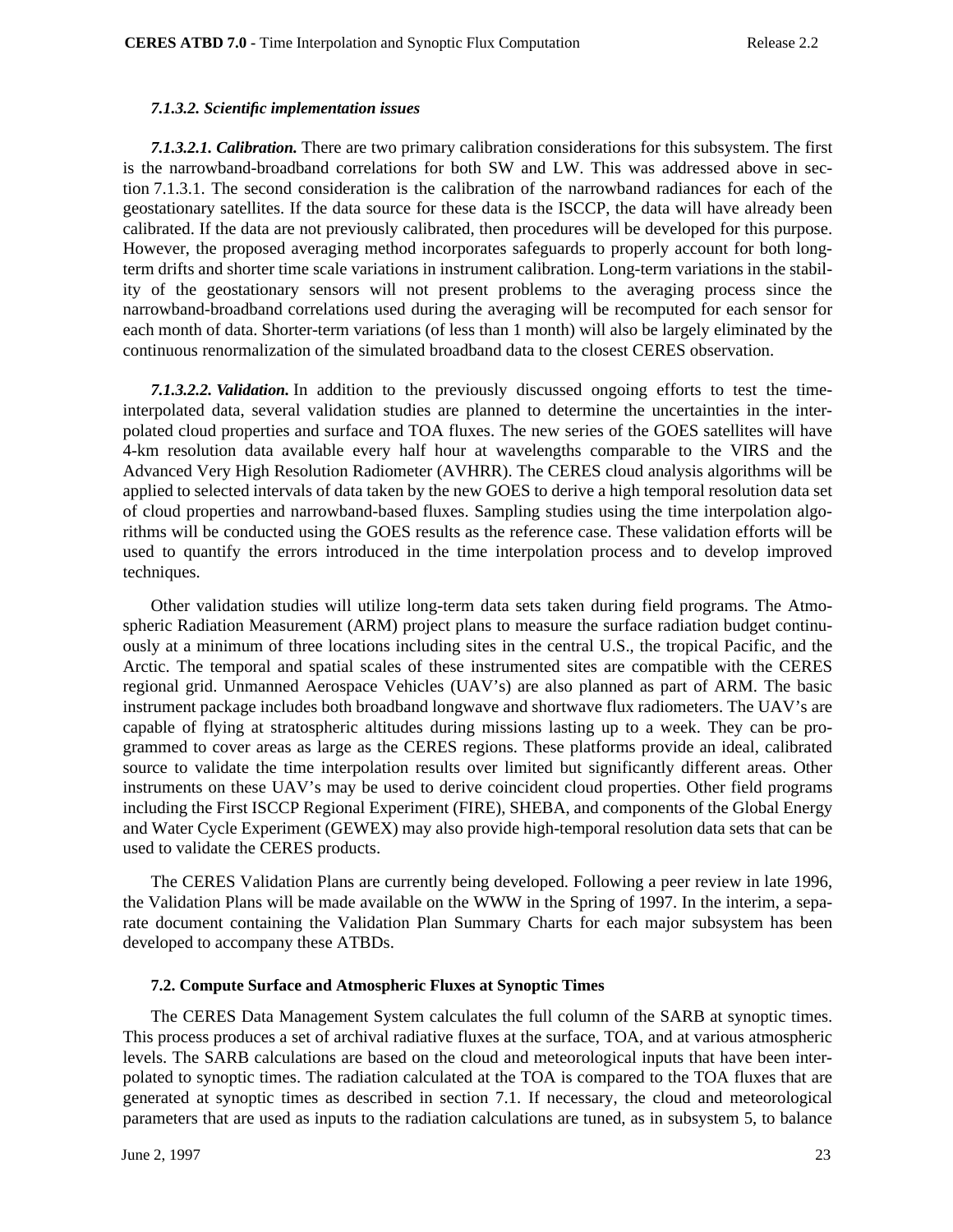#### *7.1.3.2. Scientific implementation issues*

***7.1.3.2.1. Calibration.*** There are two primary calibration considerations for this subsystem. The first is the narrowband-broadband correlations for both SW and LW. This was addressed above in section 7.1.3.1. The second consideration is the calibration of the narrowband radiances for each of the geostationary satellites. If the data source for these data is the ISCCP, the data will have already been calibrated. If the data are not previously calibrated, then procedures will be developed for this purpose. However, the proposed averaging method incorporates safeguards to properly account for both long-term drifts and shorter time scale variations in instrument calibration. Long-term variations in the stability of the geostationary sensors will not present problems to the averaging process since the narrowband-broadband correlations used during the averaging will be recomputed for each sensor for each month of data. Shorter-term variations (of less than 1 month) will also be largely eliminated by the continuous renormalization of the simulated broadband data to the closest CERES observation.

***7.1.3.2.2. Validation.*** In addition to the previously discussed ongoing efforts to test the time-interpolated data, several validation studies are planned to determine the uncertainties in the interpolated cloud properties and surface and TOA fluxes. The new series of the GOES satellites will have 4-km resolution data available every half hour at wavelengths comparable to the VIRS and the Advanced Very High Resolution Radiometer (AVHRR). The CERES cloud analysis algorithms will be applied to selected intervals of data taken by the new GOES to derive a high temporal resolution data set of cloud properties and narrowband-based fluxes. Sampling studies using the time interpolation algorithms will be conducted using the GOES results as the reference case. These validation efforts will be used to quantify the errors introduced in the time interpolation process and to develop improved techniques.

Other validation studies will utilize long-term data sets taken during field programs. The Atmospheric Radiation Measurement (ARM) project plans to measure the surface radiation budget continuously at a minimum of three locations including sites in the central U.S., the tropical Pacific, and the Arctic. The temporal and spatial scales of these instrumented sites are compatible with the CERES regional grid. Unmanned Aerospace Vehicles (UAV's) are also planned as part of ARM. The basic instrument package includes both broadband longwave and shortwave flux radiometers. The UAV's are capable of flying at stratospheric altitudes during missions lasting up to a week. They can be programmed to cover areas as large as the CERES regions. These platforms provide an ideal, calibrated source to validate the time interpolation results over limited but significantly different areas. Other instruments on these UAV's may be used to derive coincident cloud properties. Other field programs including the First ISCCP Regional Experiment (FIRE), SHEBA, and components of the Global Energy and Water Cycle Experiment (GEWEX) may also provide high-temporal resolution data sets that can be used to validate the CERES products.

The CERES Validation Plans are currently being developed. Following a peer review in late 1996, the Validation Plans will be made available on the WWW in the Spring of 1997. In the interim, a separate document containing the Validation Plan Summary Charts for each major subsystem has been developed to accompany these ATBDs.

### 7.2. Compute Surface and Atmospheric Fluxes at Synoptic Times

The CERES Data Management System calculates the full column of the SARB at synoptic times. This process produces a set of archival radiative fluxes at the surface, TOA, and at various atmospheric levels. The SARB calculations are based on the cloud and meteorological inputs that have been interpolated to synoptic times. The radiation calculated at the TOA is compared to the TOA fluxes that are generated at synoptic times as described in section 7.1. If necessary, the cloud and meteorological parameters that are used as inputs to the radiation calculations are tuned, as in subsystem 5, to balance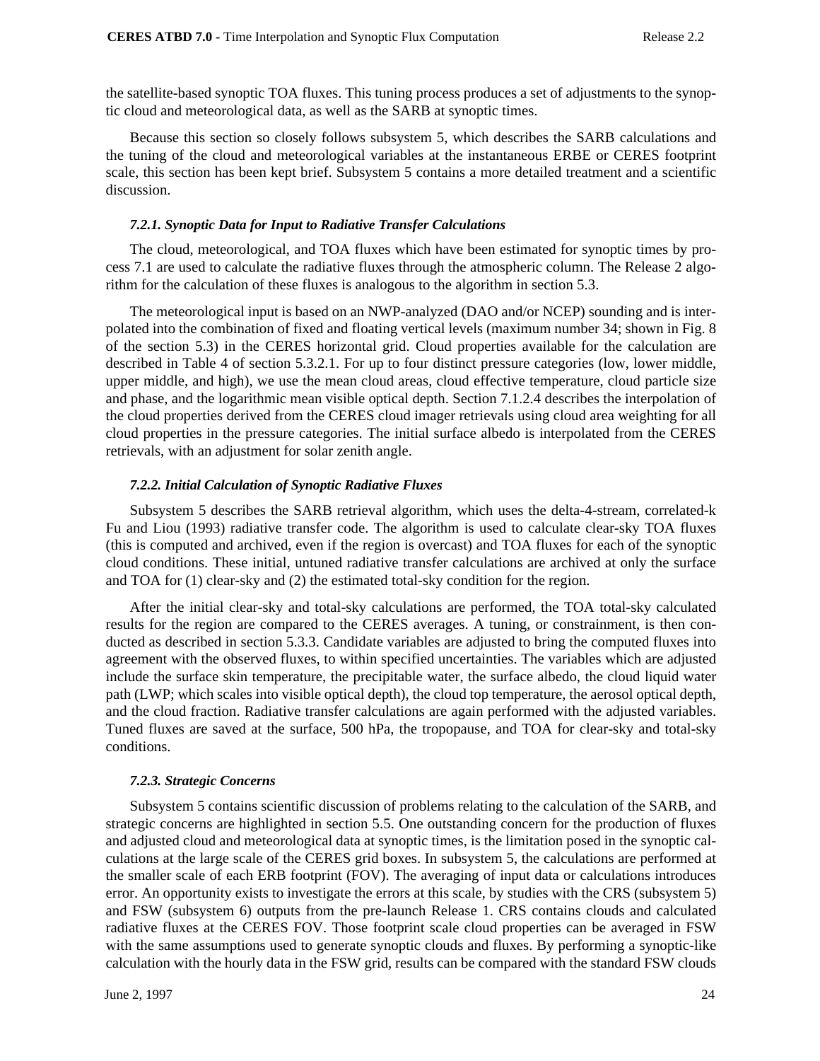the satellite-based synoptic TOA fluxes. This tuning process produces a set of adjustments to the synoptic cloud and meteorological data, as well as the SARB at synoptic times.

Because this section so closely follows subsystem 5, which describes the SARB calculations and the tuning of the cloud and meteorological variables at the instantaneous ERBE or CERES footprint scale, this section has been kept brief. Subsystem 5 contains a more detailed treatment and a scientific discussion.

### *7.2.1. Synoptic Data for Input to Radiative Transfer Calculations*

The cloud, meteorological, and TOA fluxes which have been estimated for synoptic times by process 7.1 are used to calculate the radiative fluxes through the atmospheric column. The Release 2 algorithm for the calculation of these fluxes is analogous to the algorithm in section 5.3.

The meteorological input is based on an NWP-analyzed (DAO and/or NCEP) sounding and is interpolated into the combination of fixed and floating vertical levels (maximum number 34; shown in Fig. 8 of the section 5.3) in the CERES horizontal grid. Cloud properties available for the calculation are described in Table 4 of section 5.3.2.1. For up to four distinct pressure categories (low, lower middle, upper middle, and high), we use the mean cloud areas, cloud effective temperature, cloud particle size and phase, and the logarithmic mean visible optical depth. Section 7.1.2.4 describes the interpolation of the cloud properties derived from the CERES cloud imager retrievals using cloud area weighting for all cloud properties in the pressure categories. The initial surface albedo is interpolated from the CERES retrievals, with an adjustment for solar zenith angle.

### *7.2.2. Initial Calculation of Synoptic Radiative Fluxes*

Subsystem 5 describes the SARB retrieval algorithm, which uses the delta-4-stream, correlated-k Fu and Liou (1993) radiative transfer code. The algorithm is used to calculate clear-sky TOA fluxes (this is computed and archived, even if the region is overcast) and TOA fluxes for each of the synoptic cloud conditions. These initial, untuned radiative transfer calculations are archived at only the surface and TOA for (1) clear-sky and (2) the estimated total-sky condition for the region.

After the initial clear-sky and total-sky calculations are performed, the TOA total-sky calculated results for the region are compared to the CERES averages. A tuning, or constrainment, is then conducted as described in section 5.3.3. Candidate variables are adjusted to bring the computed fluxes into agreement with the observed fluxes, to within specified uncertainties. The variables which are adjusted include the surface skin temperature, the precipitable water, the surface albedo, the cloud liquid water path (LWP; which scales into visible optical depth), the cloud top temperature, the aerosol optical depth, and the cloud fraction. Radiative transfer calculations are again performed with the adjusted variables. Tuned fluxes are saved at the surface, 500 hPa, the tropopause, and TOA for clear-sky and total-sky conditions.

### *7.2.3. Strategic Concerns*

Subsystem 5 contains scientific discussion of problems relating to the calculation of the SARB, and strategic concerns are highlighted in section 5.5. One outstanding concern for the production of fluxes and adjusted cloud and meteorological data at synoptic times, is the limitation posed in the synoptic calculations at the large scale of the CERES grid boxes. In subsystem 5, the calculations are performed at the smaller scale of each ERB footprint (FOV). The averaging of input data or calculations introduces error. An opportunity exists to investigate the errors at this scale, by studies with the CRS (subsystem 5) and FSW (subsystem 6) outputs from the pre-launch Release 1. CRS contains clouds and calculated radiative fluxes at the CERES FOV. Those footprint scale cloud properties can be averaged in FSW with the same assumptions used to generate synoptic clouds and fluxes. By performing a synoptic-like calculation with the hourly data in the FSW grid, results can be compared with the standard FSW clouds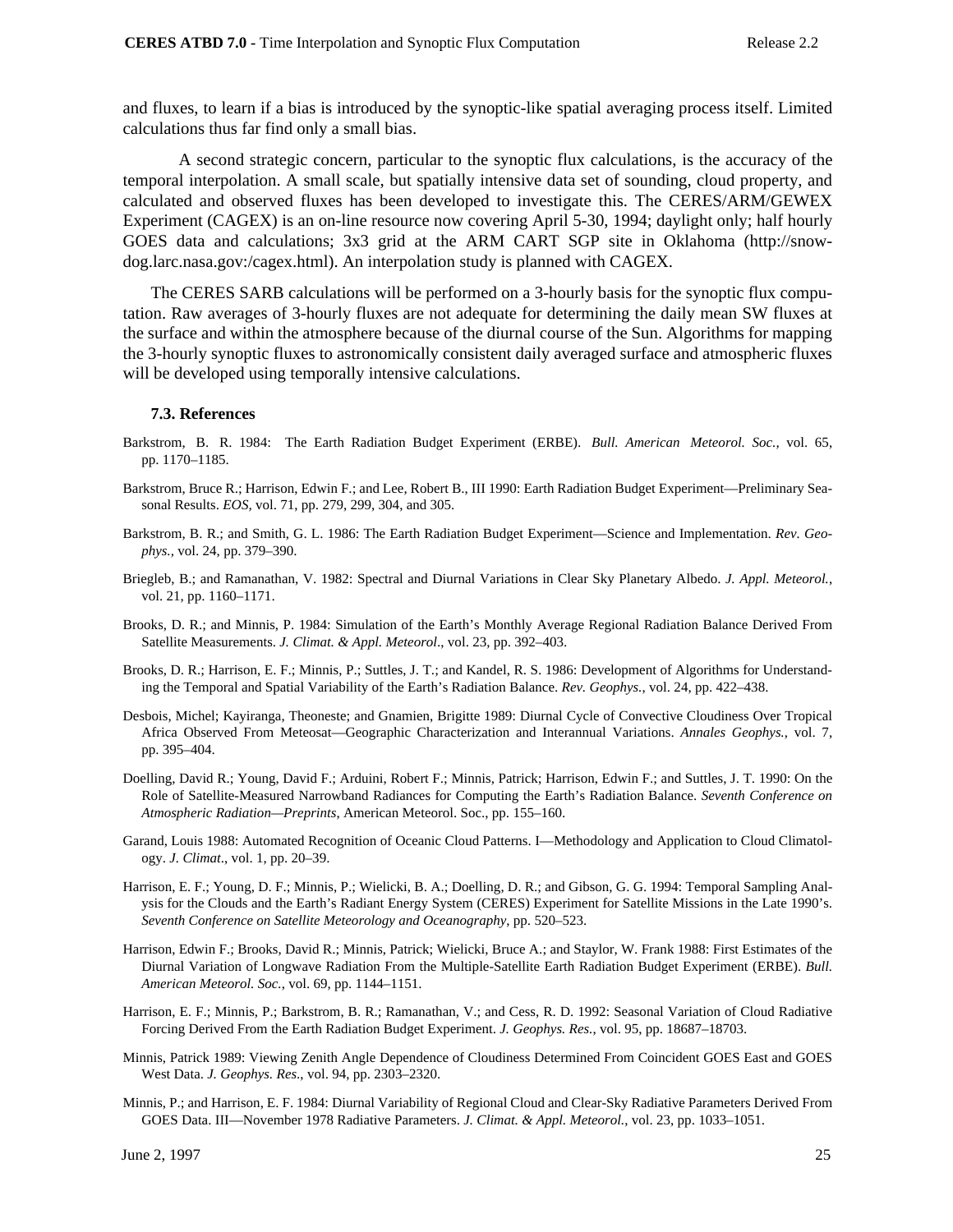and fluxes, to learn if a bias is introduced by the synoptic-like spatial averaging process itself. Limited calculations thus far find only a small bias.

A second strategic concern, particular to the synoptic flux calculations, is the accuracy of the temporal interpolation. A small scale, but spatially intensive data set of sounding, cloud property, and calculated and observed fluxes has been developed to investigate this. The CERES/ARM/GEWEX Experiment (CAGEX) is an on-line resource now covering April 5-30, 1994; daylight only; half hourly GOES data and calculations; 3x3 grid at the ARM CART SGP site in Oklahoma (http://snow-dog.larc.nasa.gov:/cagex.html). An interpolation study is planned with CAGEX.

The CERES SARB calculations will be performed on a 3-hourly basis for the synoptic flux computation. Raw averages of 3-hourly fluxes are not adequate for determining the daily mean SW fluxes at the surface and within the atmosphere because of the diurnal course of the Sun. Algorithms for mapping the 3-hourly synoptic fluxes to astronomically consistent daily averaged surface and atmospheric fluxes will be developed using temporally intensive calculations.

### 7.3. References

Barkstrom, B. R. 1984: The Earth Radiation Budget Experiment (ERBE). *Bull. American Meteorol. Soc.*, vol. 65, pp. 1170–1185.

Barkstrom, Bruce R.; Harrison, Edwin F.; and Lee, Robert B., III 1990: Earth Radiation Budget Experiment—Preliminary Seasonal Results. *EOS*, vol. 71, pp. 279, 299, 304, and 305.

Barkstrom, B. R.; and Smith, G. L. 1986: The Earth Radiation Budget Experiment—Science and Implementation. *Rev. Geophys.*, vol. 24, pp. 379–390.

Briegleb, B.; and Ramanathan, V. 1982: Spectral and Diurnal Variations in Clear Sky Planetary Albedo. *J. Appl. Meteorol.*, vol. 21, pp. 1160–1171.

Brooks, D. R.; and Minnis, P. 1984: Simulation of the Earth's Monthly Average Regional Radiation Balance Derived From Satellite Measurements. *J. Climat. & Appl. Meteorol*., vol. 23, pp. 392–403.

Brooks, D. R.; Harrison, E. F.; Minnis, P.; Suttles, J. T.; and Kandel, R. S. 1986: Development of Algorithms for Understanding the Temporal and Spatial Variability of the Earth's Radiation Balance. *Rev. Geophys.*, vol. 24, pp. 422–438.

Desbois, Michel; Kayiranga, Theoneste; and Gnamien, Brigitte 1989: Diurnal Cycle of Convective Cloudiness Over Tropical Africa Observed From Meteosat—Geographic Characterization and Interannual Variations. *Annales Geophys.*, vol. 7, pp. 395–404.

Doelling, David R.; Young, David F.; Arduini, Robert F.; Minnis, Patrick; Harrison, Edwin F.; and Suttles, J. T. 1990: On the Role of Satellite-Measured Narrowband Radiances for Computing the Earth's Radiation Balance. *Seventh Conference on Atmospheric Radiation—Preprints*, American Meteorol. Soc., pp. 155–160.

Garand, Louis 1988: Automated Recognition of Oceanic Cloud Patterns. I—Methodology and Application to Cloud Climatology. *J. Climat*., vol. 1, pp. 20–39.

Harrison, E. F.; Young, D. F.; Minnis, P.; Wielicki, B. A.; Doelling, D. R.; and Gibson, G. G. 1994: Temporal Sampling Analysis for the Clouds and the Earth's Radiant Energy System (CERES) Experiment for Satellite Missions in the Late 1990's. *Seventh Conference on Satellite Meteorology and Oceanography*, pp. 520–523.

Harrison, Edwin F.; Brooks, David R.; Minnis, Patrick; Wielicki, Bruce A.; and Staylor, W. Frank 1988: First Estimates of the Diurnal Variation of Longwave Radiation From the Multiple-Satellite Earth Radiation Budget Experiment (ERBE). *Bull. American Meteorol. Soc.*, vol. 69, pp. 1144–1151.

Harrison, E. F.; Minnis, P.; Barkstrom, B. R.; Ramanathan, V.; and Cess, R. D. 1992: Seasonal Variation of Cloud Radiative Forcing Derived From the Earth Radiation Budget Experiment. *J. Geophys. Res.*, vol. 95, pp. 18687–18703.

Minnis, Patrick 1989: Viewing Zenith Angle Dependence of Cloudiness Determined From Coincident GOES East and GOES West Data. *J. Geophys. Res*., vol. 94, pp. 2303–2320.

Minnis, P.; and Harrison, E. F. 1984: Diurnal Variability of Regional Cloud and Clear-Sky Radiative Parameters Derived From GOES Data. III—November 1978 Radiative Parameters. *J. Climat. & Appl. Meteorol.*, vol. 23, pp. 1033–1051.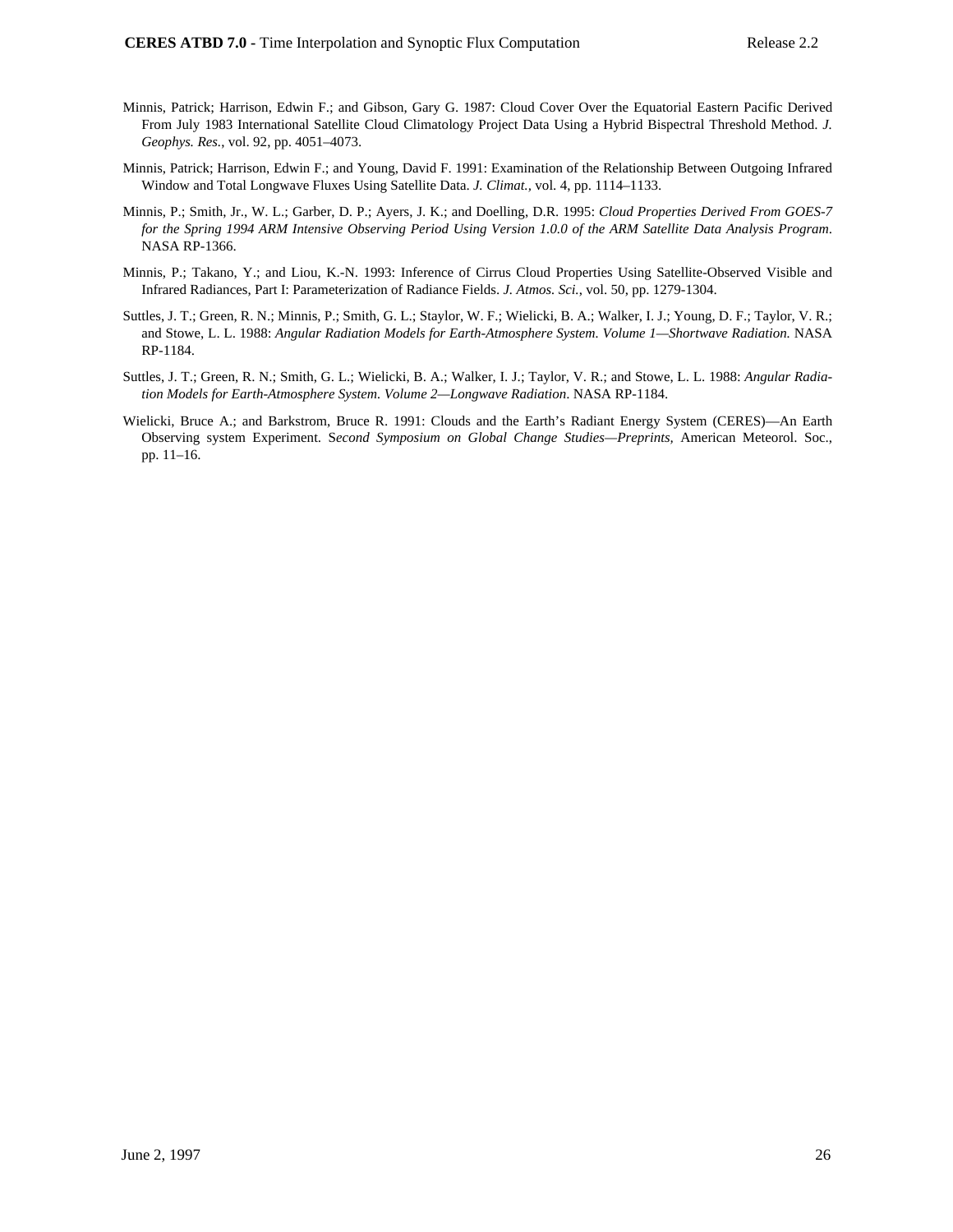Minnis, Patrick; Harrison, Edwin F.; and Gibson, Gary G. 1987: Cloud Cover Over the Equatorial Eastern Pacific Derived From July 1983 International Satellite Cloud Climatology Project Data Using a Hybrid Bispectral Threshold Method. *J. Geophys. Res.*, vol. 92, pp. 4051–4073.

Minnis, Patrick; Harrison, Edwin F.; and Young, David F. 1991: Examination of the Relationship Between Outgoing Infrared Window and Total Longwave Fluxes Using Satellite Data. *J. Climat.*, vol. 4, pp. 1114–1133.

Minnis, P.; Smith, Jr., W. L.; Garber, D. P.; Ayers, J. K.; and Doelling, D.R. 1995: *Cloud Properties Derived From GOES-7 for the Spring 1994 ARM Intensive Observing Period Using Version 1.0.0 of the ARM Satellite Data Analysis Program*. NASA RP-1366.

Minnis, P.; Takano, Y.; and Liou, K.-N. 1993: Inference of Cirrus Cloud Properties Using Satellite-Observed Visible and Infrared Radiances, Part I: Parameterization of Radiance Fields. *J. Atmos. Sci.*, vol. 50, pp. 1279-1304.

Suttles, J. T.; Green, R. N.; Minnis, P.; Smith, G. L.; Staylor, W. F.; Wielicki, B. A.; Walker, I. J.; Young, D. F.; Taylor, V. R.; and Stowe, L. L. 1988: *Angular Radiation Models for Earth-Atmosphere System. Volume 1—Shortwave Radiation.* NASA RP-1184.

Suttles, J. T.; Green, R. N.; Smith, G. L.; Wielicki, B. A.; Walker, I. J.; Taylor, V. R.; and Stowe, L. L. 1988: *Angular Radiation Models for Earth-Atmosphere System. Volume 2—Longwave Radiation*. NASA RP-1184.

Wielicki, Bruce A.; and Barkstrom, Bruce R. 1991: Clouds and the Earth's Radiant Energy System (CERES)—An Earth Observing system Experiment. S*econd Symposium on Global Change Studies—Preprints,* American Meteorol. Soc., pp. 11–16.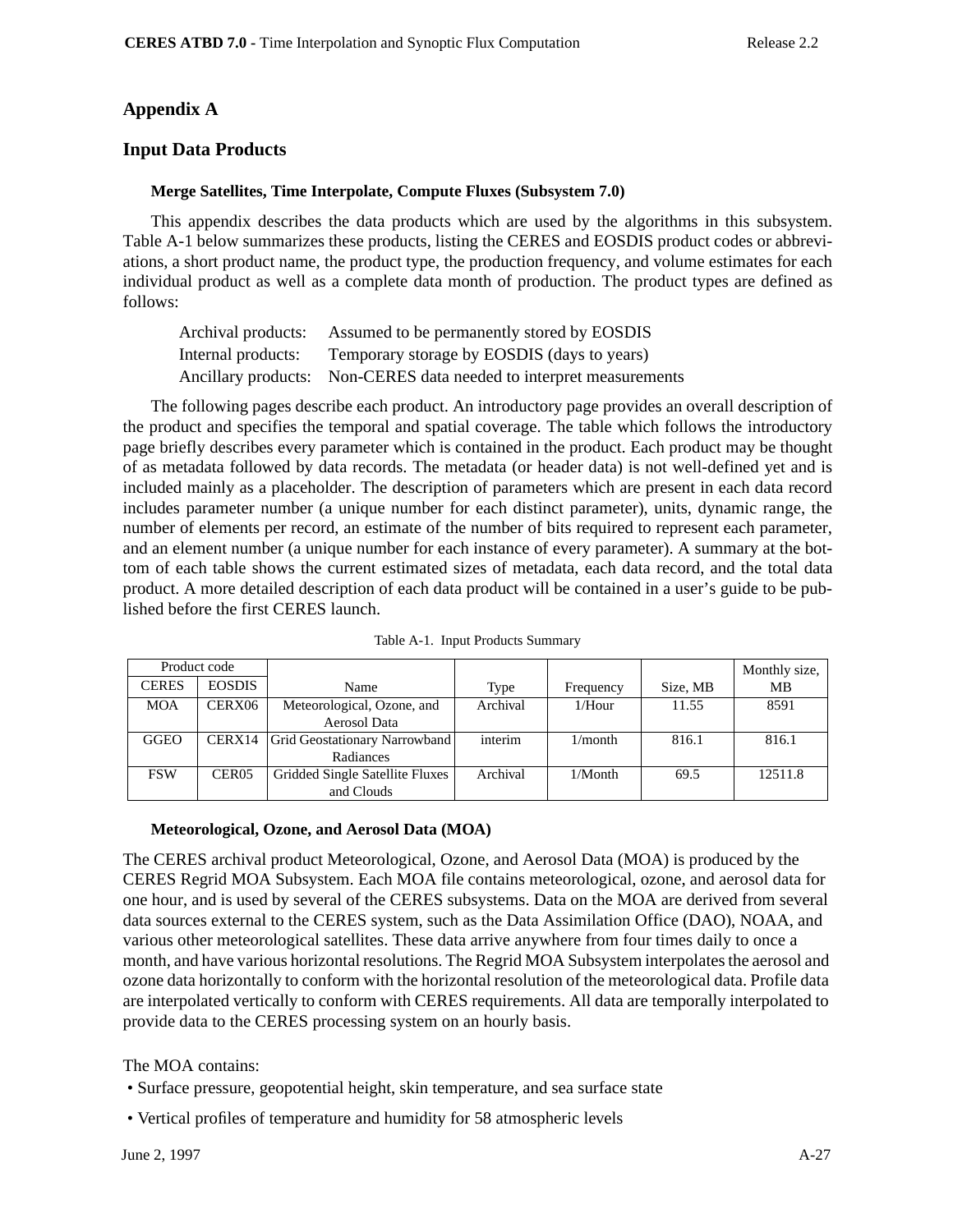# Appendix A

## Input Data Products

### Merge Satellites, Time Interpolate, Compute Fluxes (Subsystem 7.0)

This appendix describes the data products which are used by the algorithms in this subsystem. Table A-1 below summarizes these products, listing the CERES and EOSDIS product codes or abbreviations, a short product name, the product type, the production frequency, and volume estimates for each individual product as well as a complete data month of production. The product types are defined as follows:

Archival products: Assumed to be permanently stored by EOSDIS
Internal products: Temporary storage by EOSDIS (days to years)
Ancillary products: Non-CERES data needed to interpret measurements

The following pages describe each product. An introductory page provides an overall description of the product and specifies the temporal and spatial coverage. The table which follows the introductory page briefly describes every parameter which is contained in the product. Each product may be thought of as metadata followed by data records. The metadata (or header data) is not well-defined yet and is included mainly as a placeholder. The description of parameters which are present in each data record includes parameter number (a unique number for each distinct parameter), units, dynamic range, the number of elements per record, an estimate of the number of bits required to represent each parameter, and an element number (a unique number for each instance of every parameter). A summary at the bottom of each table shows the current estimated sizes of metadata, each data record, and the total data product. A more detailed description of each data product will be contained in a user's guide to be published before the first CERES launch.

Table A-1. Input Products Summary

| Product code | | Name | Type | Frequency | Size, MB | Monthly size, MB |
|---|---|---|---|---|---|---|
| CERES | EOSDIS | | | | | |
| MOA | CERX06 | Meteorological, Ozone, and Aerosol Data | Archival | 1/Hour | 11.55 | 8591 |
| GGEO | CERX14 | Grid Geostationary Narrowband Radiances | interim | 1/month | 816.1 | 816.1 |
| FSW | CER05 | Gridded Single Satellite Fluxes and Clouds | Archival | 1/Month | 69.5 | 12511.8 |

### Meteorological, Ozone, and Aerosol Data (MOA)

The CERES archival product Meteorological, Ozone, and Aerosol Data (MOA) is produced by the CERES Regrid MOA Subsystem. Each MOA file contains meteorological, ozone, and aerosol data for one hour, and is used by several of the CERES subsystems. Data on the MOA are derived from several data sources external to the CERES system, such as the Data Assimilation Office (DAO), NOAA, and various other meteorological satellites. These data arrive anywhere from four times daily to once a month, and have various horizontal resolutions. The Regrid MOA Subsystem interpolates the aerosol and ozone data horizontally to conform with the horizontal resolution of the meteorological data. Profile data are interpolated vertically to conform with CERES requirements. All data are temporally interpolated to provide data to the CERES processing system on an hourly basis.

The MOA contains:

- Surface pressure, geopotential height, skin temperature, and sea surface state
- Vertical profiles of temperature and humidity for 58 atmospheric levels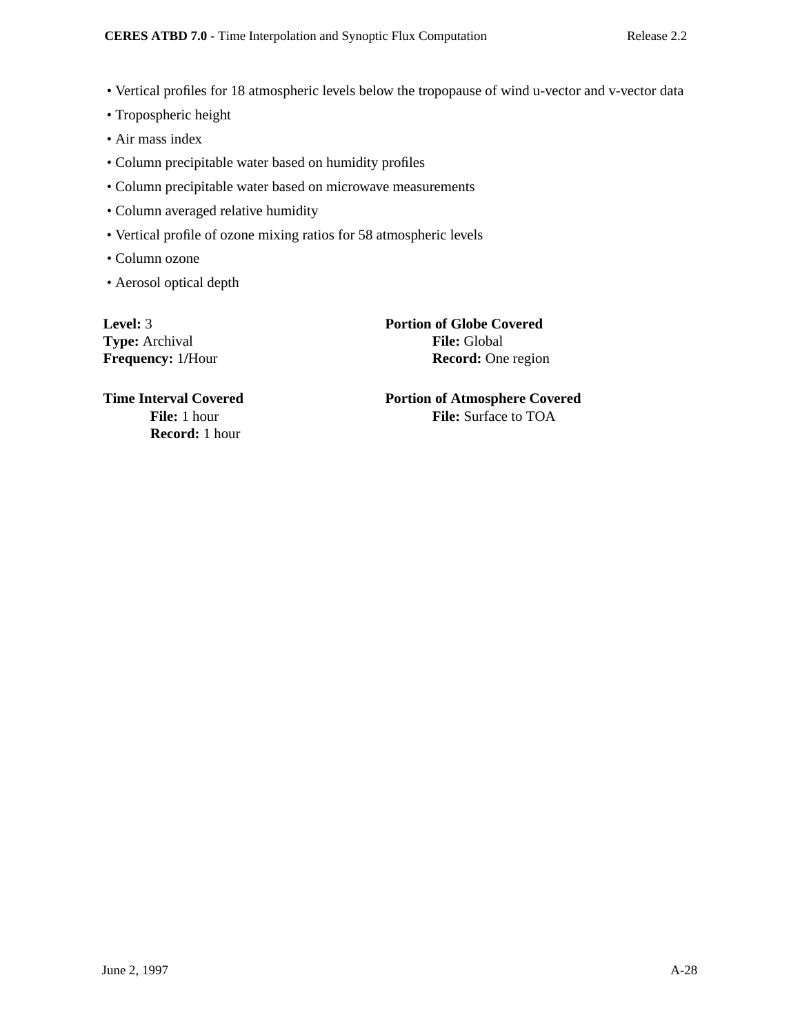- Vertical profiles for 18 atmospheric levels below the tropopause of wind u-vector and v-vector data
- Tropospheric height
- Air mass index
- Column precipitable water based on humidity profiles
- Column precipitable water based on microwave measurements
- Column averaged relative humidity
- Vertical profile of ozone mixing ratios for 58 atmospheric levels
- Column ozone
- Aerosol optical depth

**Level:** 3
**Type:** Archival
**Frequency:** 1/Hour

**Portion of Globe Covered**
**File:** Global
**Record:** One region

**Time Interval Covered**
**File:** 1 hour
**Record:** 1 hour

**Portion of Atmosphere Covered**
**File:** Surface to TOA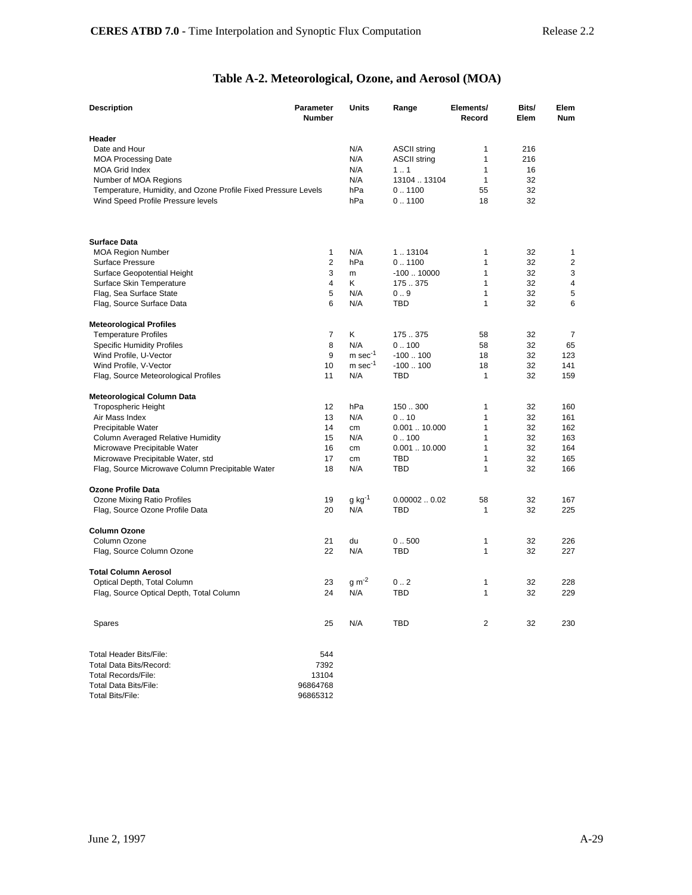## Table A-2. Meteorological, Ozone, and Aerosol (MOA)

| Description | Parameter Number | Units | Range | Elements/ Record | Bits/ Elem | Elem Num |
|---|---|---|---|---|---|---|
| **Header** | | | | | | |
| Date and Hour | | N/A | ASCII string | 1 | 216 | |
| MOA Processing Date | | N/A | ASCII string | 1 | 216 | |
| MOA Grid Index | | N/A | 1 .. 1 | 1 | 16 | |
| Number of MOA Regions | | N/A | 13104 .. 13104 | 1 | 32 | |
| Temperature, Humidity, and Ozone Profile Fixed Pressure Levels | | hPa | 0 .. 1100 | 55 | 32 | |
| Wind Speed Profile Pressure levels | | hPa | 0 .. 1100 | 18 | 32 | |
| **Surface Data** | | | | | | |
| MOA Region Number | 1 | N/A | 1 .. 13104 | 1 | 32 | 1 |
| Surface Pressure | 2 | hPa | 0 .. 1100 | 1 | 32 | 2 |
| Surface Geopotential Height | 3 | m | -100 .. 10000 | 1 | 32 | 3 |
| Surface Skin Temperature | 4 | K | 175 .. 375 | 1 | 32 | 4 |
| Flag, Sea Surface State | 5 | N/A | 0 .. 9 | 1 | 32 | 5 |
| Flag, Source Surface Data | 6 | N/A | TBD | 1 | 32 | 6 |
| **Meteorological Profiles** | | | | | | |
| Temperature Profiles | 7 | K | 175 .. 375 | 58 | 32 | 7 |
| Specific Humidity Profiles | 8 | N/A | 0 .. 100 | 58 | 32 | 65 |
| Wind Profile, U-Vector | 9 | m $sec^{-1}$ | -100 .. 100 | 18 | 32 | 123 |
| Wind Profile, V-Vector | 10 | m $sec^{-1}$ | -100 .. 100 | 18 | 32 | 141 |
| Flag, Source Meteorological Profiles | 11 | N/A | TBD | 1 | 32 | 159 |
| **Meteorological Column Data** | | | | | | |
| Tropospheric Height | 12 | hPa | 150 .. 300 | 1 | 32 | 160 |
| Air Mass Index | 13 | N/A | 0 .. 10 | 1 | 32 | 161 |
| Precipitable Water | 14 | cm | 0.001 .. 10.000 | 1 | 32 | 162 |
| Column Averaged Relative Humidity | 15 | N/A | 0 .. 100 | 1 | 32 | 163 |
| Microwave Precipitable Water | 16 | cm | 0.001 .. 10.000 | 1 | 32 | 164 |
| Microwave Precipitable Water, std | 17 | cm | TBD | 1 | 32 | 165 |
| Flag, Source Microwave Column Precipitable Water | 18 | N/A | TBD | 1 | 32 | 166 |
| **Ozone Profile Data** | | | | | | |
| Ozone Mixing Ratio Profiles | 19 | g $kg^{-1}$ | 0.00002 .. 0.02 | 58 | 32 | 167 |
| Flag, Source Ozone Profile Data | 20 | N/A | TBD | 1 | 32 | 225 |
| **Column Ozone** | | | | | | |
| Column Ozone | 21 | du | 0 .. 500 | 1 | 32 | 226 |
| Flag, Source Column Ozone | 22 | N/A | TBD | 1 | 32 | 227 |
| **Total Column Aerosol** | | | | | | |
| Optical Depth, Total Column | 23 | g $m^{-2}$ | 0 .. 2 | 1 | 32 | 228 |
| Flag, Source Optical Depth, Total Column | 24 | N/A | TBD | 1 | 32 | 229 |
| Spares | 25 | N/A | TBD | 2 | 32 | 230 |

| | |
|---|---|
| Total Header Bits/File: | 544 |
| Total Data Bits/Record: | 7392 |
| Total Records/File: | 13104 |
| Total Data Bits/File: | 96864768 |
| Total Bits/File: | 96865312 |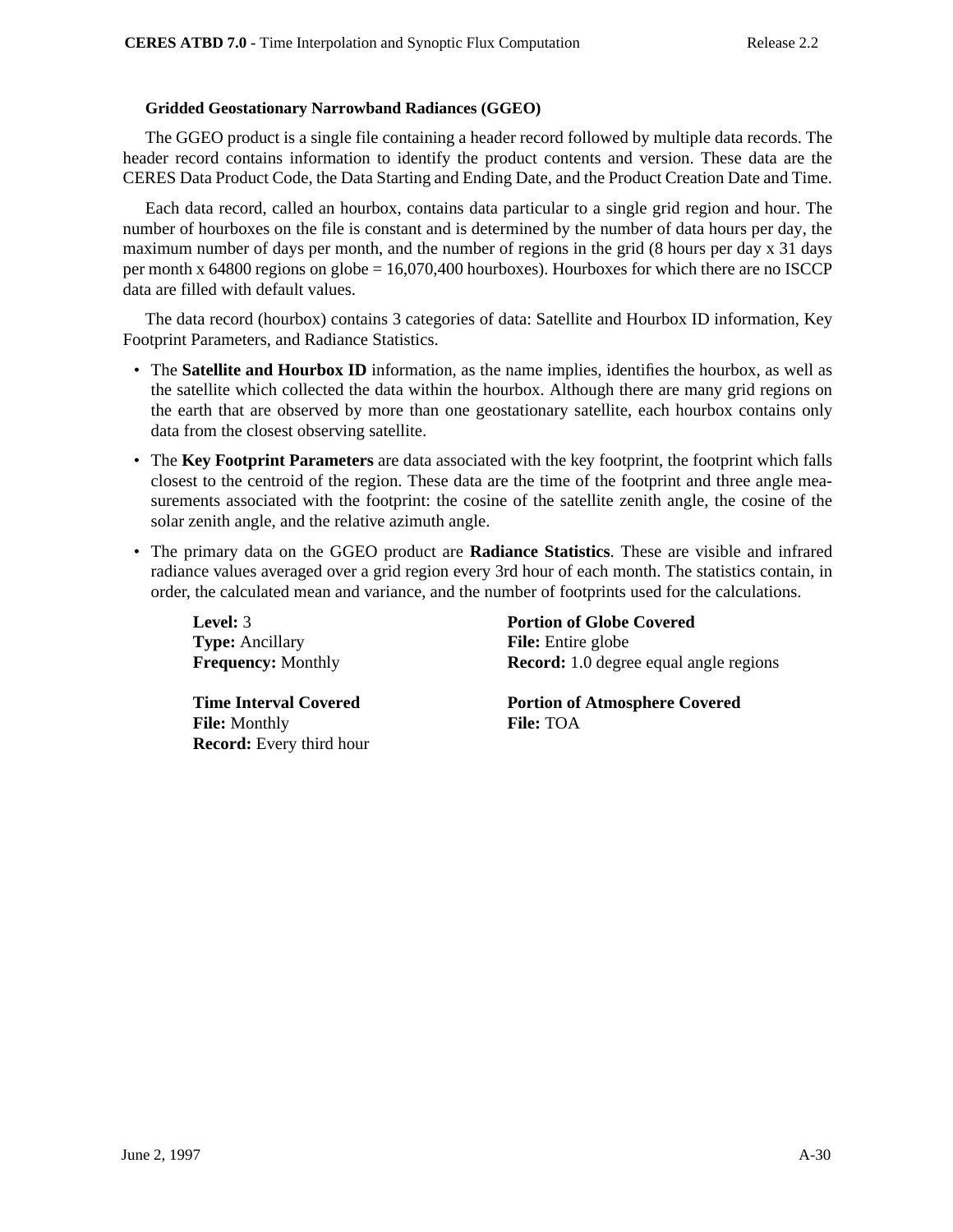### Gridded Geostationary Narrowband Radiances (GGEO)

The GGEO product is a single file containing a header record followed by multiple data records. The header record contains information to identify the product contents and version. These data are the CERES Data Product Code, the Data Starting and Ending Date, and the Product Creation Date and Time.

Each data record, called an hourbox, contains data particular to a single grid region and hour. The number of hourboxes on the file is constant and is determined by the number of data hours per day, the maximum number of days per month, and the number of regions in the grid (8 hours per day x 31 days per month x 64800 regions on globe = 16,070,400 hourboxes). Hourboxes for which there are no ISCCP data are filled with default values.

The data record (hourbox) contains 3 categories of data: Satellite and Hourbox ID information, Key Footprint Parameters, and Radiance Statistics.

- The **Satellite and Hourbox ID** information, as the name implies, identifies the hourbox, as well as the satellite which collected the data within the hourbox. Although there are many grid regions on the earth that are observed by more than one geostationary satellite, each hourbox contains only data from the closest observing satellite.
- The **Key Footprint Parameters** are data associated with the key footprint, the footprint which falls closest to the centroid of the region. These data are the time of the footprint and three angle measurements associated with the footprint: the cosine of the satellite zenith angle, the cosine of the solar zenith angle, and the relative azimuth angle.
- The primary data on the GGEO product are **Radiance Statistics**. These are visible and infrared radiance values averaged over a grid region every 3rd hour of each month. The statistics contain, in order, the calculated mean and variance, and the number of footprints used for the calculations.

**Level:** 3
**Type:** Ancillary
**Frequency:** Monthly

**Portion of Globe Covered**
**File:** Entire globe
**Record:** 1.0 degree equal angle regions

**Time Interval Covered**
**File:** Monthly
**Record:** Every third hour

**Portion of Atmosphere Covered**
**File:** TOA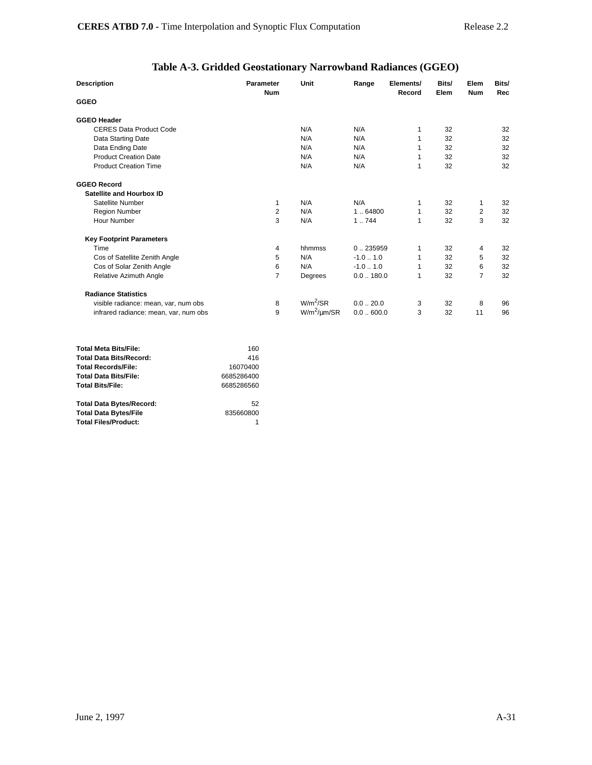# Table A-3. Gridded Geostationary Narrowband Radiances (GGEO)

| Description | Parameter Num | Unit | Range | Elements/ Record | Bits/ Elem | Elem Num | Bits/ Rec |
|---|---|---|---|---|---|---|---|
| **GGEO** | | | | | | | |
| **GGEO Header** | | | | | | | |
| CERES Data Product Code | | N/A | N/A | 1 | 32 | | 32 |
| Data Starting Date | | N/A | N/A | 1 | 32 | | 32 |
| Data Ending Date | | N/A | N/A | 1 | 32 | | 32 |
| Product Creation Date | | N/A | N/A | 1 | 32 | | 32 |
| Product Creation Time | | N/A | N/A | 1 | 32 | | 32 |
| **GGEO Record** | | | | | | | |
| **Satellite and Hourbox ID** | | | | | | | |
| Satellite Number | 1 | N/A | N/A | 1 | 32 | 1 | 32 |
| Region Number | 2 | N/A | 1 .. 64800 | 1 | 32 | 2 | 32 |
| Hour Number | 3 | N/A | 1 .. 744 | 1 | 32 | 3 | 32 |
| **Key Footprint Parameters** | | | | | | | |
| Time | 4 | hhmmss | 0 .. 235959 | 1 | 32 | 4 | 32 |
| Cos of Satellite Zenith Angle | 5 | N/A | -1.0 .. 1.0 | 1 | 32 | 5 | 32 |
| Cos of Solar Zenith Angle | 6 | N/A | -1.0 .. 1.0 | 1 | 32 | 6 | 32 |
| Relative Azimuth Angle | 7 | Degrees | 0.0 .. 180.0 | 1 | 32 | 7 | 32 |
| **Radiance Statistics** | | | | | | | |
| visible radiance: mean, var, num obs | 8 | $W/m^2/SR$ | 0.0 .. 20.0 | 3 | 32 | 8 | 96 |
| infrared radiance: mean, var, num obs | 9 | $W/m^2/\mu m/SR$ | 0.0 .. 600.0 | 3 | 32 | 11 | 96 |

| | |
|---|---|
| **Total Meta Bits/File:** | 160 |
| **Total Data Bits/Record:** | 416 |
| **Total Records/File:** | 16070400 |
| **Total Data Bits/File:** | 6685286400 |
| **Total Bits/File:** | 6685286560 |
| **Total Data Bytes/Record:** | 52 |
| **Total Data Bytes/File** | 835660800 |
| **Total Files/Product:** | 1 |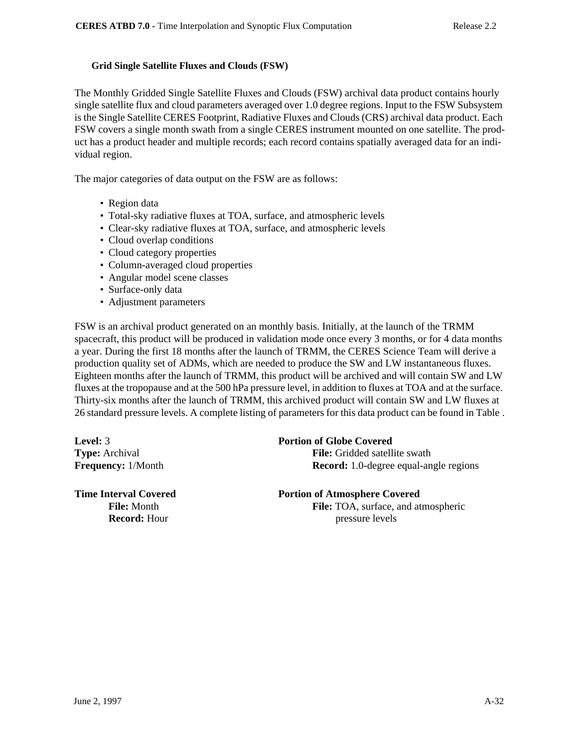### Grid Single Satellite Fluxes and Clouds (FSW)

The Monthly Gridded Single Satellite Fluxes and Clouds (FSW) archival data product contains hourly single satellite flux and cloud parameters averaged over 1.0 degree regions. Input to the FSW Subsystem is the Single Satellite CERES Footprint, Radiative Fluxes and Clouds (CRS) archival data product. Each FSW covers a single month swath from a single CERES instrument mounted on one satellite. The product has a product header and multiple records; each record contains spatially averaged data for an individual region.

The major categories of data output on the FSW are as follows:

- Region data
- Total-sky radiative fluxes at TOA, surface, and atmospheric levels
- Clear-sky radiative fluxes at TOA, surface, and atmospheric levels
- Cloud overlap conditions
- Cloud category properties
- Column-averaged cloud properties
- Angular model scene classes
- Surface-only data
- Adjustment parameters

FSW is an archival product generated on an monthly basis. Initially, at the launch of the TRMM spacecraft, this product will be produced in validation mode once every 3 months, or for 4 data months a year. During the first 18 months after the launch of TRMM, the CERES Science Team will derive a production quality set of ADMs, which are needed to produce the SW and LW instantaneous fluxes. Eighteen months after the launch of TRMM, this product will be archived and will contain SW and LW fluxes at the tropopause and at the 500 hPa pressure level, in addition to fluxes at TOA and at the surface. Thirty-six months after the launch of TRMM, this archived product will contain SW and LW fluxes at 26 standard pressure levels. A complete listing of parameters for this data product can be found in Table .

**Level:** 3
**Type:** Archival
**Frequency:** 1/Month

**Time Interval Covered**
- **File:** Month
- **Record:** Hour

**Portion of Globe Covered**
- **File:** Gridded satellite swath
- **Record:** 1.0-degree equal-angle regions

**Portion of Atmosphere Covered**
- **File:** TOA, surface, and atmospheric pressure levels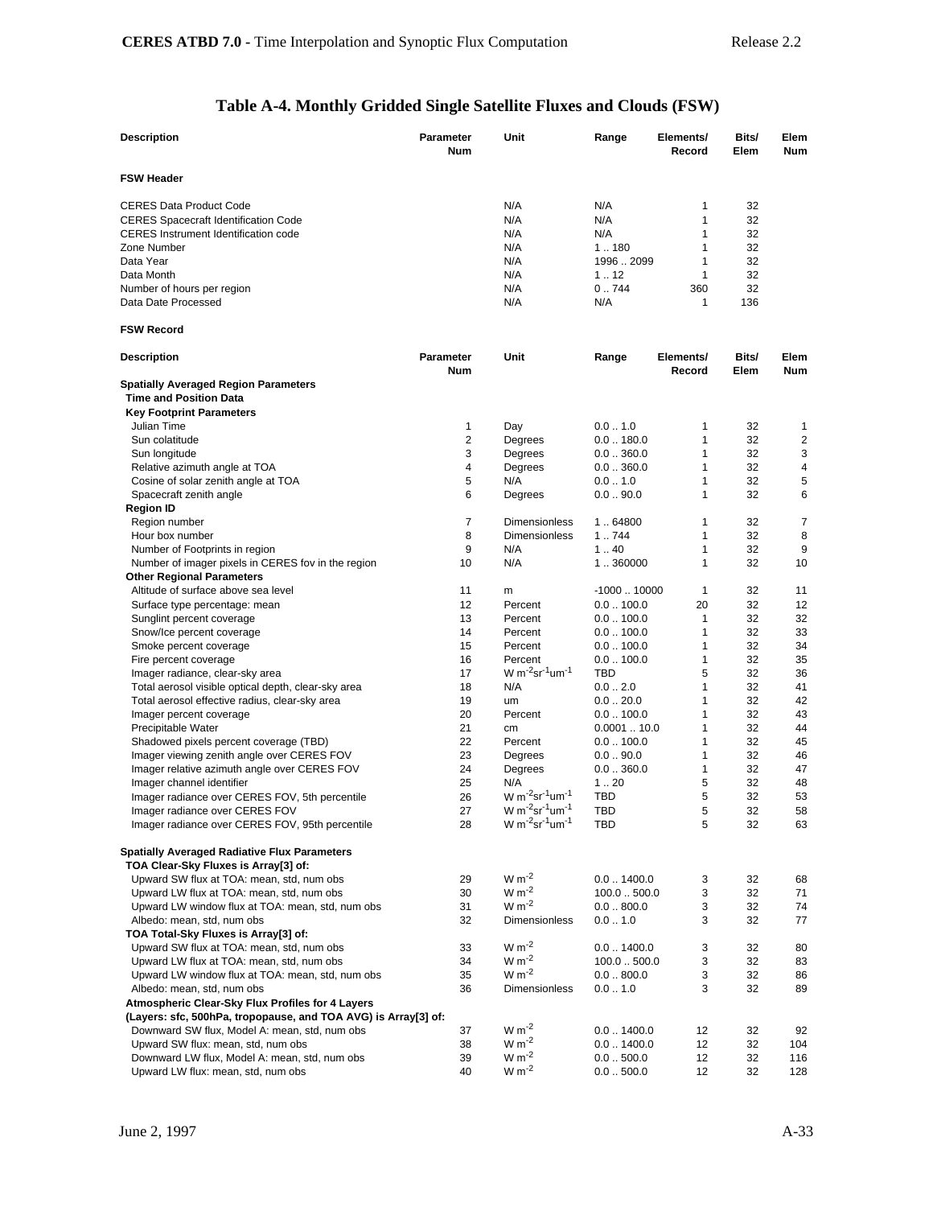## Table A-4. Monthly Gridded Single Satellite Fluxes and Clouds (FSW)

| Description | Parameter Num | Unit | Range | Elements/ Record | Bits/ Elem | Elem Num |
|---|---|---|---|---|---|---|
| **FSW Header** | | | | | | |
| CERES Data Product Code | | N/A | N/A | 1 | 32 | |
| CERES Spacecraft Identification Code | | N/A | N/A | 1 | 32 | |
| CERES Instrument Identification code | | N/A | N/A | 1 | 32 | |
| Zone Number | | N/A | 1 .. 180 | 1 | 32 | |
| Data Year | | N/A | 1996 .. 2099 | 1 | 32 | |
| Data Month | | N/A | 1 .. 12 | 1 | 32 | |
| Number of hours per region | | N/A | 0 .. 744 | 360 | 32 | |
| Data Date Processed | | N/A | N/A | 1 | 136 | |

**FSW Record**

| Description | Parameter Num | Unit | Range | Elements/ Record | Bits/ Elem | Elem Num |
|---|---|---|---|---|---|---|
| **Spatially Averaged Region Parameters** | | | | | | |
| **Time and Position Data** | | | | | | |
| **Key Footprint Parameters** | | | | | | |
| Julian Time | 1 | Day | 0.0 .. 1.0 | 1 | 32 | 1 |
| Sun colatitude | 2 | Degrees | 0.0 .. 180.0 | 1 | 32 | 2 |
| Sun longitude | 3 | Degrees | 0.0 .. 360.0 | 1 | 32 | 3 |
| Relative azimuth angle at TOA | 4 | Degrees | 0.0 .. 360.0 | 1 | 32 | 4 |
| Cosine of solar zenith angle at TOA | 5 | N/A | 0.0 .. 1.0 | 1 | 32 | 5 |
| Spacecraft zenith angle | 6 | Degrees | 0.0 .. 90.0 | 1 | 32 | 6 |
| **Region ID** | | | | | | |
| Region number | 7 | Dimensionless | 1 .. 64800 | 1 | 32 | 7 |
| Hour box number | 8 | Dimensionless | 1 .. 744 | 1 | 32 | 8 |
| Number of Footprints in region | 9 | N/A | 1 .. 40 | 1 | 32 | 9 |
| Number of imager pixels in CERES fov in the region | 10 | N/A | 1 .. 360000 | 1 | 32 | 10 |
| **Other Regional Parameters** | | | | | | |
| Altitude of surface above sea level | 11 | m | -1000 .. 10000 | 1 | 32 | 11 |
| Surface type percentage: mean | 12 | Percent | 0.0 .. 100.0 | 20 | 32 | 12 |
| Sunglint percent coverage | 13 | Percent | 0.0 .. 100.0 | 1 | 32 | 32 |
| Snow/Ice percent coverage | 14 | Percent | 0.0 .. 100.0 | 1 | 32 | 33 |
| Smoke percent coverage | 15 | Percent | 0.0 .. 100.0 | 1 | 32 | 34 |
| Fire percent coverage | 16 | Percent | 0.0 .. 100.0 | 1 | 32 | 35 |
| Imager radiance, clear-sky area | 17 | $W\ m^{-2} sr^{-1} um^{-1}$ | TBD | 5 | 32 | 36 |
| Total aerosol visible optical depth, clear-sky area | 18 | N/A | 0.0 .. 2.0 | 1 | 32 | 41 |
| Total aerosol effective radius, clear-sky area | 19 | um | 0.0 .. 20.0 | 1 | 32 | 42 |
| Imager percent coverage | 20 | Percent | 0.0 .. 100.0 | 1 | 32 | 43 |
| Precipitable Water | 21 | cm | 0.0001 .. 10.0 | 1 | 32 | 44 |
| Shadowed pixels percent coverage (TBD) | 22 | Percent | 0.0 .. 100.0 | 1 | 32 | 45 |
| Imager viewing zenith angle over CERES FOV | 23 | Degrees | 0.0 .. 90.0 | 1 | 32 | 46 |
| Imager relative azimuth angle over CERES FOV | 24 | Degrees | 0.0 .. 360.0 | 1 | 32 | 47 |
| Imager channel identifier | 25 | N/A | 1 .. 20 | 5 | 32 | 48 |
| Imager radiance over CERES FOV, 5th percentile | 26 | $W\ m^{-2} sr^{-1} um^{-1}$ | TBD | 5 | 32 | 53 |
| Imager radiance over CERES FOV | 27 | $W\ m^{-2} sr^{-1} um^{-1}$ | TBD | 5 | 32 | 58 |
| Imager radiance over CERES FOV, 95th percentile | 28 | $W\ m^{-2} sr^{-1} um^{-1}$ | TBD | 5 | 32 | 63 |
| **Spatially Averaged Radiative Flux Parameters** | | | | | | |
| **TOA Clear-Sky Fluxes is Array[3] of:** | | | | | | |
| Upward SW flux at TOA: mean, std, num obs | 29 | $W\ m^{-2}$ | 0.0 .. 1400.0 | 3 | 32 | 68 |
| Upward LW flux at TOA: mean, std, num obs | 30 | $W\ m^{-2}$ | 100.0 .. 500.0 | 3 | 32 | 71 |
| Upward LW window flux at TOA: mean, std, num obs | 31 | $W\ m^{-2}$ | 0.0 .. 800.0 | 3 | 32 | 74 |
| Albedo: mean, std, num obs | 32 | Dimensionless | 0.0 .. 1.0 | 3 | 32 | 77 |
| **TOA Total-Sky Fluxes is Array[3] of:** | | | | | | |
| Upward SW flux at TOA: mean, std, num obs | 33 | $W\ m^{-2}$ | 0.0 .. 1400.0 | 3 | 32 | 80 |
| Upward LW flux at TOA: mean, std, num obs | 34 | $W\ m^{-2}$ | 100.0 .. 500.0 | 3 | 32 | 83 |
| Upward LW window flux at TOA: mean, std, num obs | 35 | $W\ m^{-2}$ | 0.0 .. 800.0 | 3 | 32 | 86 |
| Albedo: mean, std, num obs | 36 | Dimensionless | 0.0 .. 1.0 | 3 | 32 | 89 |
| **Atmospheric Clear-Sky Flux Profiles for 4 Layers** | | | | | | |
| **(Layers: sfc, 500hPa, tropopause, and TOA AVG) is Array[3] of:** | | | | | | |
| Downward SW flux, Model A: mean, std, num obs | 37 | $W\ m^{-2}$ | 0.0 .. 1400.0 | 12 | 32 | 92 |
| Upward SW flux: mean, std, num obs | 38 | $W\ m^{-2}$ | 0.0 .. 1400.0 | 12 | 32 | 104 |
| Downward LW flux, Model A: mean, std, num obs | 39 | $W\ m^{-2}$ | 0.0 .. 500.0 | 12 | 32 | 116 |
| Upward LW flux: mean, std, num obs | 40 | $W\ m^{-2}$ | 0.0 .. 500.0 | 12 | 32 | 128 |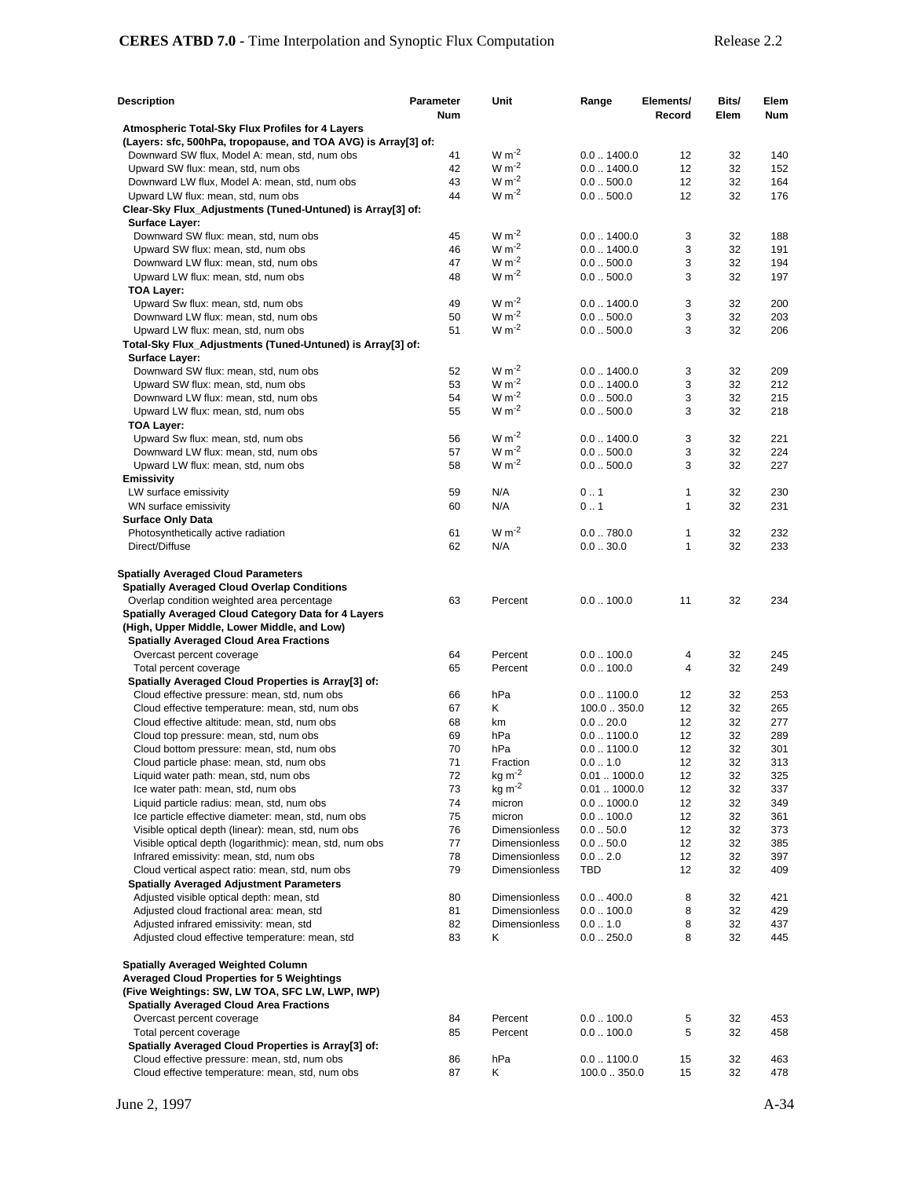| Description | Parameter Num | Unit | Range | Elements/ Record | Bits/ Elem | Elem Num |
|---|---|---|---|---|---|---|
| **Atmospheric Total-Sky Flux Profiles for 4 Layers** | | | | | | |
| **(Layers: sfc, 500hPa, tropopause, and TOA AVG) is Array[3] of:** | | | | | | |
| Downward SW flux, Model A: mean, std, num obs | 41 | W $m^{-2}$ | 0.0 .. 1400.0 | 12 | 32 | 140 |
| Upward SW flux: mean, std, num obs | 42 | W $m^{-2}$ | 0.0 .. 1400.0 | 12 | 32 | 152 |
| Downward LW flux, Model A: mean, std, num obs | 43 | W $m^{-2}$ | 0.0 .. 500.0 | 12 | 32 | 164 |
| Upward LW flux: mean, std, num obs | 44 | W $m^{-2}$ | 0.0 .. 500.0 | 12 | 32 | 176 |
| **Clear-Sky Flux_Adjustments (Tuned-Untuned) is Array[3] of:** | | | | | | |
| **Surface Layer:** | | | | | | |
| Downward SW flux: mean, std, num obs | 45 | W $m^{-2}$ | 0.0 .. 1400.0 | 3 | 32 | 188 |
| Upward SW flux: mean, std, num obs | 46 | W $m^{-2}$ | 0.0 .. 1400.0 | 3 | 32 | 191 |
| Downward LW flux: mean, std, num obs | 47 | W $m^{-2}$ | 0.0 .. 500.0 | 3 | 32 | 194 |
| Upward LW flux: mean, std, num obs | 48 | W $m^{-2}$ | 0.0 .. 500.0 | 3 | 32 | 197 |
| **TOA Layer:** | | | | | | |
| Upward Sw flux: mean, std, num obs | 49 | W $m^{-2}$ | 0.0 .. 1400.0 | 3 | 32 | 200 |
| Downward LW flux: mean, std, num obs | 50 | W $m^{-2}$ | 0.0 .. 500.0 | 3 | 32 | 203 |
| Upward LW flux: mean, std, num obs | 51 | W $m^{-2}$ | 0.0 .. 500.0 | 3 | 32 | 206 |
| **Total-Sky Flux_Adjustments (Tuned-Untuned) is Array[3] of:** | | | | | | |
| **Surface Layer:** | | | | | | |
| Downward SW flux: mean, std, num obs | 52 | W $m^{-2}$ | 0.0 .. 1400.0 | 3 | 32 | 209 |
| Upward SW flux: mean, std, num obs | 53 | W $m^{-2}$ | 0.0 .. 1400.0 | 3 | 32 | 212 |
| Downward LW flux: mean, std, num obs | 54 | W $m^{-2}$ | 0.0 .. 500.0 | 3 | 32 | 215 |
| Upward LW flux: mean, std, num obs | 55 | W $m^{-2}$ | 0.0 .. 500.0 | 3 | 32 | 218 |
| **TOA Layer:** | | | | | | |
| Upward Sw flux: mean, std, num obs | 56 | W $m^{-2}$ | 0.0 .. 1400.0 | 3 | 32 | 221 |
| Downward LW flux: mean, std, num obs | 57 | W $m^{-2}$ | 0.0 .. 500.0 | 3 | 32 | 224 |
| Upward LW flux: mean, std, num obs | 58 | W $m^{-2}$ | 0.0 .. 500.0 | 3 | 32 | 227 |
| **Emissivity** | | | | | | |
| LW surface emissivity | 59 | N/A | 0 .. 1 | 1 | 32 | 230 |
| WN surface emissivity | 60 | N/A | 0 .. 1 | 1 | 32 | 231 |
| **Surface Only Data** | | | | | | |
| Photosynthetically active radiation | 61 | W $m^{-2}$ | 0.0 .. 780.0 | 1 | 32 | 232 |
| Direct/Diffuse | 62 | N/A | 0.0 .. 30.0 | 1 | 32 | 233 |
| | | | | | | |
| **Spatially Averaged Cloud Parameters** | | | | | | |
| **Spatially Averaged Cloud Overlap Conditions** | | | | | | |
| Overlap condition weighted area percentage | 63 | Percent | 0.0 .. 100.0 | 11 | 32 | 234 |
| **Spatially Averaged Cloud Category Data for 4 Layers** | | | | | | |
| **(High, Upper Middle, Lower Middle, and Low)** | | | | | | |
| **Spatially Averaged Cloud Area Fractions** | | | | | | |
| Overcast percent coverage | 64 | Percent | 0.0 .. 100.0 | 4 | 32 | 245 |
| Total percent coverage | 65 | Percent | 0.0 .. 100.0 | 4 | 32 | 249 |
| **Spatially Averaged Cloud Properties is Array[3] of:** | | | | | | |
| Cloud effective pressure: mean, std, num obs | 66 | hPa | 0.0 .. 1100.0 | 12 | 32 | 253 |
| Cloud effective temperature: mean, std, num obs | 67 | K | 100.0 .. 350.0 | 12 | 32 | 265 |
| Cloud effective altitude: mean, std, num obs | 68 | km | 0.0 .. 20.0 | 12 | 32 | 277 |
| Cloud top pressure: mean, std, num obs | 69 | hPa | 0.0 .. 1100.0 | 12 | 32 | 289 |
| Cloud bottom pressure: mean, std, num obs | 70 | hPa | 0.0 .. 1100.0 | 12 | 32 | 301 |
| Cloud particle phase: mean, std, num obs | 71 | Fraction | 0.0 .. 1.0 | 12 | 32 | 313 |
| Liquid water path: mean, std, num obs | 72 | kg $m^{-2}$ | 0.01 .. 1000.0 | 12 | 32 | 325 |
| Ice water path: mean, std, num obs | 73 | kg $m^{-2}$ | 0.01 .. 1000.0 | 12 | 32 | 337 |
| Liquid particle radius: mean, std, num obs | 74 | micron | 0.0 .. 1000.0 | 12 | 32 | 349 |
| Ice particle effective diameter: mean, std, num obs | 75 | micron | 0.0 .. 100.0 | 12 | 32 | 361 |
| Visible optical depth (linear): mean, std, num obs | 76 | Dimensionless | 0.0 .. 50.0 | 12 | 32 | 373 |
| Visible optical depth (logarithmic): mean, std, num obs | 77 | Dimensionless | 0.0 .. 50.0 | 12 | 32 | 385 |
| Infrared emissivity: mean, std, num obs | 78 | Dimensionless | 0.0 .. 2.0 | 12 | 32 | 397 |
| Cloud vertical aspect ratio: mean, std, num obs | 79 | Dimensionless | TBD | 12 | 32 | 409 |
| **Spatially Averaged Adjustment Parameters** | | | | | | |
| Adjusted visible optical depth: mean, std | 80 | Dimensionless | 0.0 .. 400.0 | 8 | 32 | 421 |
| Adjusted cloud fractional area: mean, std | 81 | Dimensionless | 0.0 .. 100.0 | 8 | 32 | 429 |
| Adjusted infrared emissivity: mean, std | 82 | Dimensionless | 0.0 .. 1.0 | 8 | 32 | 437 |
| Adjusted cloud effective temperature: mean, std | 83 | K | 0.0 .. 250.0 | 8 | 32 | 445 |
| | | | | | | |
| **Spatially Averaged Weighted Column** | | | | | | |
| **Averaged Cloud Properties for 5 Weightings** | | | | | | |
| **(Five Weightings: SW, LW TOA, SFC LW, LWP, IWP)** | | | | | | |
| **Spatially Averaged Cloud Area Fractions** | | | | | | |
| Overcast percent coverage | 84 | Percent | 0.0 .. 100.0 | 5 | 32 | 453 |
| Total percent coverage | 85 | Percent | 0.0 .. 100.0 | 5 | 32 | 458 |
| **Spatially Averaged Cloud Properties is Array[3] of:** | | | | | | |
| Cloud effective pressure: mean, std, num obs | 86 | hPa | 0.0 .. 1100.0 | 15 | 32 | 463 |
| Cloud effective temperature: mean, std, num obs | 87 | K | 100.0 .. 350.0 | 15 | 32 | 478 |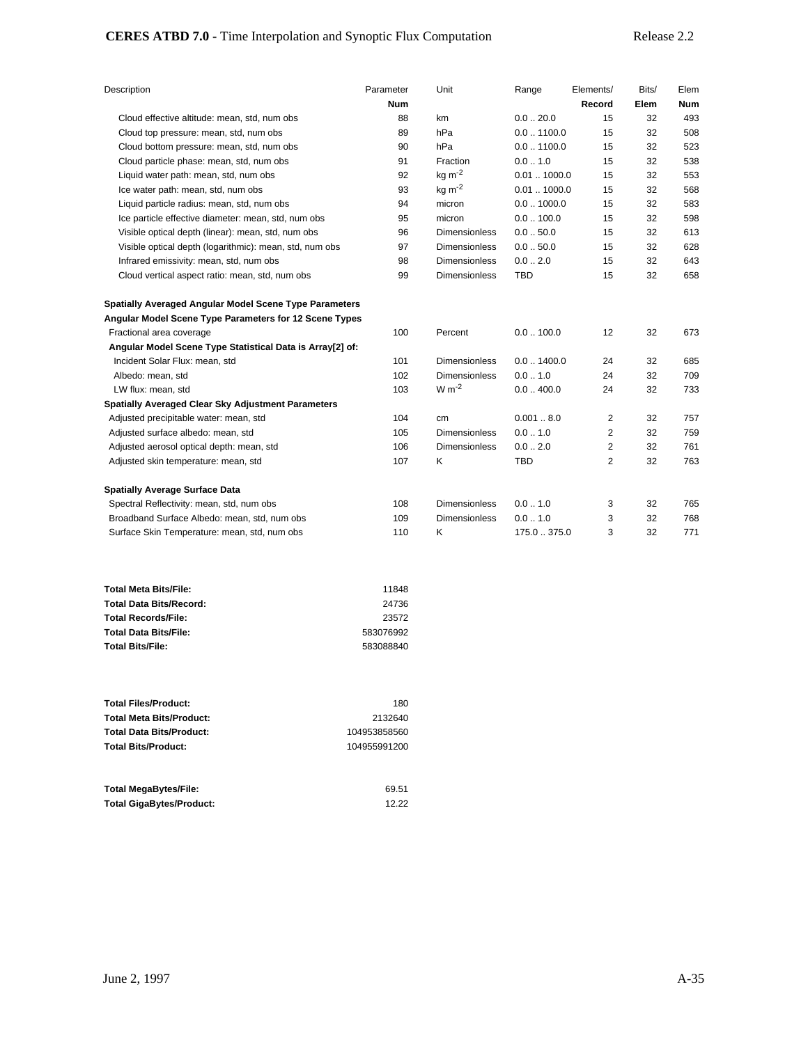| Description | Parameter Num | Unit | Range | Elements/ Record | Bits/ Elem | Elem Num |
|---|---|---|---|---|---|---|
| Cloud effective altitude: mean, std, num obs | 88 | km | 0.0 .. 20.0 | 15 | 32 | 493 |
| Cloud top pressure: mean, std, num obs | 89 | hPa | 0.0 .. 1100.0 | 15 | 32 | 508 |
| Cloud bottom pressure: mean, std, num obs | 90 | hPa | 0.0 .. 1100.0 | 15 | 32 | 523 |
| Cloud particle phase: mean, std, num obs | 91 | Fraction | 0.0 .. 1.0 | 15 | 32 | 538 |
| Liquid water path: mean, std, num obs | 92 | kg $m^{-2}$ | 0.01 .. 1000.0 | 15 | 32 | 553 |
| Ice water path: mean, std, num obs | 93 | kg $m^{-2}$ | 0.01 .. 1000.0 | 15 | 32 | 568 |
| Liquid particle radius: mean, std, num obs | 94 | micron | 0.0 .. 1000.0 | 15 | 32 | 583 |
| Ice particle effective diameter: mean, std, num obs | 95 | micron | 0.0 .. 100.0 | 15 | 32 | 598 |
| Visible optical depth (linear): mean, std, num obs | 96 | Dimensionless | 0.0 .. 50.0 | 15 | 32 | 613 |
| Visible optical depth (logarithmic): mean, std, num obs | 97 | Dimensionless | 0.0 .. 50.0 | 15 | 32 | 628 |
| Infrared emissivity: mean, std, num obs | 98 | Dimensionless | 0.0 .. 2.0 | 15 | 32 | 643 |
| Cloud vertical aspect ratio: mean, std, num obs | 99 | Dimensionless | TBD | 15 | 32 | 658 |
| **Spatially Averaged Angular Model Scene Type Parameters** | | | | | | |
| **Angular Model Scene Type Parameters for 12 Scene Types** | | | | | | |
| Fractional area coverage | 100 | Percent | 0.0 .. 100.0 | 12 | 32 | 673 |
| **Angular Model Scene Type Statistical Data is Array[2] of:** | | | | | | |
| Incident Solar Flux: mean, std | 101 | Dimensionless | 0.0 .. 1400.0 | 24 | 32 | 685 |
| Albedo: mean, std | 102 | Dimensionless | 0.0 .. 1.0 | 24 | 32 | 709 |
| LW flux: mean, std | 103 | W $m^{-2}$ | 0.0 .. 400.0 | 24 | 32 | 733 |
| **Spatially Averaged Clear Sky Adjustment Parameters** | | | | | | |
| Adjusted precipitable water: mean, std | 104 | cm | 0.001 .. 8.0 | 2 | 32 | 757 |
| Adjusted surface albedo: mean, std | 105 | Dimensionless | 0.0 .. 1.0 | 2 | 32 | 759 |
| Adjusted aerosol optical depth: mean, std | 106 | Dimensionless | 0.0 .. 2.0 | 2 | 32 | 761 |
| Adjusted skin temperature: mean, std | 107 | K | TBD | 2 | 32 | 763 |
| **Spatially Average Surface Data** | | | | | | |
| Spectral Reflectivity: mean, std, num obs | 108 | Dimensionless | 0.0 .. 1.0 | 3 | 32 | 765 |
| Broadband Surface Albedo: mean, std, num obs | 109 | Dimensionless | 0.0 .. 1.0 | 3 | 32 | 768 |
| Surface Skin Temperature: mean, std, num obs | 110 | K | 175.0 .. 375.0 | 3 | 32 | 771 |

| | |
|---|---|
| **Total Meta Bits/File:** | 11848 |
| **Total Data Bits/Record:** | 24736 |
| **Total Records/File:** | 23572 |
| **Total Data Bits/File:** | 583076992 |
| **Total Bits/File:** | 583088840 |

| | |
|---|---|
| **Total Files/Product:** | 180 |
| **Total Meta Bits/Product:** | 2132640 |
| **Total Data Bits/Product:** | 104953858560 |
| **Total Bits/Product:** | 104955991200 |

| | |
|---|---|
| **Total MegaBytes/File:** | 69.51 |
| **Total GigaBytes/Product:** | 12.22 |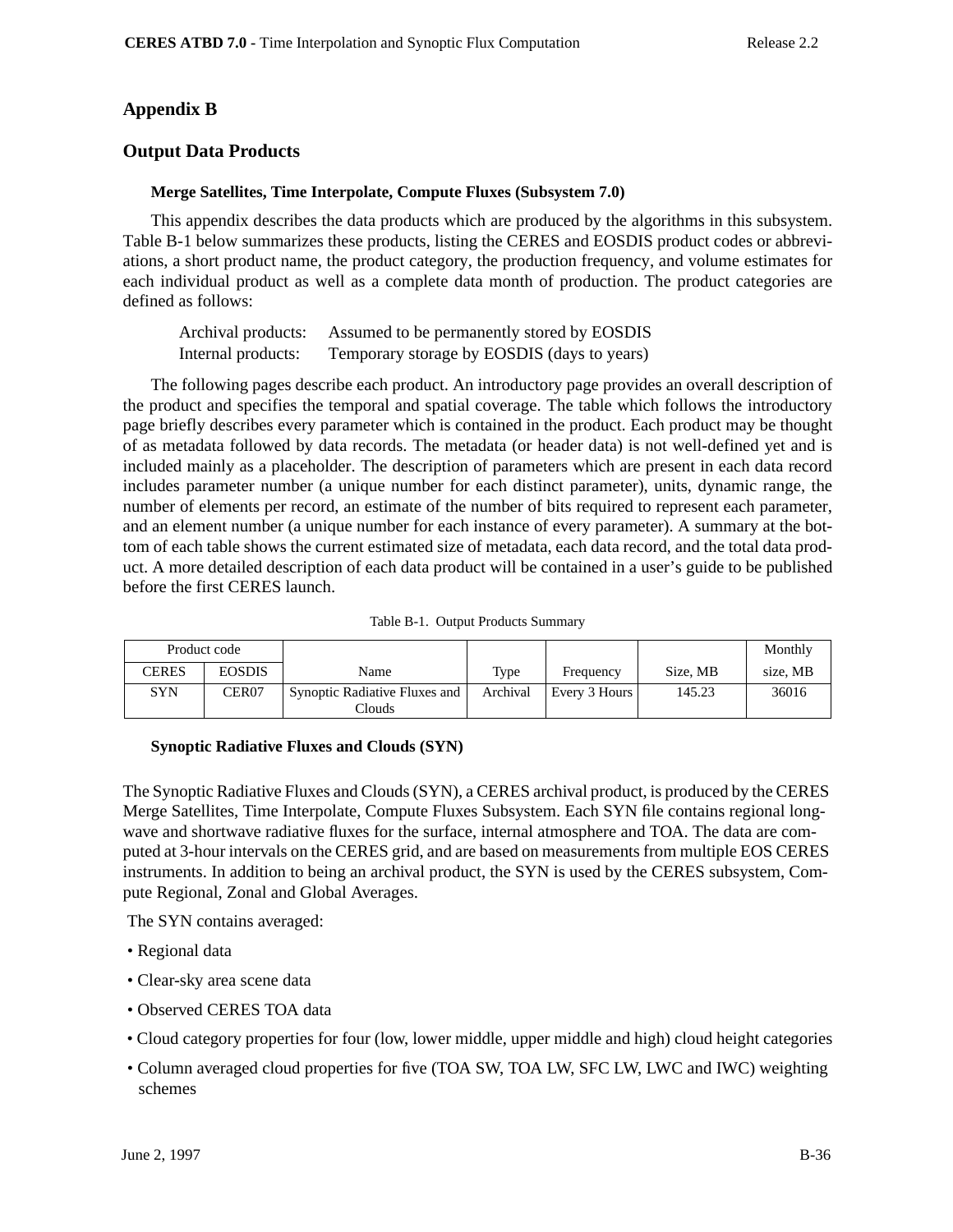# Appendix B

## Output Data Products

### Merge Satellites, Time Interpolate, Compute Fluxes (Subsystem 7.0)

This appendix describes the data products which are produced by the algorithms in this subsystem. Table B-1 below summarizes these products, listing the CERES and EOSDIS product codes or abbreviations, a short product name, the product category, the production frequency, and volume estimates for each individual product as well as a complete data month of production. The product categories are defined as follows:

Archival products: Assumed to be permanently stored by EOSDIS
Internal products: Temporary storage by EOSDIS (days to years)

The following pages describe each product. An introductory page provides an overall description of the product and specifies the temporal and spatial coverage. The table which follows the introductory page briefly describes every parameter which is contained in the product. Each product may be thought of as metadata followed by data records. The metadata (or header data) is not well-defined yet and is included mainly as a placeholder. The description of parameters which are present in each data record includes parameter number (a unique number for each distinct parameter), units, dynamic range, the number of elements per record, an estimate of the number of bits required to represent each parameter, and an element number (a unique number for each instance of every parameter). A summary at the bottom of each table shows the current estimated size of metadata, each data record, and the total data product. A more detailed description of each data product will be contained in a user's guide to be published before the first CERES launch.

Table B-1. Output Products Summary

| Product code | | Name | Type | Frequency | Size, MB | Monthly size, MB |
|---|---|---|---|---|---|---|
| CERES | EOSDIS | | | | | |
| SYN | CER07 | Synoptic Radiative Fluxes and Clouds | Archival | Every 3 Hours | 145.23 | 36016 |

### Synoptic Radiative Fluxes and Clouds (SYN)

The Synoptic Radiative Fluxes and Clouds (SYN), a CERES archival product, is produced by the CERES Merge Satellites, Time Interpolate, Compute Fluxes Subsystem. Each SYN file contains regional longwave and shortwave radiative fluxes for the surface, internal atmosphere and TOA. The data are computed at 3-hour intervals on the CERES grid, and are based on measurements from multiple EOS CERES instruments. In addition to being an archival product, the SYN is used by the CERES subsystem, Compute Regional, Zonal and Global Averages.

The SYN contains averaged:

- Regional data
- Clear-sky area scene data
- Observed CERES TOA data
- Cloud category properties for four (low, lower middle, upper middle and high) cloud height categories
- Column averaged cloud properties for five (TOA SW, TOA LW, SFC LW, LWC and IWC) weighting schemes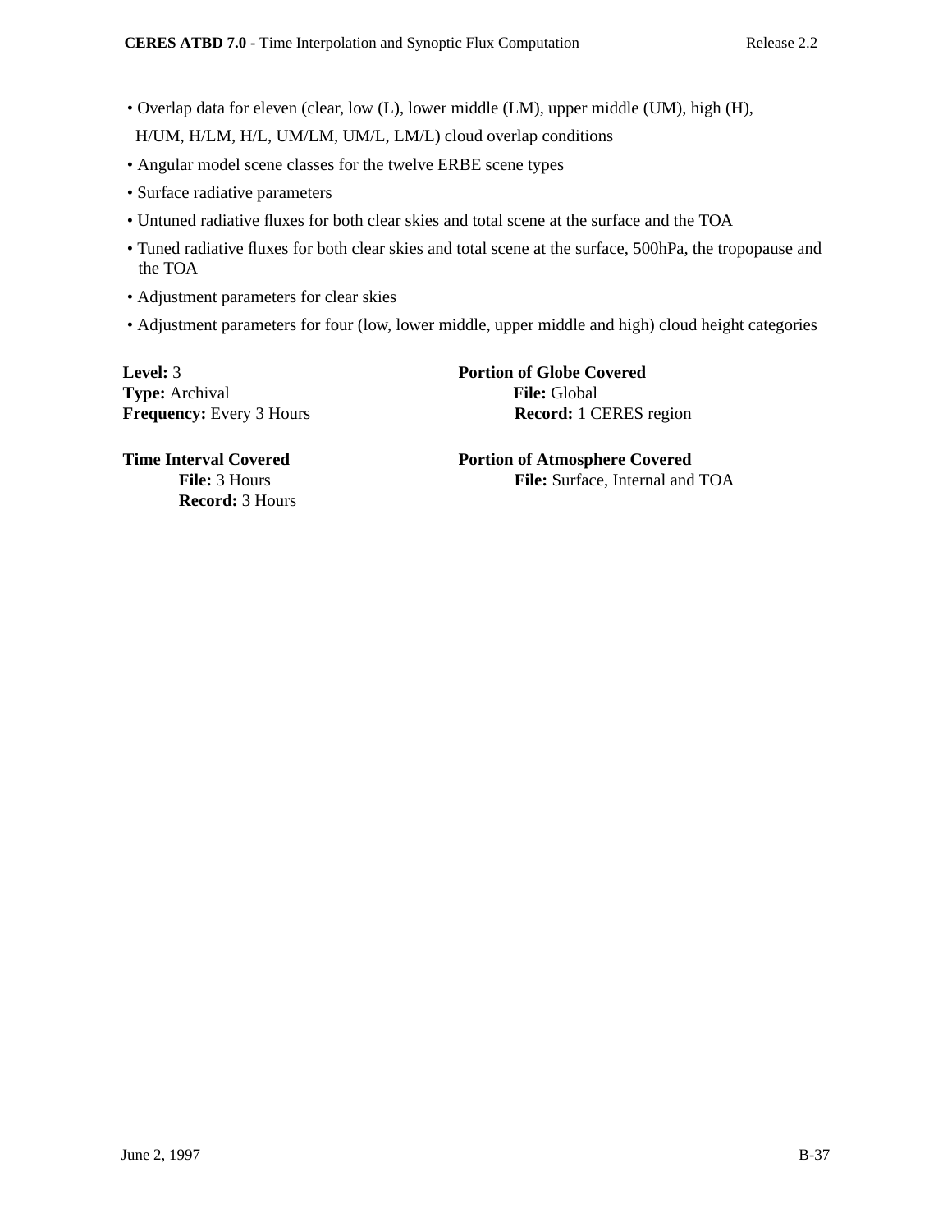- Overlap data for eleven (clear, low (L), lower middle (LM), upper middle (UM), high (H), H/UM, H/LM, H/L, UM/LM, UM/L, LM/L) cloud overlap conditions
- Angular model scene classes for the twelve ERBE scene types
- Surface radiative parameters
- Untuned radiative fluxes for both clear skies and total scene at the surface and the TOA
- Tuned radiative fluxes for both clear skies and total scene at the surface, 500hPa, the tropopause and the TOA
- Adjustment parameters for clear skies
- Adjustment parameters for four (low, lower middle, upper middle and high) cloud height categories

**Level:** 3
**Type:** Archival
**Frequency:** Every 3 Hours

**Portion of Globe Covered**
  **File:** Global
  **Record:** 1 CERES region

**Time Interval Covered**
  **File:** 3 Hours
  **Record:** 3 Hours

**Portion of Atmosphere Covered**
  **File:** Surface, Internal and TOA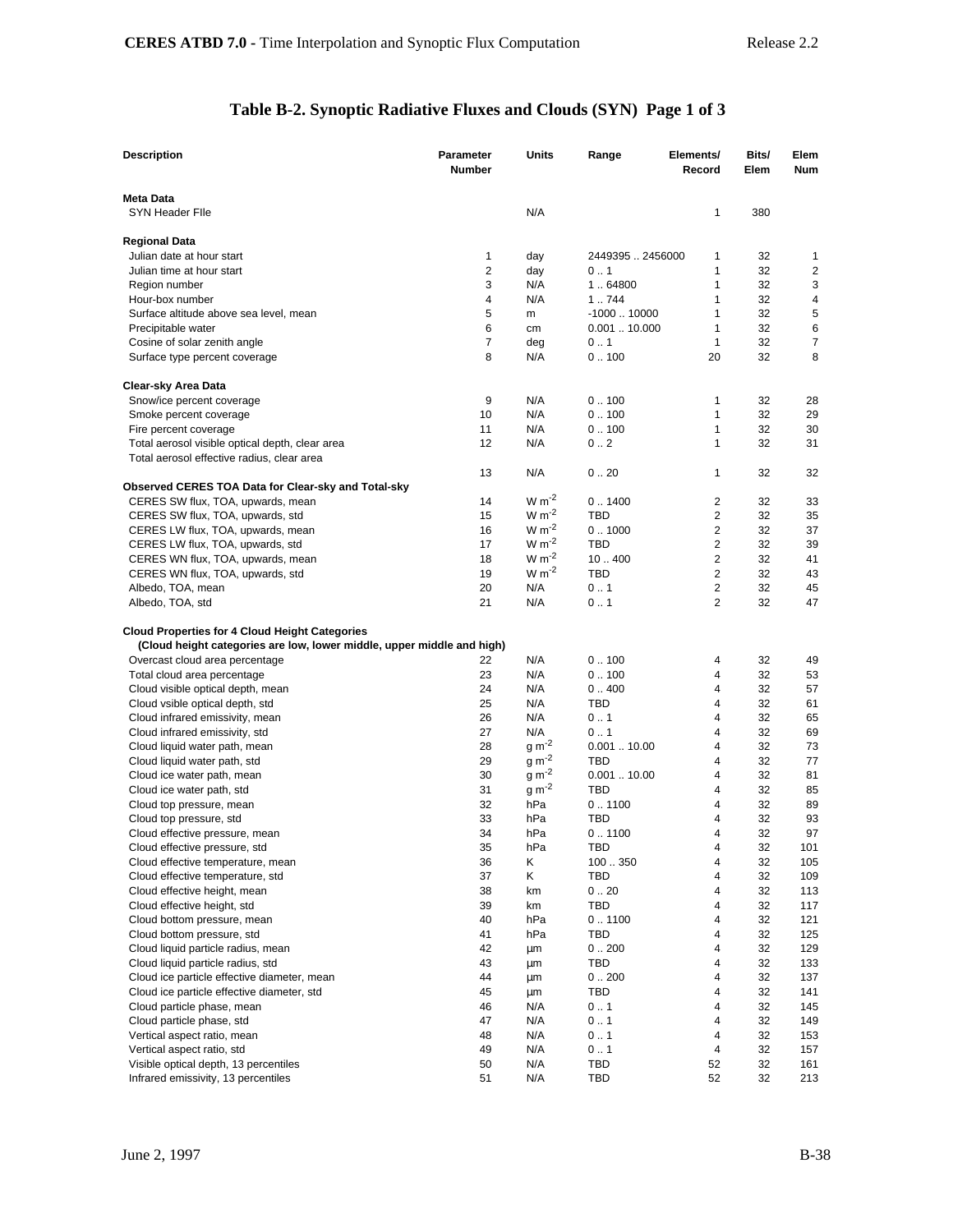# Table B-2. Synoptic Radiative Fluxes and Clouds (SYN) Page 1 of 3

| Description | Parameter Number | Units | Range | Elements/ Record | Bits/ Elem | Elem Num |
|---|---|---|---|---|---|---|
| **Meta Data** | | | | | | |
| SYN Header FIle | | N/A | | 1 | 380 | |
| **Regional Data** | | | | | | |
| Julian date at hour start | 1 | day | 2449395 .. 2456000 | 1 | 32 | 1 |
| Julian time at hour start | 2 | day | 0 .. 1 | 1 | 32 | 2 |
| Region number | 3 | N/A | 1 .. 64800 | 1 | 32 | 3 |
| Hour-box number | 4 | N/A | 1 .. 744 | 1 | 32 | 4 |
| Surface altitude above sea level, mean | 5 | m | -1000 .. 10000 | 1 | 32 | 5 |
| Precipitable water | 6 | cm | 0.001 .. 10.000 | 1 | 32 | 6 |
| Cosine of solar zenith angle | 7 | deg | 0 .. 1 | 1 | 32 | 7 |
| Surface type percent coverage | 8 | N/A | 0 .. 100 | 20 | 32 | 8 |
| **Clear-sky Area Data** | | | | | | |
| Snow/ice percent coverage | 9 | N/A | 0 .. 100 | 1 | 32 | 28 |
| Smoke percent coverage | 10 | N/A | 0 .. 100 | 1 | 32 | 29 |
| Fire percent coverage | 11 | N/A | 0 .. 100 | 1 | 32 | 30 |
| Total aerosol visible optical depth, clear area | 12 | N/A | 0 .. 2 | 1 | 32 | 31 |
| Total aerosol effective radius, clear area | 13 | N/A | 0 .. 20 | 1 | 32 | 32 |
| **Observed CERES TOA Data for Clear-sky and Total-sky** | | | | | | |
| CERES SW flux, TOA, upwards, mean | 14 | W m$^{-2}$ | 0 .. 1400 | 2 | 32 | 33 |
| CERES SW flux, TOA, upwards, std | 15 | W m$^{-2}$ | TBD | 2 | 32 | 35 |
| CERES LW flux, TOA, upwards, mean | 16 | W m$^{-2}$ | 0 .. 1000 | 2 | 32 | 37 |
| CERES LW flux, TOA, upwards, std | 17 | W m$^{-2}$ | TBD | 2 | 32 | 39 |
| CERES WN flux, TOA, upwards, mean | 18 | W m$^{-2}$ | 10 .. 400 | 2 | 32 | 41 |
| CERES WN flux, TOA, upwards, std | 19 | W m$^{-2}$ | TBD | 2 | 32 | 43 |
| Albedo, TOA, mean | 20 | N/A | 0 .. 1 | 2 | 32 | 45 |
| Albedo, TOA, std | 21 | N/A | 0 .. 1 | 2 | 32 | 47 |
| **Cloud Properties for 4 Cloud Height Categories** | | | | | | |
| **(Cloud height categories are low, lower middle, upper middle and high)** | | | | | | |
| Overcast cloud area percentage | 22 | N/A | 0 .. 100 | 4 | 32 | 49 |
| Total cloud area percentage | 23 | N/A | 0 .. 100 | 4 | 32 | 53 |
| Cloud visible optical depth, mean | 24 | N/A | 0 .. 400 | 4 | 32 | 57 |
| Cloud vsible optical depth, std | 25 | N/A | TBD | 4 | 32 | 61 |
| Cloud infrared emissivity, mean | 26 | N/A | 0 .. 1 | 4 | 32 | 65 |
| Cloud infrared emissivity, std | 27 | N/A | 0 .. 1 | 4 | 32 | 69 |
| Cloud liquid water path, mean | 28 | g m$^{-2}$ | 0.001 .. 10.00 | 4 | 32 | 73 |
| Cloud liquid water path, std | 29 | g m$^{-2}$ | TBD | 4 | 32 | 77 |
| Cloud ice water path, mean | 30 | g m$^{-2}$ | 0.001 .. 10.00 | 4 | 32 | 81 |
| Cloud ice water path, std | 31 | g m$^{-2}$ | TBD | 4 | 32 | 85 |
| Cloud top pressure, mean | 32 | hPa | 0 .. 1100 | 4 | 32 | 89 |
| Cloud top pressure, std | 33 | hPa | TBD | 4 | 32 | 93 |
| Cloud effective pressure, mean | 34 | hPa | 0 .. 1100 | 4 | 32 | 97 |
| Cloud effective pressure, std | 35 | hPa | TBD | 4 | 32 | 101 |
| Cloud effective temperature, mean | 36 | K | 100 .. 350 | 4 | 32 | 105 |
| Cloud effective temperature, std | 37 | K | TBD | 4 | 32 | 109 |
| Cloud effective height, mean | 38 | km | 0 .. 20 | 4 | 32 | 113 |
| Cloud effective height, std | 39 | km | TBD | 4 | 32 | 117 |
| Cloud bottom pressure, mean | 40 | hPa | 0 .. 1100 | 4 | 32 | 121 |
| Cloud bottom pressure, std | 41 | hPa | TBD | 4 | 32 | 125 |
| Cloud liquid particle radius, mean | 42 | µm | 0 .. 200 | 4 | 32 | 129 |
| Cloud liquid particle radius, std | 43 | µm | TBD | 4 | 32 | 133 |
| Cloud ice particle effective diameter, mean | 44 | µm | 0 .. 200 | 4 | 32 | 137 |
| Cloud ice particle effective diameter, std | 45 | µm | TBD | 4 | 32 | 141 |
| Cloud particle phase, mean | 46 | N/A | 0 .. 1 | 4 | 32 | 145 |
| Cloud particle phase, std | 47 | N/A | 0 .. 1 | 4 | 32 | 149 |
| Vertical aspect ratio, mean | 48 | N/A | 0 .. 1 | 4 | 32 | 153 |
| Vertical aspect ratio, std | 49 | N/A | 0 .. 1 | 4 | 32 | 157 |
| Visible optical depth, 13 percentiles | 50 | N/A | TBD | 52 | 32 | 161 |
| Infrared emissivity, 13 percentiles | 51 | N/A | TBD | 52 | 32 | 213 |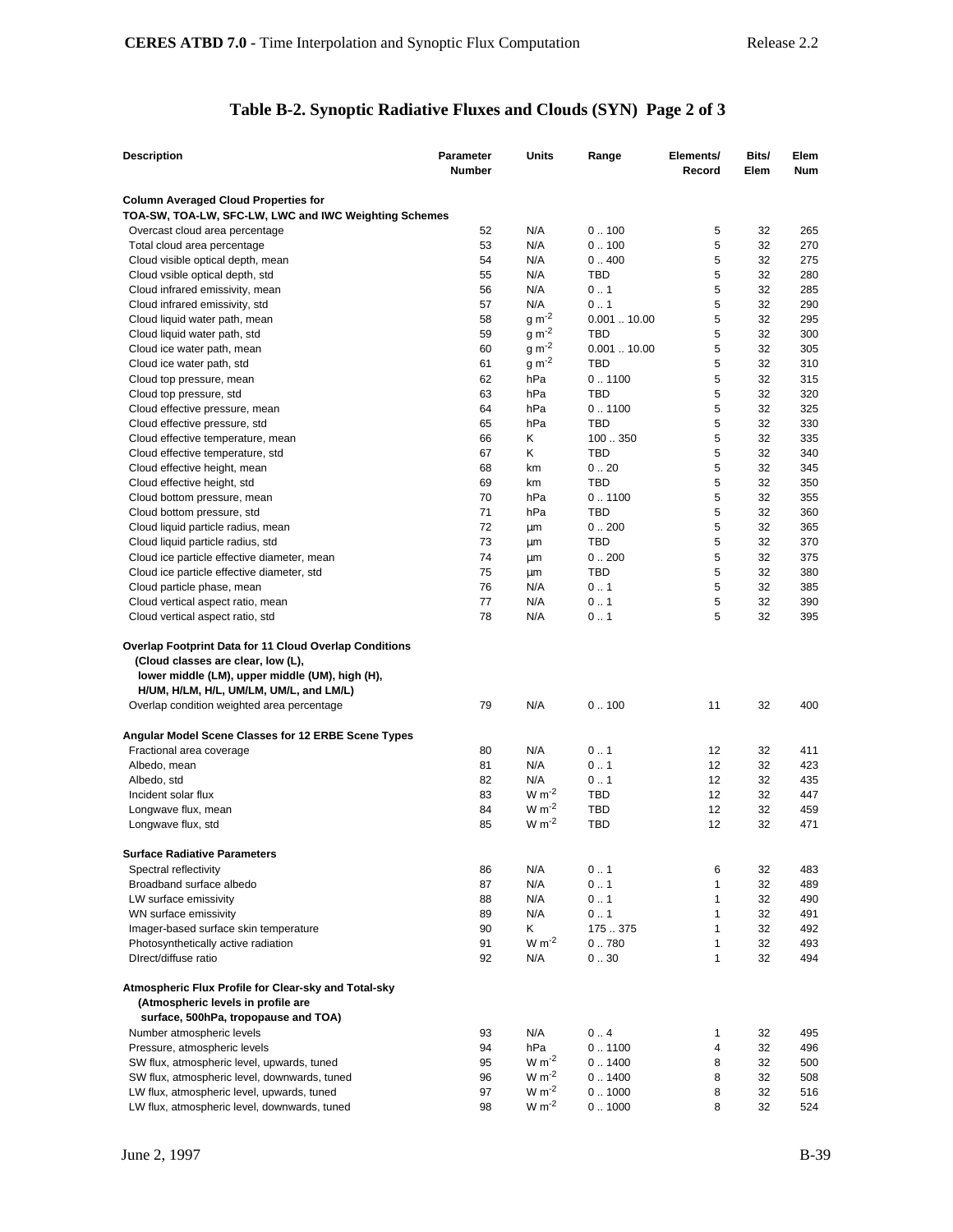## Table B-2. Synoptic Radiative Fluxes and Clouds (SYN) Page 2 of 3

| Description | Parameter Number | Units | Range | Elements/ Record | Bits/ Elem | Elem Num |
|---|---|---|---|---|---|---|
| **Column Averaged Cloud Properties for TOA-SW, TOA-LW, SFC-LW, LWC and IWC Weighting Schemes** | | | | | | |
| Overcast cloud area percentage | 52 | N/A | 0 .. 100 | 5 | 32 | 265 |
| Total cloud area percentage | 53 | N/A | 0 .. 100 | 5 | 32 | 270 |
| Cloud visible optical depth, mean | 54 | N/A | 0 .. 400 | 5 | 32 | 275 |
| Cloud vsible optical depth, std | 55 | N/A | TBD | 5 | 32 | 280 |
| Cloud infrared emissivity, mean | 56 | N/A | 0 .. 1 | 5 | 32 | 285 |
| Cloud infrared emissivity, std | 57 | N/A | 0 .. 1 | 5 | 32 | 290 |
| Cloud liquid water path, mean | 58 | g m$^{-2}$ | 0.001 .. 10.00 | 5 | 32 | 295 |
| Cloud liquid water path, std | 59 | g m$^{-2}$ | TBD | 5 | 32 | 300 |
| Cloud ice water path, mean | 60 | g m$^{-2}$ | 0.001 .. 10.00 | 5 | 32 | 305 |
| Cloud ice water path, std | 61 | g m$^{-2}$ | TBD | 5 | 32 | 310 |
| Cloud top pressure, mean | 62 | hPa | 0 .. 1100 | 5 | 32 | 315 |
| Cloud top pressure, std | 63 | hPa | TBD | 5 | 32 | 320 |
| Cloud effective pressure, mean | 64 | hPa | 0 .. 1100 | 5 | 32 | 325 |
| Cloud effective pressure, std | 65 | hPa | TBD | 5 | 32 | 330 |
| Cloud effective temperature, mean | 66 | K | 100 .. 350 | 5 | 32 | 335 |
| Cloud effective temperature, std | 67 | K | TBD | 5 | 32 | 340 |
| Cloud effective height, mean | 68 | km | 0 .. 20 | 5 | 32 | 345 |
| Cloud effective height, std | 69 | km | TBD | 5 | 32 | 350 |
| Cloud bottom pressure, mean | 70 | hPa | 0 .. 1100 | 5 | 32 | 355 |
| Cloud bottom pressure, std | 71 | hPa | TBD | 5 | 32 | 360 |
| Cloud liquid particle radius, mean | 72 | µm | 0 .. 200 | 5 | 32 | 365 |
| Cloud liquid particle radius, std | 73 | µm | TBD | 5 | 32 | 370 |
| Cloud ice particle effective diameter, mean | 74 | µm | 0 .. 200 | 5 | 32 | 375 |
| Cloud ice particle effective diameter, std | 75 | µm | TBD | 5 | 32 | 380 |
| Cloud particle phase, mean | 76 | N/A | 0 .. 1 | 5 | 32 | 385 |
| Cloud vertical aspect ratio, mean | 77 | N/A | 0 .. 1 | 5 | 32 | 390 |
| Cloud vertical aspect ratio, std | 78 | N/A | 0 .. 1 | 5 | 32 | 395 |
| **Overlap Footprint Data for 11 Cloud Overlap Conditions (Cloud classes are clear, low (L), lower middle (LM), upper middle (UM), high (H), H/UM, H/LM, H/L, UM/LM, UM/L, and LM/L)** | | | | | | |
| Overlap condition weighted area percentage | 79 | N/A | 0 .. 100 | 11 | 32 | 400 |
| **Angular Model Scene Classes for 12 ERBE Scene Types** | | | | | | |
| Fractional area coverage | 80 | N/A | 0 .. 1 | 12 | 32 | 411 |
| Albedo, mean | 81 | N/A | 0 .. 1 | 12 | 32 | 423 |
| Albedo, std | 82 | N/A | 0 .. 1 | 12 | 32 | 435 |
| Incident solar flux | 83 | W m$^{-2}$ | TBD | 12 | 32 | 447 |
| Longwave flux, mean | 84 | W m$^{-2}$ | TBD | 12 | 32 | 459 |
| Longwave flux, std | 85 | W m$^{-2}$ | TBD | 12 | 32 | 471 |
| **Surface Radiative Parameters** | | | | | | |
| Spectral reflectivity | 86 | N/A | 0 .. 1 | 6 | 32 | 483 |
| Broadband surface albedo | 87 | N/A | 0 .. 1 | 1 | 32 | 489 |
| LW surface emissivity | 88 | N/A | 0 .. 1 | 1 | 32 | 490 |
| WN surface emissivity | 89 | N/A | 0 .. 1 | 1 | 32 | 491 |
| Imager-based surface skin temperature | 90 | K | 175 .. 375 | 1 | 32 | 492 |
| Photosynthetically active radiation | 91 | W m$^{-2}$ | 0 .. 780 | 1 | 32 | 493 |
| DIrect/diffuse ratio | 92 | N/A | 0 .. 30 | 1 | 32 | 494 |
| **Atmospheric Flux Profile for Clear-sky and Total-sky (Atmospheric levels in profile are surface, 500hPa, tropopause and TOA)** | | | | | | |
| Number atmospheric levels | 93 | N/A | 0 .. 4 | 1 | 32 | 495 |
| Pressure, atmospheric levels | 94 | hPa | 0 .. 1100 | 4 | 32 | 496 |
| SW flux, atmospheric level, upwards, tuned | 95 | W m$^{-2}$ | 0 .. 1400 | 8 | 32 | 500 |
| SW flux, atmospheric level, downwards, tuned | 96 | W m$^{-2}$ | 0 .. 1400 | 8 | 32 | 508 |
| LW flux, atmospheric level, upwards, tuned | 97 | W m$^{-2}$ | 0 .. 1000 | 8 | 32 | 516 |
| LW flux, atmospheric level, downwards, tuned | 98 | W m$^{-2}$ | 0 .. 1000 | 8 | 32 | 524 |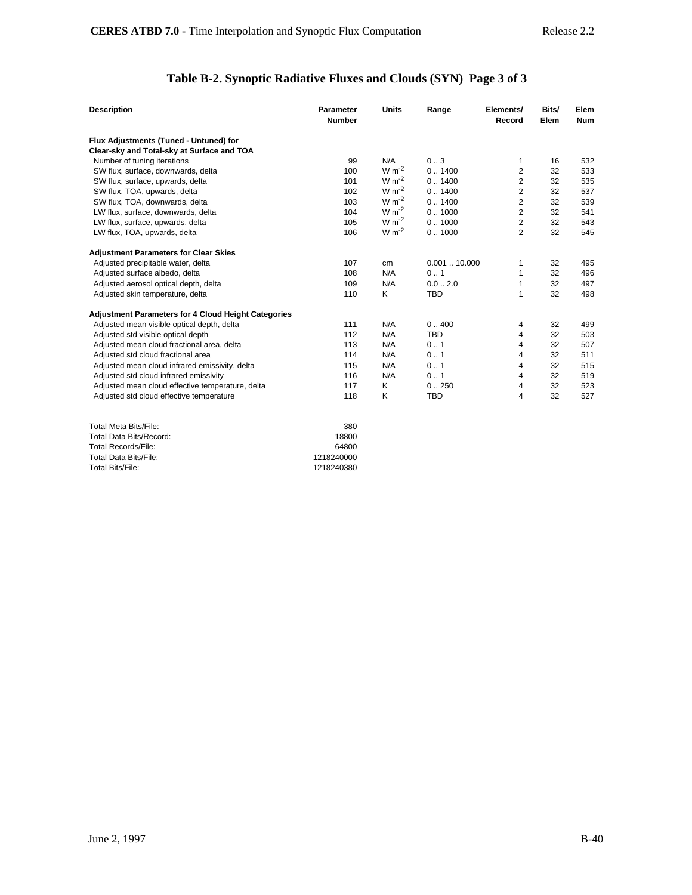## Table B-2. Synoptic Radiative Fluxes and Clouds (SYN) Page 3 of 3

| Description | Parameter Number | Units | Range | Elements/ Record | Bits/ Elem | Elem Num |
|---|---|---|---|---|---|---|
| **Flux Adjustments (Tuned - Untuned) for Clear-sky and Total-sky at Surface and TOA** | | | | | | |
| Number of tuning iterations | 99 | N/A | 0 .. 3 | 1 | 16 | 532 |
| SW flux, surface, downwards, delta | 100 | W $m^{-2}$ | 0 .. 1400 | 2 | 32 | 533 |
| SW flux, surface, upwards, delta | 101 | W $m^{-2}$ | 0 .. 1400 | 2 | 32 | 535 |
| SW flux, TOA, upwards, delta | 102 | W $m^{-2}$ | 0 .. 1400 | 2 | 32 | 537 |
| SW flux, TOA, downwards, delta | 103 | W $m^{-2}$ | 0 .. 1400 | 2 | 32 | 539 |
| LW flux, surface, downwards, delta | 104 | W $m^{-2}$ | 0 .. 1000 | 2 | 32 | 541 |
| LW flux, surface, upwards, delta | 105 | W $m^{-2}$ | 0 .. 1000 | 2 | 32 | 543 |
| LW flux, TOA, upwards, delta | 106 | W $m^{-2}$ | 0 .. 1000 | 2 | 32 | 545 |
| **Adjustment Parameters for Clear Skies** | | | | | | |
| Adjusted precipitable water, delta | 107 | cm | 0.001 .. 10.000 | 1 | 32 | 495 |
| Adjusted surface albedo, delta | 108 | N/A | 0 .. 1 | 1 | 32 | 496 |
| Adjusted aerosol optical depth, delta | 109 | N/A | 0.0 .. 2.0 | 1 | 32 | 497 |
| Adjusted skin temperature, delta | 110 | K | TBD | 1 | 32 | 498 |
| **Adjustment Parameters for 4 Cloud Height Categories** | | | | | | |
| Adjusted mean visible optical depth, delta | 111 | N/A | 0 .. 400 | 4 | 32 | 499 |
| Adjusted std visible optical depth | 112 | N/A | TBD | 4 | 32 | 503 |
| Adjusted mean cloud fractional area, delta | 113 | N/A | 0 .. 1 | 4 | 32 | 507 |
| Adjusted std cloud fractional area | 114 | N/A | 0 .. 1 | 4 | 32 | 511 |
| Adjusted mean cloud infrared emissivity, delta | 115 | N/A | 0 .. 1 | 4 | 32 | 515 |
| Adjusted std cloud infrared emissivity | 116 | N/A | 0 .. 1 | 4 | 32 | 519 |
| Adjusted mean cloud effective temperature, delta | 117 | K | 0 .. 250 | 4 | 32 | 523 |
| Adjusted std cloud effective temperature | 118 | K | TBD | 4 | 32 | 527 |

| | |
|---|---|
| Total Meta Bits/File: | 380 |
| Total Data Bits/Record: | 18800 |
| Total Records/File: | 64800 |
| Total Data Bits/File: | 1218240000 |
| Total Bits/File: | 1218240380 |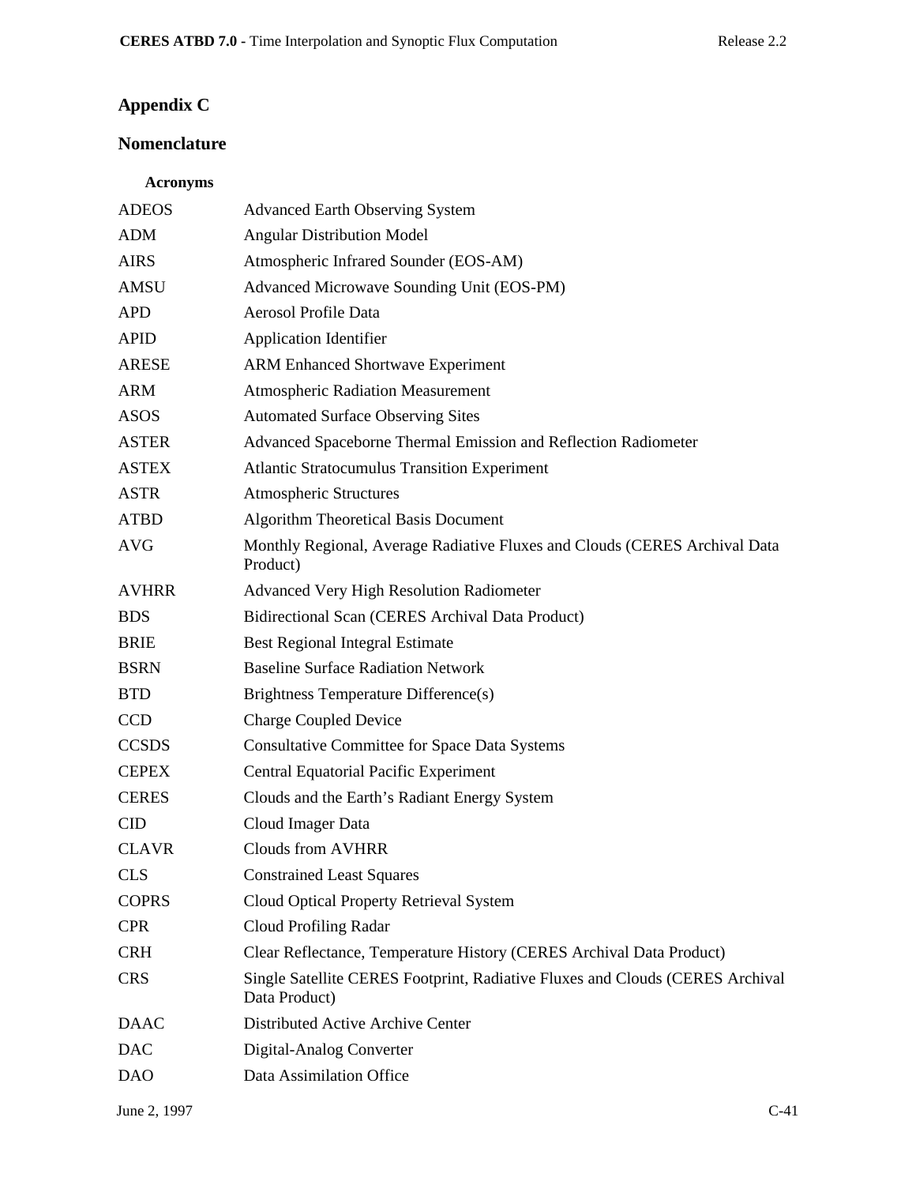# Appendix C

## Nomenclature

### Acronyms

| | |
|---|---|
| ADEOS | Advanced Earth Observing System |
| ADM | Angular Distribution Model |
| AIRS | Atmospheric Infrared Sounder (EOS-AM) |
| AMSU | Advanced Microwave Sounding Unit (EOS-PM) |
| APD | Aerosol Profile Data |
| APID | Application Identifier |
| ARESE | ARM Enhanced Shortwave Experiment |
| ARM | Atmospheric Radiation Measurement |
| ASOS | Automated Surface Observing Sites |
| ASTER | Advanced Spaceborne Thermal Emission and Reflection Radiometer |
| ASTEX | Atlantic Stratocumulus Transition Experiment |
| ASTR | Atmospheric Structures |
| ATBD | Algorithm Theoretical Basis Document |
| AVG | Monthly Regional, Average Radiative Fluxes and Clouds (CERES Archival Data Product) |
| AVHRR | Advanced Very High Resolution Radiometer |
| BDS | Bidirectional Scan (CERES Archival Data Product) |
| BRIE | Best Regional Integral Estimate |
| BSRN | Baseline Surface Radiation Network |
| BTD | Brightness Temperature Difference(s) |
| CCD | Charge Coupled Device |
| CCSDS | Consultative Committee for Space Data Systems |
| CEPEX | Central Equatorial Pacific Experiment |
| CERES | Clouds and the Earth's Radiant Energy System |
| CID | Cloud Imager Data |
| CLAVR | Clouds from AVHRR |
| CLS | Constrained Least Squares |
| COPRS | Cloud Optical Property Retrieval System |
| CPR | Cloud Profiling Radar |
| CRH | Clear Reflectance, Temperature History (CERES Archival Data Product) |
| CRS | Single Satellite CERES Footprint, Radiative Fluxes and Clouds (CERES Archival Data Product) |
| DAAC | Distributed Active Archive Center |
| DAC | Digital-Analog Converter |
| DAO | Data Assimilation Office |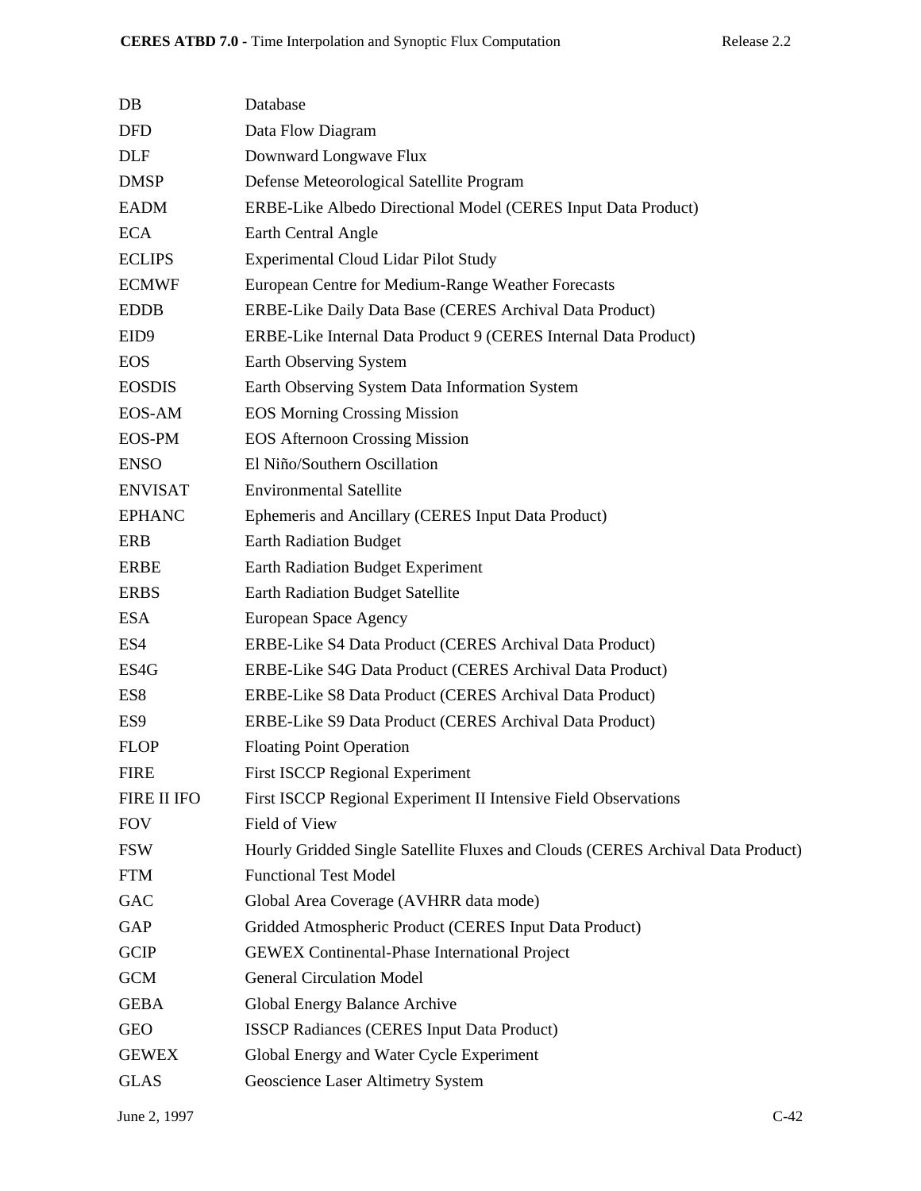| | |
|---|---|
| DB | Database |
| DFD | Data Flow Diagram |
| DLF | Downward Longwave Flux |
| DMSP | Defense Meteorological Satellite Program |
| EADM | ERBE-Like Albedo Directional Model (CERES Input Data Product) |
| ECA | Earth Central Angle |
| ECLIPS | Experimental Cloud Lidar Pilot Study |
| ECMWF | European Centre for Medium-Range Weather Forecasts |
| EDDB | ERBE-Like Daily Data Base (CERES Archival Data Product) |
| EID9 | ERBE-Like Internal Data Product 9 (CERES Internal Data Product) |
| EOS | Earth Observing System |
| EOSDIS | Earth Observing System Data Information System |
| EOS-AM | EOS Morning Crossing Mission |
| EOS-PM | EOS Afternoon Crossing Mission |
| ENSO | El Niño/Southern Oscillation |
| ENVISAT | Environmental Satellite |
| EPHANC | Ephemeris and Ancillary (CERES Input Data Product) |
| ERB | Earth Radiation Budget |
| ERBE | Earth Radiation Budget Experiment |
| ERBS | Earth Radiation Budget Satellite |
| ESA | European Space Agency |
| ES4 | ERBE-Like S4 Data Product (CERES Archival Data Product) |
| ES4G | ERBE-Like S4G Data Product (CERES Archival Data Product) |
| ES8 | ERBE-Like S8 Data Product (CERES Archival Data Product) |
| ES9 | ERBE-Like S9 Data Product (CERES Archival Data Product) |
| FLOP | Floating Point Operation |
| FIRE | First ISCCP Regional Experiment |
| FIRE II IFO | First ISCCP Regional Experiment II Intensive Field Observations |
| FOV | Field of View |
| FSW | Hourly Gridded Single Satellite Fluxes and Clouds (CERES Archival Data Product) |
| FTM | Functional Test Model |
| GAC | Global Area Coverage (AVHRR data mode) |
| GAP | Gridded Atmospheric Product (CERES Input Data Product) |
| GCIP | GEWEX Continental-Phase International Project |
| GCM | General Circulation Model |
| GEBA | Global Energy Balance Archive |
| GEO | ISSCP Radiances (CERES Input Data Product) |
| GEWEX | Global Energy and Water Cycle Experiment |
| GLAS | Geoscience Laser Altimetry System |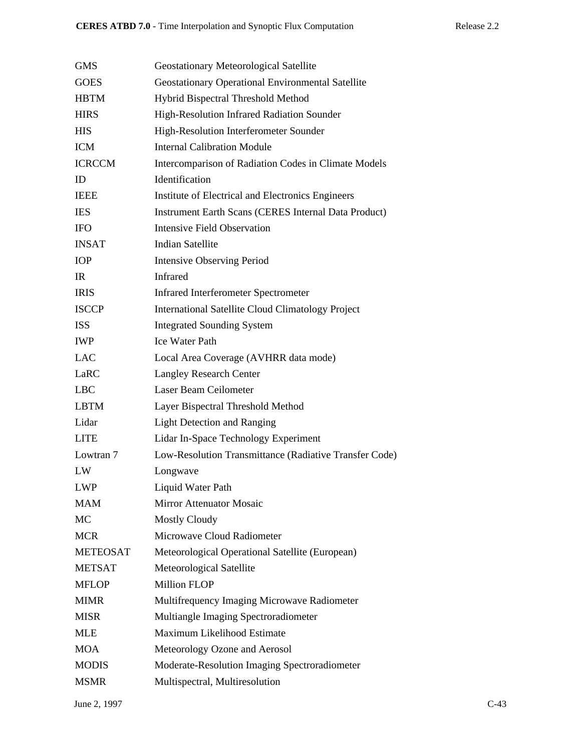| | |
|---|---|
| GMS | Geostationary Meteorological Satellite |
| GOES | Geostationary Operational Environmental Satellite |
| HBTM | Hybrid Bispectral Threshold Method |
| HIRS | High-Resolution Infrared Radiation Sounder |
| HIS | High-Resolution Interferometer Sounder |
| ICM | Internal Calibration Module |
| ICRCCM | Intercomparison of Radiation Codes in Climate Models |
| ID | Identification |
| IEEE | Institute of Electrical and Electronics Engineers |
| IES | Instrument Earth Scans (CERES Internal Data Product) |
| IFO | Intensive Field Observation |
| INSAT | Indian Satellite |
| IOP | Intensive Observing Period |
| IR | Infrared |
| IRIS | Infrared Interferometer Spectrometer |
| ISCCP | International Satellite Cloud Climatology Project |
| ISS | Integrated Sounding System |
| IWP | Ice Water Path |
| LAC | Local Area Coverage (AVHRR data mode) |
| LaRC | Langley Research Center |
| LBC | Laser Beam Ceilometer |
| LBTM | Layer Bispectral Threshold Method |
| Lidar | Light Detection and Ranging |
| LITE | Lidar In-Space Technology Experiment |
| Lowtran 7 | Low-Resolution Transmittance (Radiative Transfer Code) |
| LW | Longwave |
| LWP | Liquid Water Path |
| MAM | Mirror Attenuator Mosaic |
| MC | Mostly Cloudy |
| MCR | Microwave Cloud Radiometer |
| METEOSAT | Meteorological Operational Satellite (European) |
| METSAT | Meteorological Satellite |
| MFLOP | Million FLOP |
| MIMR | Multifrequency Imaging Microwave Radiometer |
| MISR | Multiangle Imaging Spectroradiometer |
| MLE | Maximum Likelihood Estimate |
| MOA | Meteorology Ozone and Aerosol |
| MODIS | Moderate-Resolution Imaging Spectroradiometer |
| MSMR | Multispectral, Multiresolution |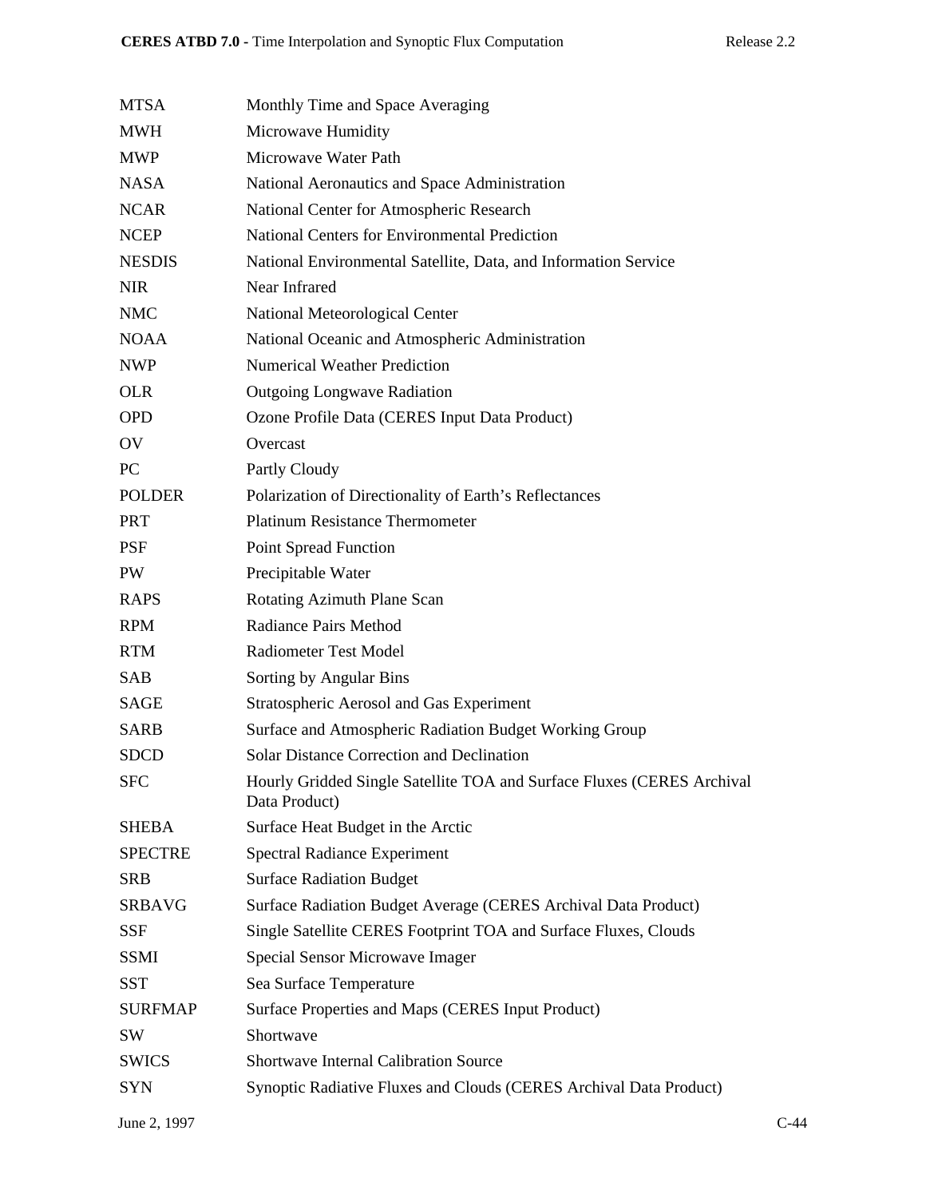| | |
|---|---|
| MTSA | Monthly Time and Space Averaging |
| MWH | Microwave Humidity |
| MWP | Microwave Water Path |
| NASA | National Aeronautics and Space Administration |
| NCAR | National Center for Atmospheric Research |
| NCEP | National Centers for Environmental Prediction |
| NESDIS | National Environmental Satellite, Data, and Information Service |
| NIR | Near Infrared |
| NMC | National Meteorological Center |
| NOAA | National Oceanic and Atmospheric Administration |
| NWP | Numerical Weather Prediction |
| OLR | Outgoing Longwave Radiation |
| OPD | Ozone Profile Data (CERES Input Data Product) |
| OV | Overcast |
| PC | Partly Cloudy |
| POLDER | Polarization of Directionality of Earth's Reflectances |
| PRT | Platinum Resistance Thermometer |
| PSF | Point Spread Function |
| PW | Precipitable Water |
| RAPS | Rotating Azimuth Plane Scan |
| RPM | Radiance Pairs Method |
| RTM | Radiometer Test Model |
| SAB | Sorting by Angular Bins |
| SAGE | Stratospheric Aerosol and Gas Experiment |
| SARB | Surface and Atmospheric Radiation Budget Working Group |
| SDCD | Solar Distance Correction and Declination |
| SFC | Hourly Gridded Single Satellite TOA and Surface Fluxes (CERES Archival Data Product) |
| SHEBA | Surface Heat Budget in the Arctic |
| SPECTRE | Spectral Radiance Experiment |
| SRB | Surface Radiation Budget |
| SRBAVG | Surface Radiation Budget Average (CERES Archival Data Product) |
| SSF | Single Satellite CERES Footprint TOA and Surface Fluxes, Clouds |
| SSMI | Special Sensor Microwave Imager |
| SST | Sea Surface Temperature |
| SURFMAP | Surface Properties and Maps (CERES Input Product) |
| SW | Shortwave |
| SWICS | Shortwave Internal Calibration Source |
| SYN | Synoptic Radiative Fluxes and Clouds (CERES Archival Data Product) |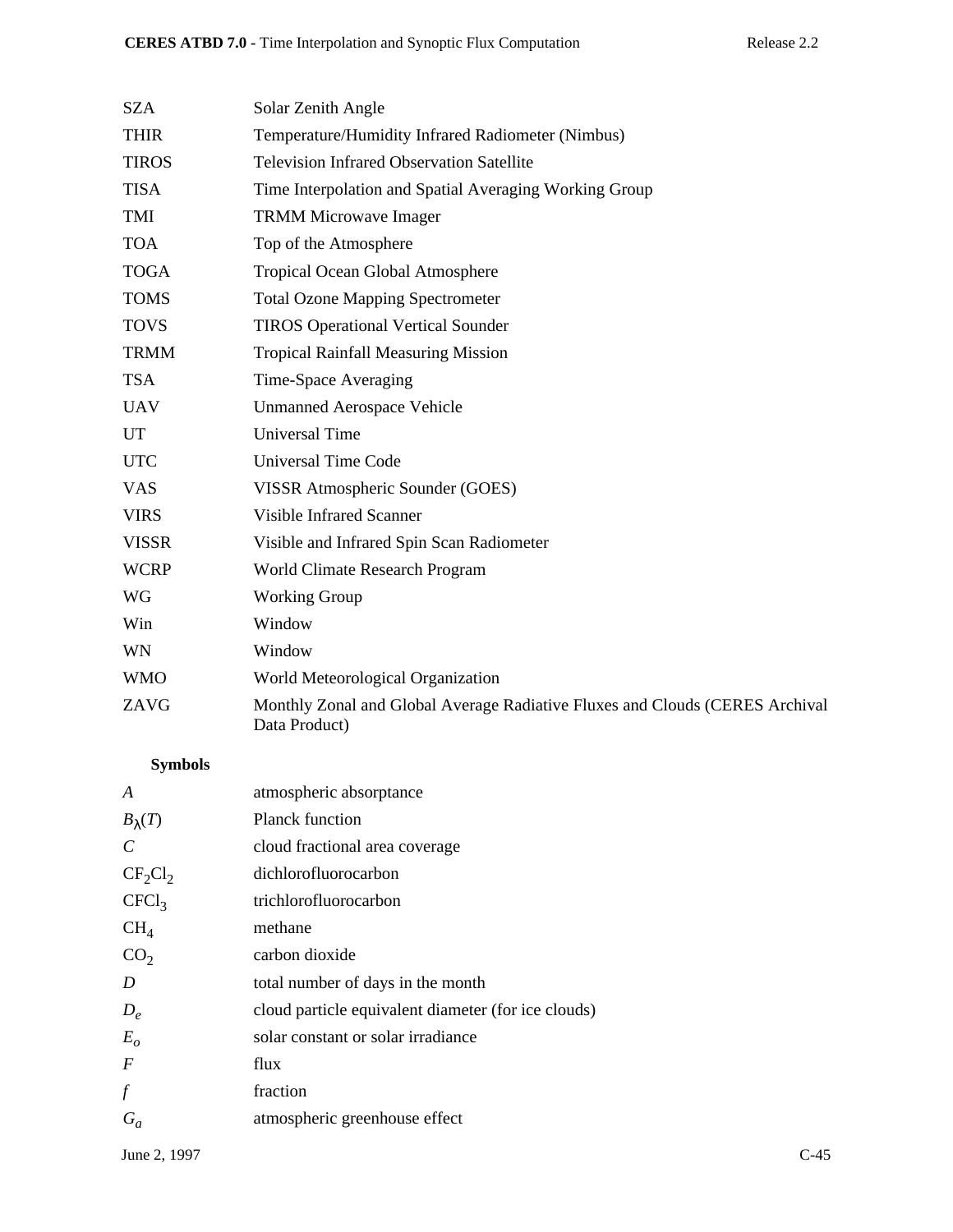| | |
|---|---|
| SZA | Solar Zenith Angle |
| THIR | Temperature/Humidity Infrared Radiometer (Nimbus) |
| TIROS | Television Infrared Observation Satellite |
| TISA | Time Interpolation and Spatial Averaging Working Group |
| TMI | TRMM Microwave Imager |
| TOA | Top of the Atmosphere |
| TOGA | Tropical Ocean Global Atmosphere |
| TOMS | Total Ozone Mapping Spectrometer |
| TOVS | TIROS Operational Vertical Sounder |
| TRMM | Tropical Rainfall Measuring Mission |
| TSA | Time-Space Averaging |
| UAV | Unmanned Aerospace Vehicle |
| UT | Universal Time |
| UTC | Universal Time Code |
| VAS | VISSR Atmospheric Sounder (GOES) |
| VIRS | Visible Infrared Scanner |
| VISSR | Visible and Infrared Spin Scan Radiometer |
| WCRP | World Climate Research Program |
| WG | Working Group |
| Win | Window |
| WN | Window |
| WMO | World Meteorological Organization |
| ZAVG | Monthly Zonal and Global Average Radiative Fluxes and Clouds (CERES Archival Data Product) |

**Symbols**

| | |
|---|---|
| $A$ | atmospheric absorptance |
| $B_\lambda(T)$ | Planck function |
| $C$ | cloud fractional area coverage |
| $CF_2Cl_2$ | dichlorofluorocarbon |
| $CFCl_3$ | trichlorofluorocarbon |
| $CH_4$ | methane |
| $CO_2$ | carbon dioxide |
| $D$ | total number of days in the month |
| $D_e$ | cloud particle equivalent diameter (for ice clouds) |
| $E_o$ | solar constant or solar irradiance |
| $F$ | flux |
| $f$ | fraction |
| $G_a$ | atmospheric greenhouse effect |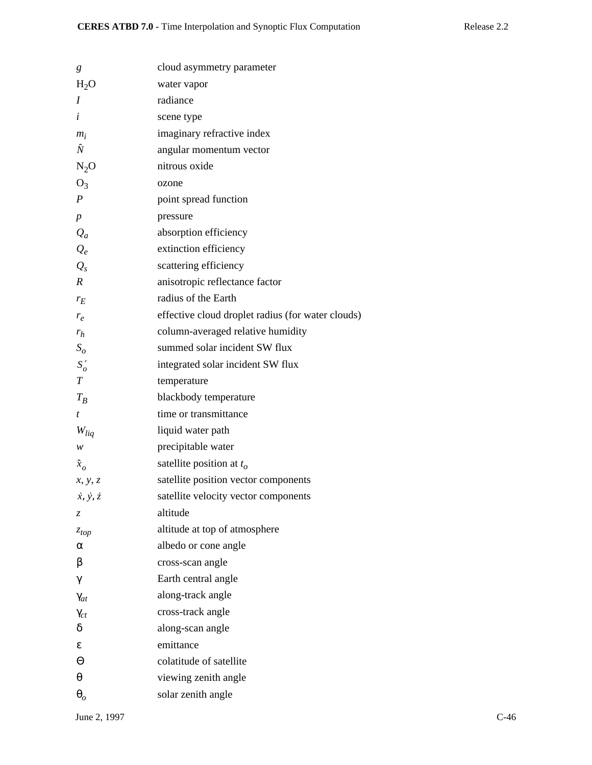| | |
|---|---|
| $g$ | cloud asymmetry parameter |
| $H_2O$ | water vapor |
| $I$ | radiance |
| $i$ | scene type |
| $m_i$ | imaginary refractive index |
| $\hat{N}$ | angular momentum vector |
| $N_2O$ | nitrous oxide |
| $O_3$ | ozone |
| $P$ | point spread function |
| $p$ | pressure |
| $Q_a$ | absorption efficiency |
| $Q_e$ | extinction efficiency |
| $Q_s$ | scattering efficiency |
| $R$ | anisotropic reflectance factor |
| $r_E$ | radius of the Earth |
| $r_e$ | effective cloud droplet radius (for water clouds) |
| $r_h$ | column-averaged relative humidity |
| $S_o$ | summed solar incident SW flux |
| $S_o'$ | integrated solar incident SW flux |
| $T$ | temperature |
| $T_B$ | blackbody temperature |
| $t$ | time or transmittance |
| $W_{liq}$ | liquid water path |
| $w$ | precipitable water |
| $\hat{x}_o$ | satellite position at $t_o$ |
| $x, y, z$ | satellite position vector components |
| $\dot{x}, \dot{y}, \dot{z}$ | satellite velocity vector components |
| $z$ | altitude |
| $z_{top}$ | altitude at top of atmosphere |
| $\alpha$ | albedo or cone angle |
| $\beta$ | cross-scan angle |
| $\gamma$ | Earth central angle |
| $\gamma_{at}$ | along-track angle |
| $\gamma_{ct}$ | cross-track angle |
| $\delta$ | along-scan angle |
| $\varepsilon$ | emittance |
| $\Theta$ | colatitude of satellite |
| $\theta$ | viewing zenith angle |
| $\theta_o$ | solar zenith angle |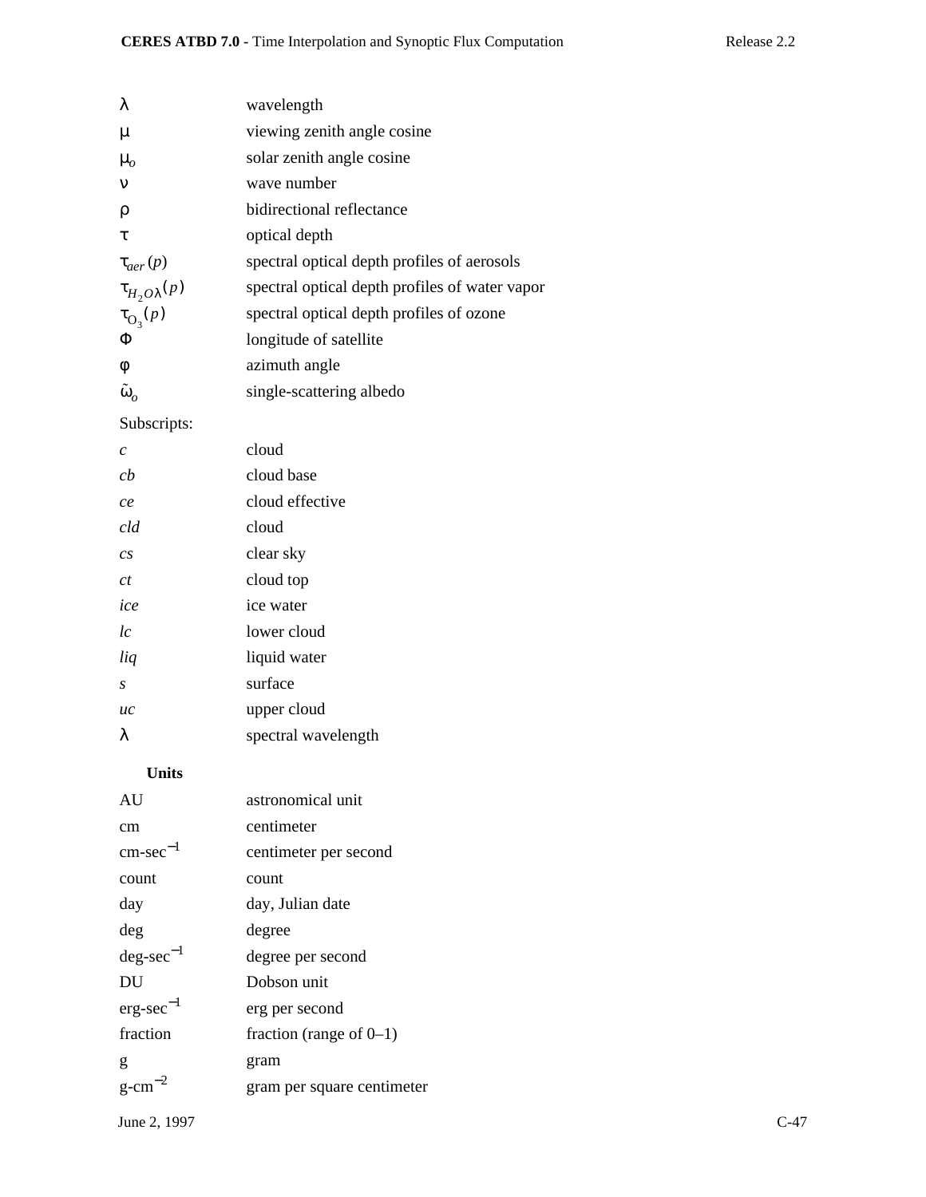| | |
|---|---|
| $\lambda$ | wavelength |
| $\mu$ | viewing zenith angle cosine |
| $\mu_o$ | solar zenith angle cosine |
| $\nu$ | wave number |
| $\rho$ | bidirectional reflectance |
| $\tau$ | optical depth |
| $\tau_{aer}(p)$ | spectral optical depth profiles of aerosols |
| $\tau_{H_2O\lambda}(p)$ | spectral optical depth profiles of water vapor |
| $\tau_{O_3}(p)$ | spectral optical depth profiles of ozone |
| $\Phi$ | longitude of satellite |
| $\phi$ | azimuth angle |
| $\tilde{\omega}_o$ | single-scattering albedo |

Subscripts:

| | |
|---|---|
| *c* | cloud |
| *cb* | cloud base |
| *ce* | cloud effective |
| *cld* | cloud |
| *cs* | clear sky |
| *ct* | cloud top |
| *ice* | ice water |
| *lc* | lower cloud |
| *liq* | liquid water |
| *s* | surface |
| *uc* | upper cloud |
| $\lambda$ | spectral wavelength |

**Units**

| | |
|---|---|
| AU | astronomical unit |
| cm | centimeter |
| cm-sec$^{-1}$ | centimeter per second |
| count | count |
| day | day, Julian date |
| deg | degree |
| deg-sec$^{-1}$ | degree per second |
| DU | Dobson unit |
| erg-sec$^{-1}$ | erg per second |
| fraction | fraction (range of 0–1) |
| g | gram |
| g-cm$^{-2}$ | gram per square centimeter |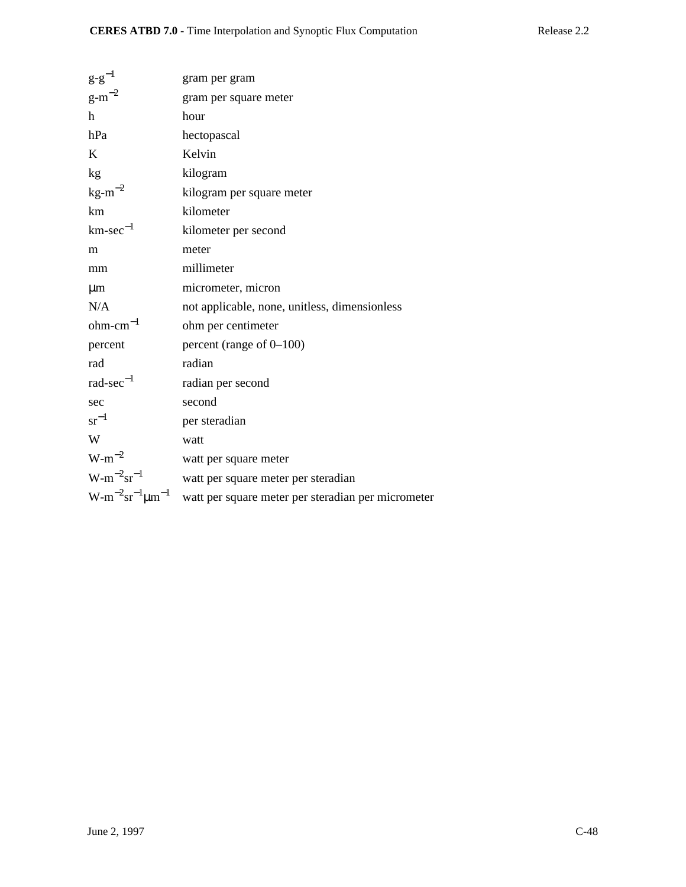| | |
|---|---|
| g-g$^{-1}$ | gram per gram |
| g-m$^{-2}$ | gram per square meter |
| h | hour |
| hPa | hectopascal |
| K | Kelvin |
| kg | kilogram |
| kg-m$^{-2}$ | kilogram per square meter |
| km | kilometer |
| km-sec$^{-1}$ | kilometer per second |
| m | meter |
| mm | millimeter |
| μm | micrometer, micron |
| N/A | not applicable, none, unitless, dimensionless |
| ohm-cm$^{-1}$ | ohm per centimeter |
| percent | percent (range of 0–100) |
| rad | radian |
| rad-sec$^{-1}$ | radian per second |
| sec | second |
| sr$^{-1}$ | per steradian |
| W | watt |
| W-m$^{-2}$ | watt per square meter |
| W-m$^{-2}$sr$^{-1}$ | watt per square meter per steradian |
| W-m$^{-2}$sr$^{-1}$μm$^{-1}$ | watt per square meter per steradian per micrometer |